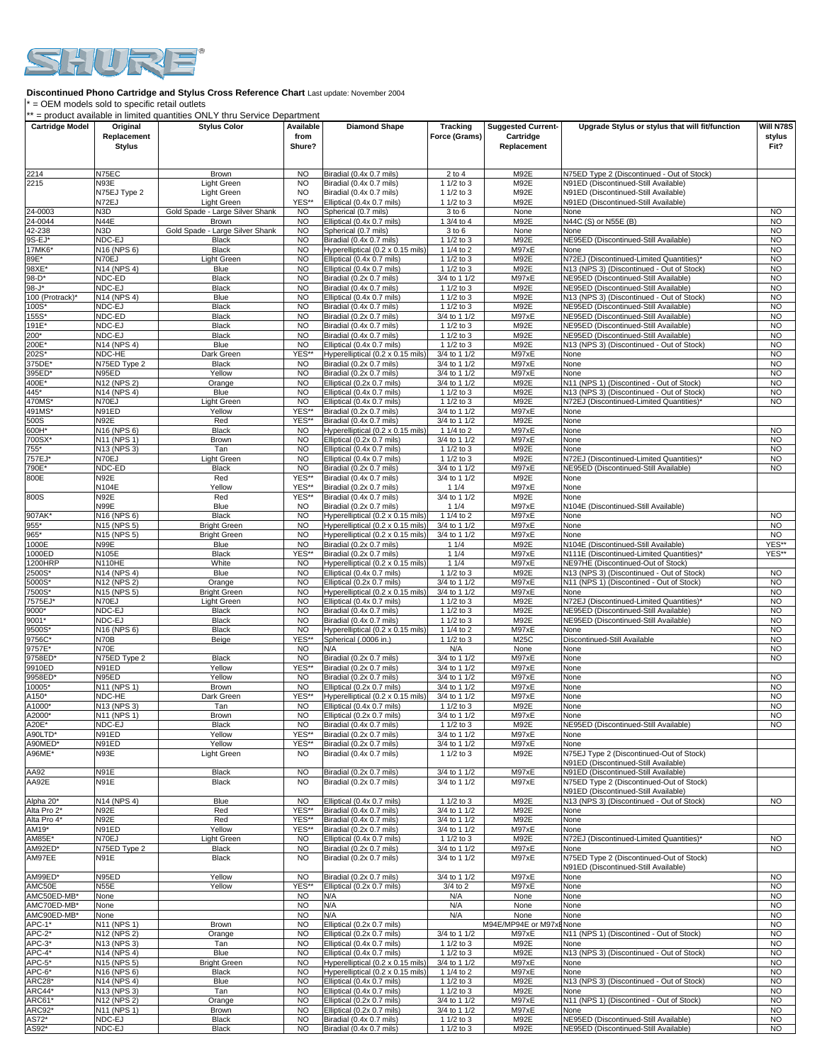SHURE®

**Discontinued Phono Cartridge and Stylus Cross Reference Chart** Last update: November 2004

\* = OEM models sold to specific retail outlets

\*\* = product available in limited quantities ONLY thru Service Department

| Cartridge Model | Original Replacement Stylus | Stylus Color | Available from Shure? | Diamond Shape | Tracking Force (Grams) | Suggested Current-Cartridge Replacement | Upgrade Stylus or stylus that will fit/function | Will N78S stylus Fit? |
|---|---|---|---|---|---|---|---|---|
| 2214 | N75EC | Brown | NO | Biradial (0.4x 0.7 mils) | 2 to 4 | M92E | N75ED Type 2 (Discontinued - Out of Stock) | |
| 2215 | N93E | Light Green | NO | Biradial (0.4x 0.7 mils) | 1 1/2 to 3 | M92E | N91ED (Discontinued-Still Available) | |
| | N75EJ Type 2 | Light Green | NO | Biradial (0.4x 0.7 mils) | 1 1/2 to 3 | M92E | N91ED (Discontinued-Still Available) | |
| | N72EJ | Light Green | YES** | Elliptical (0.4x 0.7 mils) | 1 1/2 to 3 | M92E | N91ED (Discontinued-Still Available) | |
| 24-0003 | N3D | Gold Spade - Large Silver Shank | NO | Spherical (0.7 mils) | 3 to 6 | None | None | NO |
| 24-0044 | N44E | Brown | NO | Elliptical (0.4x 0.7 mils) | 1 3/4 to 4 | M92E | N44C (S) or N55E (B) | NO |
| 42-238 | N3D | Gold Spade - Large Silver Shank | NO | Spherical (0.7 mils) | 3 to 6 | None | None | NO |
| 9S-EJ* | NDC-EJ | Black | NO | Biradial (0.4x 0.7 mils) | 1 1/2 to 3 | M92E | NE95ED (Discontinued-Still Available) | NO |
| 17MK6* | N16 (NPS 6) | Black | NO | Hyperelliptical (0.2 x 0.15 mils) | 1 1/4 to 2 | M97xE | None | NO |
| 89E* | N70EJ | Light Green | NO | Elliptical (0.4x 0.7 mils) | 1 1/2 to 3 | M92E | N72EJ (Discontinued-Limited Quantities)* | NO |
| 98XE* | N14 (NPS 4) | Blue | NO | Elliptical (0.4x 0.7 mils) | 1 1/2 to 3 | M92E | N13 (NPS 3) (Discontinued - Out of Stock) | NO |
| 98-D* | NDC-ED | Black | NO | Biradial (0.2x 0.7 mils) | 3/4 to 1 1/2 | M97xE | NE95ED (Discontinued-Still Available) | NO |
| 98-J* | NDC-EJ | Black | NO | Biradial (0.4x 0.7 mils) | 1 1/2 to 3 | M92E | NE95ED (Discontinued-Still Available) | NO |
| 100 (Protrack)* | N14 (NPS 4) | Blue | NO | Elliptical (0.4x 0.7 mils) | 1 1/2 to 3 | M92E | N13 (NPS 3) (Discontinued - Out of Stock) | NO |
| 100S* | NDC-EJ | Black | NO | Biradial (0.4x 0.7 mils) | 1 1/2 to 3 | M92E | NE95ED (Discontinued-Still Available) | NO |
| 155S* | NDC-ED | Black | NO | Biradial (0.2x 0.7 mils) | 3/4 to 1 1/2 | M97xE | NE95ED (Discontinued-Still Available) | NO |
| 191E* | NDC-EJ | Black | NO | Biradial (0.4x 0.7 mils) | 1 1/2 to 3 | M92E | NE95ED (Discontinued-Still Available) | NO |
| 200* | NDC-EJ | Black | NO | Biradial (0.4x 0.7 mils) | 1 1/2 to 3 | M92E | NE95ED (Discontinued-Still Available) | NO |
| 200E* | N14 (NPS 4) | Blue | NO | Elliptical (0.4x 0.7 mils) | 1 1/2 to 3 | M92E | N13 (NPS 3) (Discontinued - Out of Stock) | NO |
| 202S* | NDC-HE | Dark Green | YES** | Hyperelliptical (0.2 x 0.15 mils) | 3/4 to 1 1/2 | M97xE | None | NO |
| 375DE* | N75ED Type 2 | Black | NO | Biradial (0.2x 0.7 mils) | 3/4 to 1 1/2 | M97xE | None | NO |
| 395ED* | N95ED | Yellow | NO | Biradial (0.2x 0.7 mils) | 3/4 to 1 1/2 | M97xE | None | NO |
| 400E* | N12 (NPS 2) | Orange | NO | Elliptical (0.2x 0.7 mils) | 3/4 to 1 1/2 | M92E | N11 (NPS 1) (Discontined - Out of Stock) | NO |
| 445* | N14 (NPS 4) | Blue | NO | Elliptical (0.4x 0.7 mils) | 1 1/2 to 3 | M92E | N13 (NPS 3) (Discontinued - Out of Stock) | NO |
| 470MS* | N70EJ | Light Green | NO | Elliptical (0.4x 0.7 mils) | 1 1/2 to 3 | M92E | N72EJ (Discontinued-Limited Quantities)* | NO |
| 491MS* | N91ED | Yellow | YES** | Biradial (0.2x 0.7 mils) | 3/4 to 1 1/2 | M97xE | None | |
| 500S | N92E | Red | YES** | Biradial (0.4x 0.7 mils) | 3/4 to 1 1/2 | M92E | None | |
| 600H* | N16 (NPS 6) | Black | NO | Hyperelliptical (0.2 x 0.15 mils) | 1 1/4 to 2 | M97xE | None | NO |
| 700SX* | N11 (NPS 1) | Brown | NO | Elliptical (0.2x 0.7 mils) | 3/4 to 1 1/2 | M97xE | None | NO |
| 755* | N13 (NPS 3) | Tan | NO | Elliptical (0.4x 0.7 mils) | 1 1/2 to 3 | M92E | None | NO |
| 757EJ* | N70EJ | Light Green | NO | Elliptical (0.4x 0.7 mils) | 1 1/2 to 3 | M92E | N72EJ (Discontinued-Limited Quantities)* | NO |
| 790E* | NDC-ED | Black | NO | Biradial (0.2x 0.7 mils) | 3/4 to 1 1/2 | M97xE | NE95ED (Discontinued-Still Available) | NO |
| 800E | N92E | Red | YES** | Biradial (0.4x 0.7 mils) | 3/4 to 1 1/2 | M92E | None | |
| | N104E | Yellow | YES** | Biradial (0.2x 0.7 mils) | 1 1/4 | M97xE | None | |
| 800S | N92E | Red | YES** | Biradial (0.4x 0.7 mils) | 3/4 to 1 1/2 | M92E | None | |
| | N99E | Blue | NO | Biradial (0.2x 0.7 mils) | 1 1/4 | M97xE | N104E (Discontinued-Still Available) | |
| 907AK* | N16 (NPS 6) | Black | NO | Hyperelliptical (0.2 x 0.15 mils) | 1 1/4 to 2 | M97xE | None | NO |
| 955* | N15 (NPS 5) | Bright Green | NO | Hyperelliptical (0.2 x 0.15 mils) | 3/4 to 1 1/2 | M97xE | None | NO |
| 965* | N15 (NPS 5) | Bright Green | NO | Hyperelliptical (0.2 x 0.15 mils) | 3/4 to 1 1/2 | M97xE | None | NO |
| 1000E | N99E | Blue | NO | Biradial (0.2x 0.7 mils) | 1 1/4 | M92E | N104E (Discontinued-Still Available) | YES** |
| 1000ED | N105E | Black | YES** | Biradial (0.2x 0.7 mils) | 1 1/4 | M97xE | N111E (Discontinued-Limited Quantities)* | YES** |
| 1200HRP | N110HE | White | NO | Hyperelliptical (0.2 x 0.15 mils) | 1 1/4 | M97xE | NE97HE (Discontinued-Out of Stock) | |
| 2500S* | N14 (NPS 4) | Blue | NO | Elliptical (0.4x 0.7 mils) | 1 1/2 to 3 | M92E | N13 (NPS 3) (Discontinued - Out of Stock) | NO |
| 5000S* | N12 (NPS 2) | Orange | NO | Elliptical (0.2x 0.7 mils) | 3/4 to 1 1/2 | M97xE | N11 (NPS 1) (Discontined - Out of Stock) | NO |
| 7500S* | N15 (NPS 5) | Bright Green | NO | Hyperelliptical (0.2 x 0.15 mils) | 3/4 to 1 1/2 | M97xE | None | NO |
| 7575EJ* | N70EJ | Light Green | NO | Elliptical (0.4x 0.7 mils) | 1 1/2 to 3 | M92E | N72EJ (Discontinued-Limited Quantities)* | NO |
| 9000* | NDC-EJ | Black | NO | Biradial (0.4x 0.7 mils) | 1 1/2 to 3 | M92E | NE95ED (Discontinued-Still Available) | NO |
| 9001* | NDC-EJ | Black | NO | Biradial (0.4x 0.7 mils) | 1 1/2 to 3 | M92E | NE95ED (Discontinued-Still Available) | NO |
| 9500S* | N16 (NPS 6) | Black | NO | Hyperelliptical (0.2 x 0.15 mils) | 1 1/4 to 2 | M97xE | None | NO |
| 9756C* | N70B | Beige | YES** | Spherical (.0006 in.) | 1 1/2 to 3 | M25C | Discontinued-Still Available | NO |
| 9757E* | N70E | | NO | N/A | N/A | None | None | NO |
| 9758ED* | N75ED Type 2 | Black | NO | Biradial (0.2x 0.7 mils) | 3/4 to 1 1/2 | M97xE | None | NO |
| 9910ED | N91ED | Yellow | YES** | Biradial (0.2x 0.7 mils) | 3/4 to 1 1/2 | M97xE | None | |
| 9958ED* | N95ED | Yellow | NO | Biradial (0.2x 0.7 mils) | 3/4 to 1 1/2 | M97xE | None | NO |
| 10005* | N11 (NPS 1) | Brown | NO | Elliptical (0.2x 0.7 mils) | 3/4 to 1 1/2 | M97xE | None | NO |
| A150* | NDC-HE | Dark Green | YES** | Hyperelliptical (0.2 x 0.15 mils) | 3/4 to 1 1/2 | M97xE | None | NO |
| A1000* | N13 (NPS 3) | Tan | NO | Elliptical (0.4x 0.7 mils) | 1 1/2 to 3 | M92E | None | NO |
| A2000* | N11 (NPS 1) | Brown | NO | Elliptical (0.2x 0.7 mils) | 3/4 to 1 1/2 | M97xE | None | NO |
| A20E* | NDC-EJ | Black | NO | Biradial (0.4x 0.7 mils) | 1 1/2 to 3 | M92E | NE95ED (Discontinued-Still Available) | NO |
| A90LTD* | N91ED | Yellow | YES** | Biradial (0.2x 0.7 mils) | 3/4 to 1 1/2 | M97xE | None | |
| A90MED* | N91ED | Yellow | YES** | Biradial (0.2x 0.7 mils) | 3/4 to 1 1/2 | M97xE | None | |
| A96ME* | N93E | Light Green | NO | Biradial (0.4x 0.7 mils) | 1 1/2 to 3 | M92E | N75EJ Type 2 (Discontinued-Out of Stock) N91ED (Discontinued-Still Available) | |
| AA92 | N91E | Black | NO | Biradial (0.2x 0.7 mils) | 3/4 to 1 1/2 | M97xE | N91ED (Discontinued-Still Available) | |
| AA92E | N91E | Black | NO | Biradial (0.2x 0.7 mils) | 3/4 to 1 1/2 | M97xE | N75ED Type 2 (Discontinued-Out of Stock) N91ED (Discontinued-Still Available) | |
| Alpha 20* | N14 (NPS 4) | Blue | NO | Elliptical (0.4x 0.7 mils) | 1 1/2 to 3 | M92E | N13 (NPS 3) (Discontinued - Out of Stock) | NO |
| Alta Pro 2* | N92E | Red | YES** | Biradial (0.4x 0.7 mils) | 3/4 to 1 1/2 | M92E | None | |
| Alta Pro 4* | N92E | Red | YES** | Biradial (0.4x 0.7 mils) | 3/4 to 1 1/2 | M92E | None | |
| AM19* | N91ED | Yellow | YES** | Biradial (0.2x 0.7 mils) | 3/4 to 1 1/2 | M97xE | None | |
| AM85E* | N70EJ | Light Green | NO | Elliptical (0.4x 0.7 mils) | 1 1/2 to 3 | M92E | N72EJ (Discontinued-Limited Quantities)* | NO |
| AM92ED* | N75ED Type 2 | Black | NO | Biradial (0.2x 0.7 mils) | 3/4 to 1 1/2 | M97xE | None | NO |
| AM97EE | N91E | Black | NO | Biradial (0.2x 0.7 mils) | 3/4 to 1 1/2 | M97xE | N75ED Type 2 (Discontinued-Out of Stock) N91ED (Discontinued-Still Available) | |
| AM99ED* | N95ED | Yellow | NO | Biradial (0.2x 0.7 mils) | 3/4 to 1 1/2 | M97xE | None | NO |
| AMC50E | N55E | Yellow | YES** | Elliptical (0.2x 0.7 mils) | 3/4 to 2 | M97xE | None | NO |
| AMC50ED-MB* | None | | NO | N/A | N/A | None | None | NO |
| AMC70ED-MB* | None | | NO | N/A | N/A | None | None | NO |
| AMC90ED-MB* | None | | NO | N/A | N/A | None | None | NO |
| APC-1* | N11 (NPS 1) | Brown | NO | Elliptical (0.2x 0.7 mils) | | M94E/MP94E or M97xE | None | NO |
| APC-2* | N12 (NPS 2) | Orange | NO | Elliptical (0.2x 0.7 mils) | 3/4 to 1 1/2 | M97xE | N11 (NPS 1) (Discontined - Out of Stock) | NO |
| APC-3* | N13 (NPS 3) | Tan | NO | Elliptical (0.4x 0.7 mils) | 1 1/2 to 3 | M92E | None | NO |
| APC-4* | N14 (NPS 4) | Blue | NO | Elliptical (0.4x 0.7 mils) | 1 1/2 to 3 | M92E | N13 (NPS 3) (Discontinued - Out of Stock) | NO |
| APC-5* | N15 (NPS 5) | Bright Green | NO | Hyperelliptical (0.2 x 0.15 mils) | 3/4 to 1 1/2 | M97xE | None | NO |
| APC-6* | N16 (NPS 6) | Black | NO | Hyperelliptical (0.2 x 0.15 mils) | 1 1/4 to 2 | M97xE | None | NO |
| ARC28* | N14 (NPS 4) | Blue | NO | Elliptical (0.4x 0.7 mils) | 1 1/2 to 3 | M92E | N13 (NPS 3) (Discontinued - Out of Stock) | NO |
| ARC44* | N13 (NPS 3) | Tan | NO | Elliptical (0.4x 0.7 mils) | 1 1/2 to 3 | M92E | None | NO |
| ARC61* | N12 (NPS 2) | Orange | NO | Elliptical (0.2x 0.7 mils) | 3/4 to 1 1/2 | M97xE | N11 (NPS 1) (Discontined - Out of Stock) | NO |
| ARC92* | N11 (NPS 1) | Brown | NO | Elliptical (0.2x 0.7 mils) | 3/4 to 1 1/2 | M97xE | None | NO |
| AS72* | NDC-EJ | Black | NO | Biradial (0.4x 0.7 mils) | 1 1/2 to 3 | M92E | NE95ED (Discontinued-Still Available) | NO |
| AS92* | NDC-EJ | Black | NO | Biradial (0.4x 0.7 mils) | 1 1/2 to 3 | M92E | NE95ED (Discontinued-Still Available) | NO |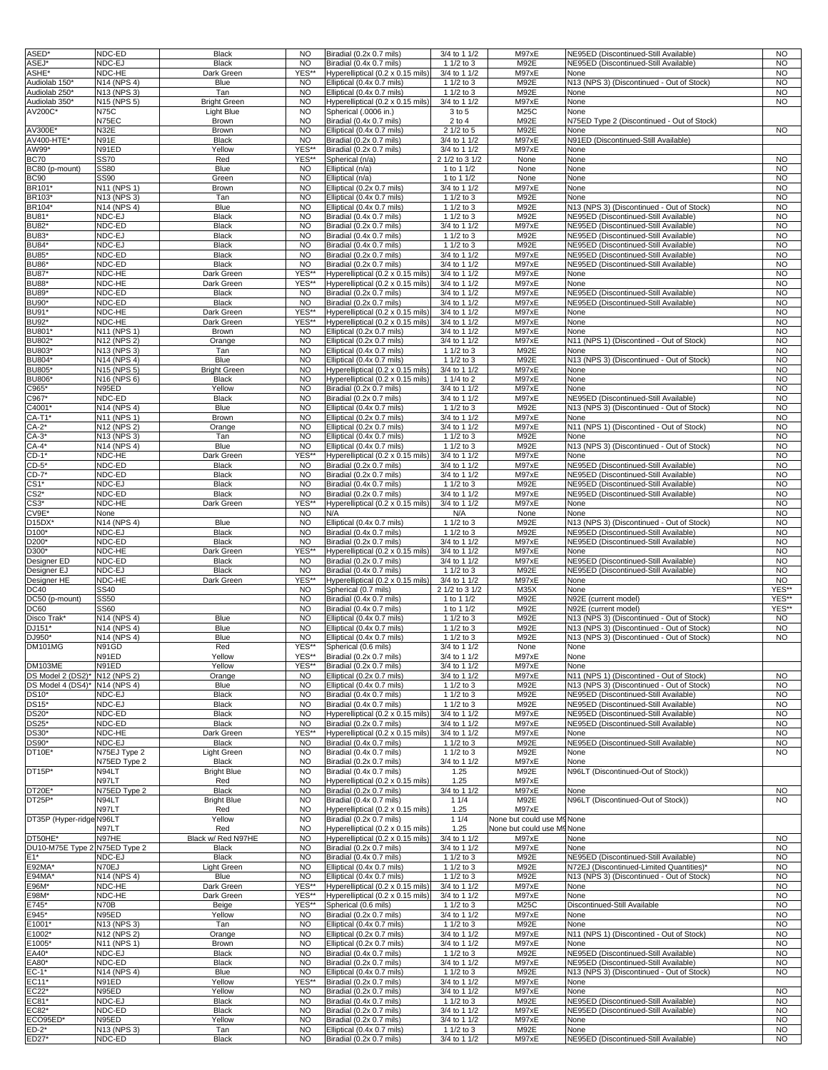| | | | | | | | | |
|---|---|---|---|---|---|---|---|---|
| ASED* | NDC-ED | Black | NO | Biradial (0.2x 0.7 mils) | 3/4 to 1 1/2 | M97xE | NE95ED (Discontinued-Still Available) | NO |
| ASEJ* | NDC-EJ | Black | NO | Biradial (0.4x 0.7 mils) | 1 1/2 to 3 | M92E | NE95ED (Discontinued-Still Available) | NO |
| ASHE* | NDC-HE | Dark Green | YES** | Hyperelliptical (0.2 x 0.15 mils) | 3/4 to 1 1/2 | M97xE | None | NO |
| Audiolab 150* | N14 (NPS 4) | Blue | NO | Elliptical (0.4x 0.7 mils) | 1 1/2 to 3 | M92E | N13 (NPS 3) (Discontinued - Out of Stock) | NO |
| Audiolab 250* | N13 (NPS 3) | Tan | NO | Elliptical (0.4x 0.7 mils) | 1 1/2 to 3 | M92E | None | NO |
| Audiolab 350* | N15 (NPS 5) | Bright Green | NO | Hyperelliptical (0.2 x 0.15 mils) | 3/4 to 1 1/2 | M97xE | None | NO |
| AV200C* | N75C | Light Blue | NO | Spherical (.0006 in.) | 3 to 5 | M25C | None | |
| | N75EC | Brown | NO | Biradial (0.4x 0.7 mils) | 2 to 4 | M92E | N75ED Type 2 (Discontinued - Out of Stock) | |
| AV300E* | N32E | Brown | NO | Elliptical (0.4x 0.7 mils) | 2 1/2 to 5 | M92E | None | NO |
| AV400-HTE* | N91E | Black | NO | Biradial (0.2x 0.7 mils) | 3/4 to 1 1/2 | M97xE | N91ED (Discontinued-Still Available) | |
| AW99* | N91ED | Yellow | YES** | Biradial (0.2x 0.7 mils) | 3/4 to 1 1/2 | M97xE | None | |
| BC70 | SS70 | Red | YES** | Spherical (n/a) | 2 1/2 to 3 1/2 | None | None | NO |
| BC80 (p-mount) | SS80 | Blue | NO | Elliptical (n/a) | 1 to 1 1/2 | None | None | NO |
| BC90 | SS90 | Green | NO | Elliptical (n/a) | 1 to 1 1/2 | None | None | NO |
| BR101* | N11 (NPS 1) | Brown | NO | Elliptical (0.2x 0.7 mils) | 3/4 to 1 1/2 | M97xE | None | NO |
| BR103* | N13 (NPS 3) | Tan | NO | Elliptical (0.4x 0.7 mils) | 1 1/2 to 3 | M92E | None | NO |
| BR104* | N14 (NPS 4) | Blue | NO | Elliptical (0.4x 0.7 mils) | 1 1/2 to 3 | M92E | N13 (NPS 3) (Discontinued - Out of Stock) | NO |
| BU81* | NDC-EJ | Black | NO | Biradial (0.4x 0.7 mils) | 1 1/2 to 3 | M92E | NE95ED (Discontinued-Still Available) | NO |
| BU82* | NDC-ED | Black | NO | Biradial (0.2x 0.7 mils) | 3/4 to 1 1/2 | M97xE | NE95ED (Discontinued-Still Available) | NO |
| BU83* | NDC-EJ | Black | NO | Biradial (0.4x 0.7 mils) | 1 1/2 to 3 | M92E | NE95ED (Discontinued-Still Available) | NO |
| BU84* | NDC-EJ | Black | NO | Biradial (0.4x 0.7 mils) | 1 1/2 to 3 | M92E | NE95ED (Discontinued-Still Available) | NO |
| BU85* | NDC-ED | Black | NO | Biradial (0.2x 0.7 mils) | 3/4 to 1 1/2 | M97xE | NE95ED (Discontinued-Still Available) | NO |
| BU86* | NDC-ED | Black | NO | Biradial (0.2x 0.7 mils) | 3/4 to 1 1/2 | M97xE | NE95ED (Discontinued-Still Available) | NO |
| BU87* | NDC-HE | Dark Green | YES** | Hyperelliptical (0.2 x 0.15 mils) | 3/4 to 1 1/2 | M97xE | None | NO |
| BU88* | NDC-HE | Dark Green | YES** | Hyperelliptical (0.2 x 0.15 mils) | 3/4 to 1 1/2 | M97xE | None | NO |
| BU89* | NDC-ED | Black | NO | Biradial (0.2x 0.7 mils) | 3/4 to 1 1/2 | M97xE | NE95ED (Discontinued-Still Available) | NO |
| BU90* | NDC-ED | Black | NO | Biradial (0.2x 0.7 mils) | 3/4 to 1 1/2 | M97xE | NE95ED (Discontinued-Still Available) | NO |
| BU91* | NDC-HE | Dark Green | YES** | Hyperelliptical (0.2 x 0.15 mils) | 3/4 to 1 1/2 | M97xE | None | NO |
| BU92* | NDC-HE | Dark Green | YES** | Hyperelliptical (0.2 x 0.15 mils) | 3/4 to 1 1/2 | M97xE | None | NO |
| BU801* | N11 (NPS 1) | Brown | NO | Elliptical (0.2x 0.7 mils) | 3/4 to 1 1/2 | M97xE | None | NO |
| BU802* | N12 (NPS 2) | Orange | NO | Elliptical (0.2x 0.7 mils) | 3/4 to 1 1/2 | M97xE | N11 (NPS 1) (Discontined - Out of Stock) | NO |
| BU803* | N13 (NPS 3) | Tan | NO | Elliptical (0.4x 0.7 mils) | 1 1/2 to 3 | M92E | None | NO |
| BU804* | N14 (NPS 4) | Blue | NO | Elliptical (0.4x 0.7 mils) | 1 1/2 to 3 | M92E | N13 (NPS 3) (Discontinued - Out of Stock) | NO |
| BU805* | N15 (NPS 5) | Bright Green | NO | Hyperelliptical (0.2 x 0.15 mils) | 3/4 to 1 1/2 | M97xE | None | NO |
| BU806* | N16 (NPS 6) | Black | NO | Hyperelliptical (0.2 x 0.15 mils) | 1 1/4 to 2 | M97xE | None | NO |
| C965* | N95ED | Yellow | NO | Biradial (0.2x 0.7 mils) | 3/4 to 1 1/2 | M97xE | None | NO |
| C967* | NDC-ED | Black | NO | Biradial (0.2x 0.7 mils) | 3/4 to 1 1/2 | M97xE | NE95ED (Discontinued-Still Available) | NO |
| C4001* | N14 (NPS 4) | Blue | NO | Elliptical (0.4x 0.7 mils) | 1 1/2 to 3 | M92E | N13 (NPS 3) (Discontinued - Out of Stock) | NO |
| CA-T1* | N11 (NPS 1) | Brown | NO | Elliptical (0.2x 0.7 mils) | 3/4 to 1 1/2 | M97xE | None | NO |
| CA-2* | N12 (NPS 2) | Orange | NO | Elliptical (0.2x 0.7 mils) | 3/4 to 1 1/2 | M97xE | N11 (NPS 1) (Discontined - Out of Stock) | NO |
| CA-3* | N13 (NPS 3) | Tan | NO | Elliptical (0.4x 0.7 mils) | 1 1/2 to 3 | M92E | None | NO |
| CA-4* | N14 (NPS 4) | Blue | NO | Elliptical (0.4x 0.7 mils) | 1 1/2 to 3 | M92E | N13 (NPS 3) (Discontinued - Out of Stock) | NO |
| CD-1* | NDC-HE | Dark Green | YES** | Hyperelliptical (0.2 x 0.15 mils) | 3/4 to 1 1/2 | M97xE | None | NO |
| CD-5* | NDC-ED | Black | NO | Biradial (0.2x 0.7 mils) | 3/4 to 1 1/2 | M97xE | NE95ED (Discontinued-Still Available) | NO |
| CD-7* | NDC-ED | Black | NO | Biradial (0.2x 0.7 mils) | 3/4 to 1 1/2 | M97xE | NE95ED (Discontinued-Still Available) | NO |
| CS1* | NDC-EJ | Black | NO | Biradial (0.4x 0.7 mils) | 1 1/2 to 3 | M92E | NE95ED (Discontinued-Still Available) | NO |
| CS2* | NDC-ED | Black | NO | Biradial (0.2x 0.7 mils) | 3/4 to 1 1/2 | M97xE | NE95ED (Discontinued-Still Available) | NO |
| CS3* | NDC-HE | Dark Green | YES** | Hyperelliptical (0.2 x 0.15 mils) | 3/4 to 1 1/2 | M97xE | None | NO |
| CV9E* | None | | NO | N/A | N/A | None | None | NO |
| D15DX* | N14 (NPS 4) | Blue | NO | Elliptical (0.4x 0.7 mils) | 1 1/2 to 3 | M92E | N13 (NPS 3) (Discontinued - Out of Stock) | NO |
| D100* | NDC-EJ | Black | NO | Biradial (0.4x 0.7 mils) | 1 1/2 to 3 | M92E | NE95ED (Discontinued-Still Available) | NO |
| D200* | NDC-ED | Black | NO | Biradial (0.2x 0.7 mils) | 3/4 to 1 1/2 | M97xE | NE95ED (Discontinued-Still Available) | NO |
| D300* | NDC-HE | Dark Green | YES** | Hyperelliptical (0.2 x 0.15 mils) | 3/4 to 1 1/2 | M97xE | None | NO |
| Designer ED | NDC-ED | Black | NO | Biradial (0.2x 0.7 mils) | 3/4 to 1 1/2 | M97xE | NE95ED (Discontinued-Still Available) | NO |
| Designer EJ | NDC-EJ | Black | NO | Biradial (0.4x 0.7 mils) | 1 1/2 to 3 | M92E | NE95ED (Discontinued-Still Available) | NO |
| Designer HE | NDC-HE | Dark Green | YES** | Hyperelliptical (0.2 x 0.15 mils) | 3/4 to 1 1/2 | M97xE | None | NO |
| DC40 | SS40 | | NO | Spherical (0.7 mils) | 2 1/2 to 3 1/2 | M35X | None | YES** |
| DC50 (p-mount) | SS50 | | NO | Biradial (0.4x 0.7 mils) | 1 to 1 1/2 | M92E | N92E (current model) | YES** |
| DC60 | SS60 | | NO | Biradial (0.4x 0.7 mils) | 1 to 1 1/2 | M92E | N92E (current model) | YES** |
| Disco Trak* | N14 (NPS 4) | Blue | NO | Elliptical (0.4x 0.7 mils) | 1 1/2 to 3 | M92E | N13 (NPS 3) (Discontinued - Out of Stock) | NO |
| DJ151* | N14 (NPS 4) | Blue | NO | Elliptical (0.4x 0.7 mils) | 1 1/2 to 3 | M92E | N13 (NPS 3) (Discontinued - Out of Stock) | NO |
| DJ950* | N14 (NPS 4) | Blue | NO | Elliptical (0.4x 0.7 mils) | 1 1/2 to 3 | M92E | N13 (NPS 3) (Discontinued - Out of Stock) | NO |
| DM101MG | N91GD | Red | YES** | Spherical (0.6 mils) | 3/4 to 1 1/2 | None | None | |
| | N91ED | Yellow | YES** | Biradial (0.2x 0.7 mils) | 3/4 to 1 1/2 | M97xE | None | |
| DM103ME | N91ED | Yellow | YES** | Biradial (0.2x 0.7 mils) | 3/4 to 1 1/2 | M97xE | None | |
| DS Model 2 (DS2)* | N12 (NPS 2) | Orange | NO | Elliptical (0.2x 0.7 mils) | 3/4 to 1 1/2 | M97xE | N11 (NPS 1) (Discontined - Out of Stock) | NO |
| DS Model 4 (DS4)* | N14 (NPS 4) | Blue | NO | Elliptical (0.4x 0.7 mils) | 1 1/2 to 3 | M92E | N13 (NPS 3) (Discontinued - Out of Stock) | NO |
| DS10* | NDC-EJ | Black | NO | Biradial (0.4x 0.7 mils) | 1 1/2 to 3 | M92E | NE95ED (Discontinued-Still Available) | NO |
| DS15* | NDC-EJ | Black | NO | Biradial (0.4x 0.7 mils) | 1 1/2 to 3 | M92E | NE95ED (Discontinued-Still Available) | NO |
| DS20* | NDC-ED | Black | NO | Hyperelliptical (0.2 x 0.15 mils) | 3/4 to 1 1/2 | M97xE | NE95ED (Discontinued-Still Available) | NO |
| DS25* | NDC-ED | Black | NO | Biradial (0.2x 0.7 mils) | 3/4 to 1 1/2 | M97xE | NE95ED (Discontinued-Still Available) | NO |
| DS30* | NDC-HE | Dark Green | YES** | Hyperelliptical (0.2 x 0.15 mils) | 3/4 to 1 1/2 | M97xE | None | NO |
| DS90* | NDC-EJ | Black | NO | Biradial (0.4x 0.7 mils) | 1 1/2 to 3 | M92E | NE95ED (Discontinued-Still Available) | NO |
| DT10E* | N75EJ Type 2 | Light Green | NO | Biradial (0.4x 0.7 mils) | 1 1/2 to 3 | M92E | None | NO |
| | N75ED Type 2 | Black | NO | Biradial (0.2x 0.7 mils) | 3/4 to 1 1/2 | M97xE | None | |
| DT15P* | N94LT | Bright Blue | NO | Biradial (0.4x 0.7 mils) | 1.25 | M92E | N96LT (Discontinued-Out of Stock)) | |
| | N97LT | Red | NO | Hyperelliptical (0.2 x 0.15 mils) | 1.25 | M97xE | | |
| DT20E* | N75ED Type 2 | Black | NO | Biradial (0.2x 0.7 mils) | 3/4 to 1 1/2 | M97xE | None | NO |
| DT25P* | N94LT | Bright Blue | NO | Biradial (0.4x 0.7 mils) | 1 1/4 | M92E | N96LT (Discontinued-Out of Stock)) | NO |
| | N97LT | Red | NO | Hyperelliptical (0.2 x 0.15 mils) | 1.25 | M97xE | | |
| DT35P (Hyper-ridge | N96LT | Yellow | NO | Biradial (0.2x 0.7 mils) | 1 1/4 | None but could use M9 | None | |
| | N97LT | Red | NO | Hyperelliptical (0.2 x 0.15 mils) | 1.25 | None but could use M9 | None | |
| DT50HE* | N97HE | Black w/ Red N97HE | NO | Hyperelliptical (0.2 x 0.15 mils) | 3/4 to 1 1/2 | M97xE | None | NO |
| DU10-M75E Type 2 | N75ED Type 2 | Black | NO | Biradial (0.2x 0.7 mils) | 3/4 to 1 1/2 | M97xE | None | NO |
| E1* | NDC-EJ | Black | NO | Biradial (0.4x 0.7 mils) | 1 1/2 to 3 | M92E | NE95ED (Discontinued-Still Available) | NO |
| E92MA* | N70EJ | Light Green | NO | Elliptical (0.4x 0.7 mils) | 1 1/2 to 3 | M92E | N72EJ (Discontinued-Limited Quantities)* | NO |
| E94MA* | N14 (NPS 4) | Blue | NO | Elliptical (0.4x 0.7 mils) | 1 1/2 to 3 | M92E | N13 (NPS 3) (Discontinued - Out of Stock) | NO |
| E96M* | NDC-HE | Dark Green | YES** | Hyperelliptical (0.2 x 0.15 mils) | 3/4 to 1 1/2 | M97xE | None | NO |
| E98M* | NDC-HE | Dark Green | YES** | Hyperelliptical (0.2 x 0.15 mils) | 3/4 to 1 1/2 | M97xE | None | NO |
| E745* | N70B | Beige | YES** | Spherical (0.6 mils) | 1 1/2 to 3 | M25C | Discontinued-Still Available | NO |
| E945* | N95ED | Yellow | NO | Biradial (0.2x 0.7 mils) | 3/4 to 1 1/2 | M97xE | None | NO |
| E1001* | N13 (NPS 3) | Tan | NO | Elliptical (0.4x 0.7 mils) | 1 1/2 to 3 | M92E | None | NO |
| E1002* | N12 (NPS 2) | Orange | NO | Elliptical (0.2x 0.7 mils) | 3/4 to 1 1/2 | M97xE | N11 (NPS 1) (Discontined - Out of Stock) | NO |
| E1005* | N11 (NPS 1) | Brown | NO | Elliptical (0.2x 0.7 mils) | 3/4 to 1 1/2 | M97xE | None | NO |
| EA40* | NDC-EJ | Black | NO | Biradial (0.4x 0.7 mils) | 1 1/2 to 3 | M92E | NE95ED (Discontinued-Still Available) | NO |
| EA80* | NDC-ED | Black | NO | Biradial (0.2x 0.7 mils) | 3/4 to 1 1/2 | M97xE | NE95ED (Discontinued-Still Available) | NO |
| EC-1* | N14 (NPS 4) | Blue | NO | Elliptical (0.4x 0.7 mils) | 1 1/2 to 3 | M92E | N13 (NPS 3) (Discontinued - Out of Stock) | NO |
| EC11* | N91ED | Yellow | YES** | Biradial (0.2x 0.7 mils) | 3/4 to 1 1/2 | M97xE | None | |
| EC22* | N95ED | Yellow | NO | Biradial (0.2x 0.7 mils) | 3/4 to 1 1/2 | M97xE | None | NO |
| EC81* | NDC-EJ | Black | NO | Biradial (0.4x 0.7 mils) | 1 1/2 to 3 | M92E | NE95ED (Discontinued-Still Available) | NO |
| EC82* | NDC-ED | Black | NO | Biradial (0.2x 0.7 mils) | 3/4 to 1 1/2 | M97xE | NE95ED (Discontinued-Still Available) | NO |
| ECO95ED* | N95ED | Yellow | NO | Biradial (0.2x 0.7 mils) | 3/4 to 1 1/2 | M97xE | None | NO |
| ED-2* | N13 (NPS 3) | Tan | NO | Elliptical (0.4x 0.7 mils) | 1 1/2 to 3 | M92E | None | NO |
| ED27* | NDC-ED | Black | NO | Biradial (0.2x 0.7 mils) | 3/4 to 1 1/2 | M97xE | NE95ED (Discontinued-Still Available) | NO |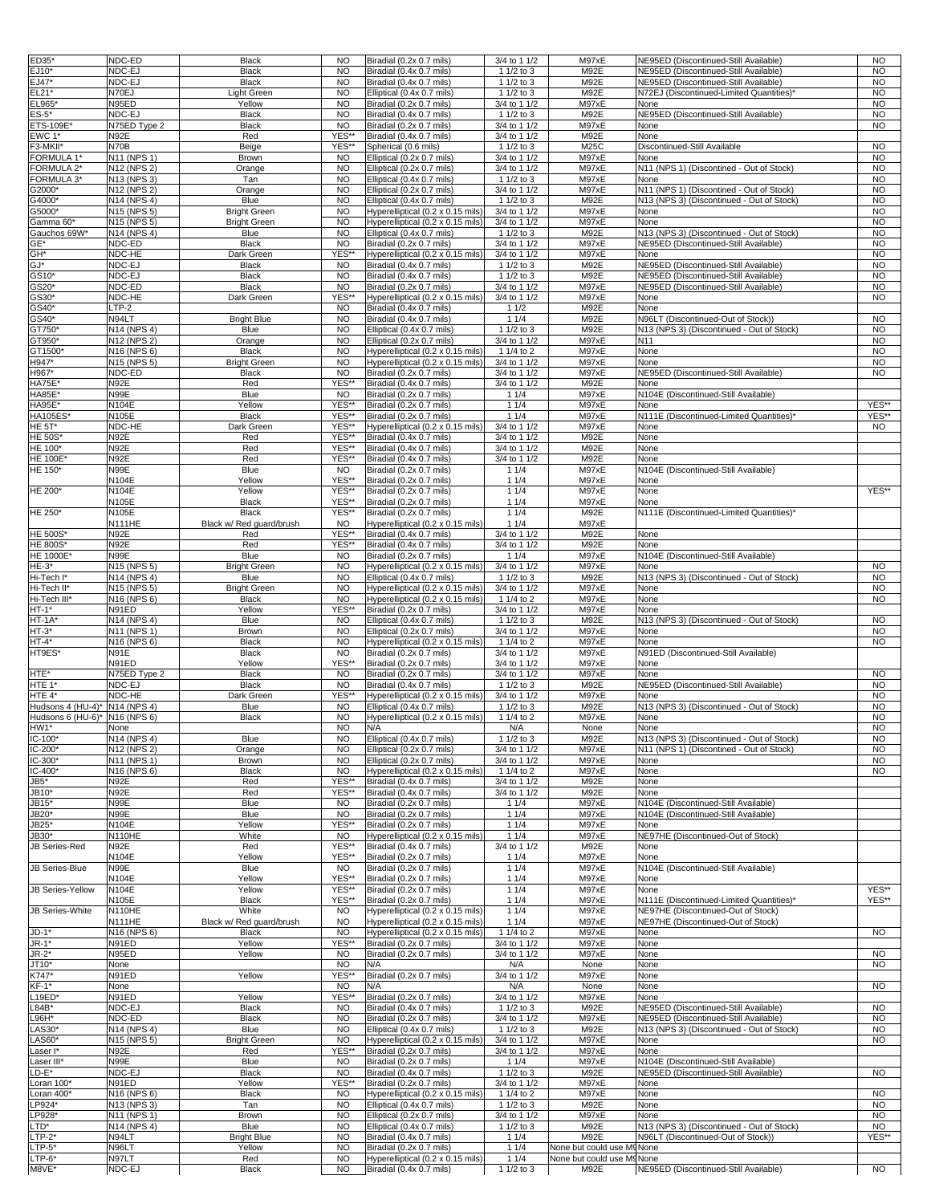| | | | | | | | | |
|---|---|---|---|---|---|---|---|---|
| ED35* | NDC-ED | Black | NO | Biradial (0.2x 0.7 mils) | 3/4 to 1 1/2 | M97xE | NE95ED (Discontinued-Still Available) | NO |
| EJ10* | NDC-EJ | Black | NO | Biradial (0.4x 0.7 mils) | 1 1/2 to 3 | M92E | NE95ED (Discontinued-Still Available) | NO |
| EJ47* | NDC-EJ | Black | NO | Biradial (0.4x 0.7 mils) | 1 1/2 to 3 | M92E | NE95ED (Discontinued-Still Available) | NO |
| EL21* | N70EJ | Light Green | NO | Elliptical (0.4x 0.7 mils) | 1 1/2 to 3 | M92E | N72EJ (Discontinued-Limited Quantities)* | NO |
| EL965* | N95ED | Yellow | NO | Biradial (0.2x 0.7 mils) | 3/4 to 1 1/2 | M97xE | None | NO |
| ES-5* | NDC-EJ | Black | NO | Biradial (0.4x 0.7 mils) | 1 1/2 to 3 | M92E | NE95ED (Discontinued-Still Available) | NO |
| ETS-109E* | N75ED Type 2 | Black | NO | Biradial (0.2x 0.7 mils) | 3/4 to 1 1/2 | M97xE | None | NO |
| EWC 1* | N92E | Red | YES** | Biradial (0.4x 0.7 mils) | 3/4 to 1 1/2 | M92E | None | |
| F3-MKII* | N70B | Beige | YES** | Spherical (0.6 mils) | 1 1/2 to 3 | M25C | Discontinued-Still Available | NO |
| FORMULA 1* | N11 (NPS 1) | Brown | NO | Elliptical (0.2x 0.7 mils) | 3/4 to 1 1/2 | M97xE | None | NO |
| FORMULA 2* | N12 (NPS 2) | Orange | NO | Elliptical (0.2x 0.7 mils) | 3/4 to 1 1/2 | M97xE | N11 (NPS 1) (Discontined - Out of Stock) | NO |
| FORMULA 3* | N13 (NPS 3) | Tan | NO | Elliptical (0.4x 0.7 mils) | 1 1/2 to 3 | M97xE | None | NO |
| G2000* | N12 (NPS 2) | Orange | NO | Elliptical (0.2x 0.7 mils) | 3/4 to 1 1/2 | M97xE | N11 (NPS 1) (Discontined - Out of Stock) | NO |
| G4000* | N14 (NPS 4) | Blue | NO | Elliptical (0.4x 0.7 mils) | 1 1/2 to 3 | M92E | N13 (NPS 3) (Discontinued - Out of Stock) | NO |
| G5000* | N15 (NPS 5) | Bright Green | NO | Hyperelliptical (0.2 x 0.15 mils) | 3/4 to 1 1/2 | M97xE | None | NO |
| Gamma 60* | N15 (NPS 5) | Bright Green | NO | Hyperelliptical (0.2 x 0.15 mils) | 3/4 to 1 1/2 | M97xE | None | NO |
| Gauchos 69W* | N14 (NPS 4) | Blue | NO | Elliptical (0.4x 0.7 mils) | 1 1/2 to 3 | M92E | N13 (NPS 3) (Discontinued - Out of Stock) | NO |
| GE* | NDC-ED | Black | NO | Biradial (0.2x 0.7 mils) | 3/4 to 1 1/2 | M97xE | NE95ED (Discontinued-Still Available) | NO |
| GH* | NDC-HE | Dark Green | YES** | Hyperelliptical (0.2 x 0.15 mils) | 3/4 to 1 1/2 | M97xE | None | NO |
| GJ* | NDC-EJ | Black | NO | Biradial (0.4x 0.7 mils) | 1 1/2 to 3 | M92E | NE95ED (Discontinued-Still Available) | NO |
| GS10* | NDC-EJ | Black | NO | Biradial (0.4x 0.7 mils) | 1 1/2 to 3 | M92E | NE95ED (Discontinued-Still Available) | NO |
| GS20* | NDC-ED | Black | NO | Biradial (0.2x 0.7 mils) | 3/4 to 1 1/2 | M97xE | NE95ED (Discontinued-Still Available) | NO |
| GS30* | NDC-HE | Dark Green | YES** | Hyperelliptical (0.2 x 0.15 mils) | 3/4 to 1 1/2 | M97xE | None | NO |
| GS40* | LTP-2 | | NO | Biradial (0.4x 0.7 mils) | 1 1/2 | M92E | None | |
| GS40* | N94LT | Bright Blue | NO | Biradial (0.4x 0.7 mils) | 1 1/4 | M92E | N96LT (Discontinued-Out of Stock)) | NO |
| GT750* | N14 (NPS 4) | Blue | NO | Elliptical (0.4x 0.7 mils) | 1 1/2 to 3 | M92E | N13 (NPS 3) (Discontinued - Out of Stock) | NO |
| GT950* | N12 (NPS 2) | Orange | NO | Elliptical (0.2x 0.7 mils) | 3/4 to 1 1/2 | M97xE | N11 | NO |
| GT1500* | N16 (NPS 6) | Black | NO | Hyperelliptical (0.2 x 0.15 mils) | 1 1/4 to 2 | M97xE | None | NO |
| H947* | N15 (NPS 5) | Bright Green | NO | Hyperelliptical (0.2 x 0.15 mils) | 3/4 to 1 1/2 | M97xE | None | NO |
| H967* | NDC-ED | Black | NO | Biradial (0.2x 0.7 mils) | 3/4 to 1 1/2 | M97xE | NE95ED (Discontinued-Still Available) | NO |
| HA75E* | N92E | Red | YES** | Biradial (0.4x 0.7 mils) | 3/4 to 1 1/2 | M92E | None | |
| HA85E* | N99E | Blue | NO | Biradial (0.2x 0.7 mils) | 1 1/4 | M97xE | N104E (Discontinued-Still Available) | |
| HA95E* | N104E | Yellow | YES** | Biradial (0.2x 0.7 mils) | 1 1/4 | M97xE | None | YES** |
| HA105ES* | N105E | Black | YES** | Biradial (0.2x 0.7 mils) | 1 1/4 | M97xE | N111E (Discontinued-Limited Quantities)* | YES** |
| HE 5T* | NDC-HE | Dark Green | YES** | Hyperelliptical (0.2 x 0.15 mils) | 3/4 to 1 1/2 | M97xE | None | NO |
| HE 50S* | N92E | Red | YES** | Biradial (0.4x 0.7 mils) | 3/4 to 1 1/2 | M92E | None | |
| HE 100* | N92E | Red | YES** | Biradial (0.4x 0.7 mils) | 3/4 to 1 1/2 | M92E | None | |
| HE 100E* | N92E | Red | YES** | Biradial (0.4x 0.7 mils) | 3/4 to 1 1/2 | M92E | None | |
| HE 150* | N99E | Blue | NO | Biradial (0.2x 0.7 mils) | 1 1/4 | M97xE | N104E (Discontinued-Still Available) | |
| | N104E | Yellow | YES** | Biradial (0.2x 0.7 mils) | 1 1/4 | M97xE | None | |
| HE 200* | N104E | Yellow | YES** | Biradial (0.2x 0.7 mils) | 1 1/4 | M97xE | None | YES** |
| | N105E | Black | YES** | Biradial (0.2x 0.7 mils) | 1 1/4 | M97xE | None | |
| HE 250* | N105E | Black | YES** | Biradial (0.2x 0.7 mils) | 1 1/4 | M92E | N111E (Discontinued-Limited Quantities)* | |
| | N111HE | Black w/ Red guard/brush | NO | Hyperelliptical (0.2 x 0.15 mils) | 1 1/4 | M97xE | | |
| HE 500S* | N92E | Red | YES** | Biradial (0.4x 0.7 mils) | 3/4 to 1 1/2 | M92E | None | |
| HE 800S* | N92E | Red | YES** | Biradial (0.4x 0.7 mils) | 3/4 to 1 1/2 | M92E | None | |
| HE 1000E* | N99E | Blue | NO | Biradial (0.2x 0.7 mils) | 1 1/4 | M97xE | N104E (Discontinued-Still Available) | |
| HE-3* | N15 (NPS 5) | Bright Green | NO | Hyperelliptical (0.2 x 0.15 mils) | 3/4 to 1 1/2 | M97xE | None | NO |
| Hi-Tech I* | N14 (NPS 4) | Blue | NO | Elliptical (0.4x 0.7 mils) | 1 1/2 to 3 | M92E | N13 (NPS 3) (Discontinued - Out of Stock) | NO |
| Hi-Tech II* | N15 (NPS 5) | Bright Green | NO | Hyperelliptical (0.2 x 0.15 mils) | 3/4 to 1 1/2 | M97xE | None | NO |
| Hi-Tech III* | N16 (NPS 6) | Black | NO | Hyperelliptical (0.2 x 0.15 mils) | 1 1/4 to 2 | M97xE | None | NO |
| HT-1* | N91ED | Yellow | YES** | Biradial (0.2x 0.7 mils) | 3/4 to 1 1/2 | M97xE | None | |
| HT-1A* | N14 (NPS 4) | Blue | NO | Elliptical (0.4x 0.7 mils) | 1 1/2 to 3 | M92E | N13 (NPS 3) (Discontinued - Out of Stock) | NO |
| HT-3* | N11 (NPS 1) | Brown | NO | Elliptical (0.2x 0.7 mils) | 3/4 to 1 1/2 | M97xE | None | NO |
| HT-4* | N16 (NPS 6) | Black | NO | Hyperelliptical (0.2 x 0.15 mils) | 1 1/4 to 2 | M97xE | None | NO |
| HT9ES* | N91E | Black | NO | Biradial (0.2x 0.7 mils) | 3/4 to 1 1/2 | M97xE | N91ED (Discontinued-Still Available) | |
| | N91ED | Yellow | YES** | Biradial (0.2x 0.7 mils) | 3/4 to 1 1/2 | M97xE | None | |
| HTE* | N75ED Type 2 | Black | NO | Biradial (0.2x 0.7 mils) | 3/4 to 1 1/2 | M97xE | None | NO |
| HTE 1* | NDC-EJ | Black | NO | Biradial (0.4x 0.7 mils) | 1 1/2 to 3 | M92E | NE95ED (Discontinued-Still Available) | NO |
| HTE 4* | NDC-HE | Dark Green | YES** | Hyperelliptical (0.2 x 0.15 mils) | 3/4 to 1 1/2 | M97xE | None | NO |
| Hudsons 4 (HU-4)* | N14 (NPS 4) | Blue | NO | Elliptical (0.4x 0.7 mils) | 1 1/2 to 3 | M92E | N13 (NPS 3) (Discontinued - Out of Stock) | NO |
| Hudsons 6 (HU-6)* | N16 (NPS 6) | Black | NO | Hyperelliptical (0.2 x 0.15 mils) | 1 1/4 to 2 | M97xE | None | NO |
| HW1* | None | | NO | N/A | N/A | None | None | NO |
| IC-100* | N14 (NPS 4) | Blue | NO | Elliptical (0.4x 0.7 mils) | 1 1/2 to 3 | M92E | N13 (NPS 3) (Discontinued - Out of Stock) | NO |
| IC-200* | N12 (NPS 2) | Orange | NO | Elliptical (0.2x 0.7 mils) | 3/4 to 1 1/2 | M97xE | N11 (NPS 1) (Discontined - Out of Stock) | NO |
| IC-300* | N11 (NPS 1) | Brown | NO | Elliptical (0.2x 0.7 mils) | 3/4 to 1 1/2 | M97xE | None | NO |
| IC-400* | N16 (NPS 6) | Black | NO | Hyperelliptical (0.2 x 0.15 mils) | 1 1/4 to 2 | M97xE | None | NO |
| JB5* | N92E | Red | YES** | Biradial (0.4x 0.7 mils) | 3/4 to 1 1/2 | M92E | None | |
| JB10* | N92E | Red | YES** | Biradial (0.4x 0.7 mils) | 3/4 to 1 1/2 | M92E | None | |
| JB15* | N99E | Blue | NO | Biradial (0.2x 0.7 mils) | 1 1/4 | M97xE | N104E (Discontinued-Still Available) | |
| JB20* | N99E | Blue | NO | Biradial (0.2x 0.7 mils) | 1 1/4 | M97xE | N104E (Discontinued-Still Available) | |
| JB25* | N104E | Yellow | YES** | Biradial (0.2x 0.7 mils) | 1 1/4 | M97xE | None | |
| JB30* | N110HE | White | NO | Hyperelliptical (0.2 x 0.15 mils) | 1 1/4 | M97xE | NE97HE (Discontinued-Out of Stock) | |
| JB Series-Red | N92E | Red | YES** | Biradial (0.4x 0.7 mils) | 3/4 to 1 1/2 | M92E | None | |
| | N104E | Yellow | YES** | Biradial (0.2x 0.7 mils) | 1 1/4 | M97xE | None | |
| JB Series-Blue | N99E | Blue | NO | Biradial (0.2x 0.7 mils) | 1 1/4 | M97xE | N104E (Discontinued-Still Available) | |
| | N104E | Yellow | YES** | Biradial (0.2x 0.7 mils) | 1 1/4 | M97xE | None | |
| JB Series-Yellow | N104E | Yellow | YES** | Biradial (0.2x 0.7 mils) | 1 1/4 | M97xE | None | YES** |
| | N105E | Black | YES** | Biradial (0.2x 0.7 mils) | 1 1/4 | M97xE | N111E (Discontinued-Limited Quantities)* | YES** |
| JB Series-White | N110HE | White | NO | Hyperelliptical (0.2 x 0.15 mils) | 1 1/4 | M97xE | NE97HE (Discontinued-Out of Stock) | |
| | N111HE | Black w/ Red guard/brush | NO | Hyperelliptical (0.2 x 0.15 mils) | 1 1/4 | M97xE | NE97HE (Discontinued-Out of Stock) | |
| JD-1* | N16 (NPS 6) | Black | NO | Hyperelliptical (0.2 x 0.15 mils) | 1 1/4 to 2 | M97xE | None | NO |
| JR-1* | N91ED | Yellow | YES** | Biradial (0.2x 0.7 mils) | 3/4 to 1 1/2 | M97xE | None | |
| JR-2* | N95ED | Yellow | NO | Biradial (0.2x 0.7 mils) | 3/4 to 1 1/2 | M97xE | None | NO |
| JT10* | None | | NO | N/A | N/A | None | None | NO |
| K747* | N91ED | Yellow | YES** | Biradial (0.2x 0.7 mils) | 3/4 to 1 1/2 | M97xE | None | |
| KF-1* | None | | NO | N/A | N/A | None | None | NO |
| L19ED* | N91ED | Yellow | YES** | Biradial (0.2x 0.7 mils) | 3/4 to 1 1/2 | M97xE | None | |
| L84B* | NDC-EJ | Black | NO | Biradial (0.4x 0.7 mils) | 1 1/2 to 3 | M92E | NE95ED (Discontinued-Still Available) | NO |
| L96H* | NDC-ED | Black | NO | Biradial (0.2x 0.7 mils) | 3/4 to 1 1/2 | M97xE | NE95ED (Discontinued-Still Available) | NO |
| LAS30* | N14 (NPS 4) | Blue | NO | Elliptical (0.4x 0.7 mils) | 1 1/2 to 3 | M92E | N13 (NPS 3) (Discontinued - Out of Stock) | NO |
| LAS60* | N15 (NPS 5) | Bright Green | NO | Hyperelliptical (0.2 x 0.15 mils) | 3/4 to 1 1/2 | M97xE | None | NO |
| Laser I* | N92E | Red | YES** | Biradial (0.2x 0.7 mils) | 3/4 to 1 1/2 | M97xE | None | |
| Laser III* | N99E | Blue | NO | Biradial (0.2x 0.7 mils) | 1 1/4 | M97xE | N104E (Discontinued-Still Available) | |
| LD-E* | NDC-EJ | Black | NO | Biradial (0.4x 0.7 mils) | 1 1/2 to 3 | M92E | NE95ED (Discontinued-Still Available) | NO |
| Loran 100* | N91ED | Yellow | YES** | Biradial (0.2x 0.7 mils) | 3/4 to 1 1/2 | M97xE | None | |
| Loran 400* | N16 (NPS 6) | Black | NO | Hyperelliptical (0.2 x 0.15 mils) | 1 1/4 to 2 | M97xE | None | NO |
| LP924* | N13 (NPS 3) | Tan | NO | Elliptical (0.4x 0.7 mils) | 1 1/2 to 3 | M92E | None | NO |
| LP928* | N11 (NPS 1) | Brown | NO | Elliptical (0.2x 0.7 mils) | 3/4 to 1 1/2 | M97xE | None | NO |
| LTD* | N14 (NPS 4) | Blue | NO | Elliptical (0.4x 0.7 mils) | 1 1/2 to 3 | M92E | N13 (NPS 3) (Discontinued - Out of Stock) | NO |
| LTP-2* | N94LT | Bright Blue | NO | Biradial (0.4x 0.7 mils) | 1 1/4 | M92E | N96LT (Discontinued-Out of Stock)) | YES** |
| LTP-5* | N96LT | Yellow | NO | Biradial (0.2x 0.7 mils) | 1 1/4 | None but could use M9 | None | |
| LTP-6* | N97LT | Red | NO | Hyperelliptical (0.2 x 0.15 mils) | 1 1/4 | None but could use M9 | None | |
| M8VE* | NDC-EJ | Black | NO | Biradial (0.4x 0.7 mils) | 1 1/2 to 3 | M92E | NE95ED (Discontinued-Still Available) | NO |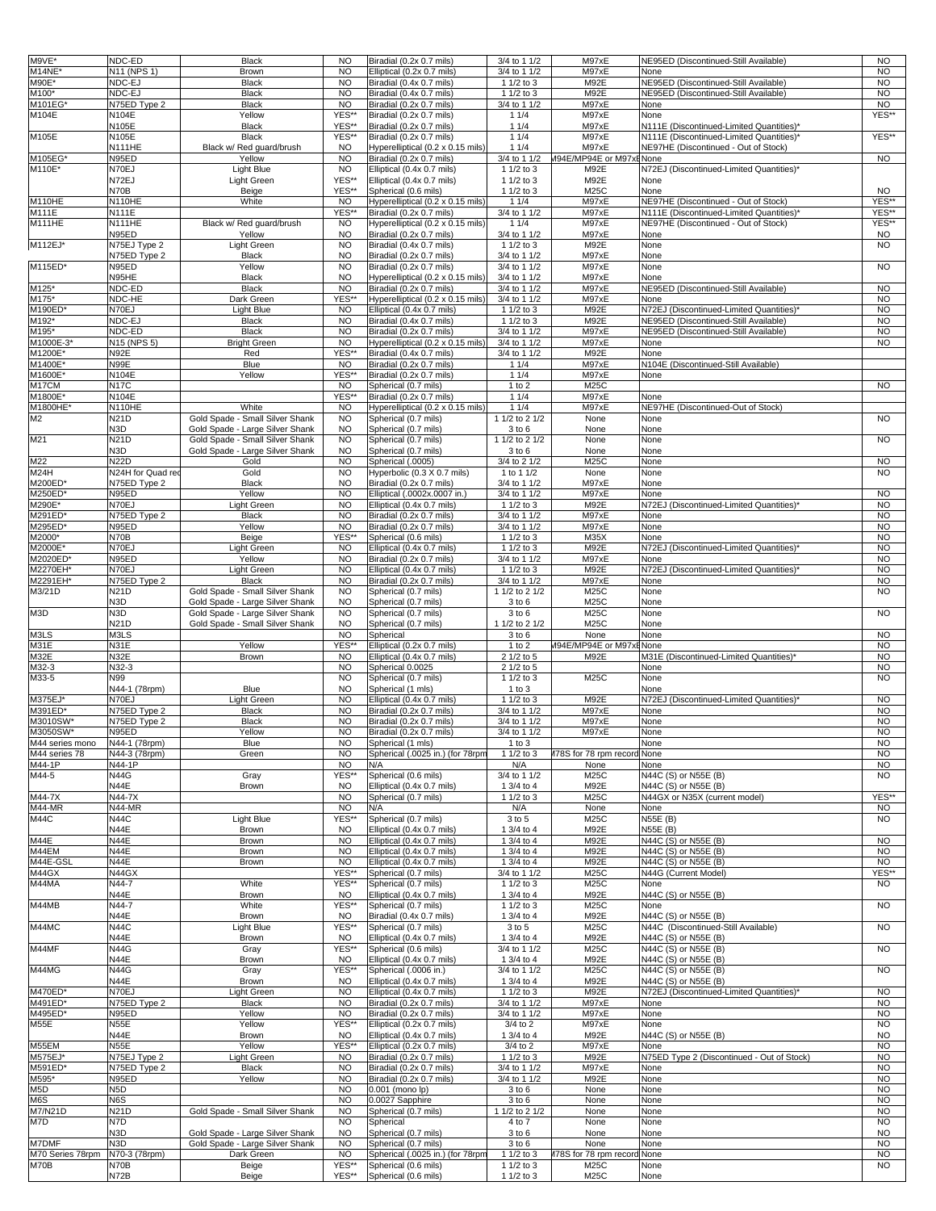| | | | | | | | | |
|---|---|---|---|---|---|---|---|---|
| M9VE* | NDC-ED | Black | NO | Biradial (0.2x 0.7 mils) | 3/4 to 1 1/2 | M97xE | NE95ED (Discontinued-Still Available) | NO |
| M14NE* | N11 (NPS 1) | Brown | NO | Elliptical (0.2x 0.7 mils) | 3/4 to 1 1/2 | M97xE | None | NO |
| M90E* | NDC-EJ | Black | NO | Biradial (0.4x 0.7 mils) | 1 1/2 to 3 | M92E | NE95ED (Discontinued-Still Available) | NO |
| M100* | NDC-EJ | Black | NO | Biradial (0.4x 0.7 mils) | 1 1/2 to 3 | M92E | NE95ED (Discontinued-Still Available) | NO |
| M101EG* | N75ED Type 2 | Black | NO | Biradial (0.2x 0.7 mils) | 3/4 to 1 1/2 | M97xE | None | NO |
| M104E | N104E | Yellow | YES** | Biradial (0.2x 0.7 mils) | 1 1/4 | M97xE | None | YES** |
| | N105E | Black | YES** | Biradial (0.2x 0.7 mils) | 1 1/4 | M97xE | N111E (Discontinued-Limited Quantities)* | |
| M105E | N105E | Black | YES** | Biradial (0.2x 0.7 mils) | 1 1/4 | M97xE | N111E (Discontinued-Limited Quantities)* | YES** |
| | N111HE | Black w/ Red guard/brush | NO | Hyperelliptical (0.2 x 0.15 mils) | 1 1/4 | M97xE | NE97HE (Discontinued - Out of Stock) | |
| M105EG* | N95ED | Yellow | NO | Biradial (0.2x 0.7 mils) | 3/4 to 1 1/2 | M94E/MP94E or M97xE | None | NO |
| M110E* | N70EJ | Light Blue | NO | Elliptical (0.4x 0.7 mils) | 1 1/2 to 3 | M92E | N72EJ (Discontinued-Limited Quantities)* | |
| | N72EJ | Light Green | YES** | Elliptical (0.4x 0.7 mils) | 1 1/2 to 3 | M92E | None | |
| | N70B | Beige | YES** | Spherical (0.6 mils) | 1 1/2 to 3 | M25C | None | NO |
| M110HE | N110HE | White | NO | Hyperelliptical (0.2 x 0.15 mils) | 1 1/4 | M97xE | NE97HE (Discontinued - Out of Stock) | YES** |
| M111E | N111E | | YES** | Biradial (0.2x 0.7 mils) | 3/4 to 1 1/2 | M97xE | N111E (Discontinued-Limited Quantities)* | YES** |
| M111HE | N111HE | Black w/ Red guard/brush | NO | Hyperelliptical (0.2 x 0.15 mils) | 1 1/4 | M97xE | NE97HE (Discontinued - Out of Stock) | YES** |
| | N95ED | Yellow | NO | Biradial (0.2x 0.7 mils) | 3/4 to 1 1/2 | M97xE | None | NO |
| M112EJ* | N75EJ Type 2 | Light Green | NO | Biradial (0.4x 0.7 mils) | 1 1/2 to 3 | M92E | None | NO |
| | N75ED Type 2 | Black | NO | Biradial (0.2x 0.7 mils) | 3/4 to 1 1/2 | M97xE | None | |
| M115ED* | N95ED | Yellow | NO | Biradial (0.2x 0.7 mils) | 3/4 to 1 1/2 | M97xE | None | NO |
| | N95HE | Black | NO | Hyperelliptical (0.2 x 0.15 mils) | 3/4 to 1 1/2 | M97xE | None | |
| M125* | NDC-ED | Black | NO | Biradial (0.2x 0.7 mils) | 3/4 to 1 1/2 | M97xE | NE95ED (Discontinued-Still Available) | NO |
| M175* | NDC-HE | Dark Green | YES** | Hyperelliptical (0.2 x 0.15 mils) | 3/4 to 1 1/2 | M97xE | None | NO |
| M190ED* | N70EJ | Light Blue | NO | Elliptical (0.4x 0.7 mils) | 1 1/2 to 3 | M92E | N72EJ (Discontinued-Limited Quantities)* | NO |
| M192* | NDC-EJ | Black | NO | Biradial (0.4x 0.7 mils) | 1 1/2 to 3 | M92E | NE95ED (Discontinued-Still Available) | NO |
| M195* | NDC-ED | Black | NO | Biradial (0.2x 0.7 mils) | 3/4 to 1 1/2 | M97xE | NE95ED (Discontinued-Still Available) | NO |
| M1000E-3* | N15 (NPS 5) | Bright Green | NO | Hyperelliptical (0.2 x 0.15 mils) | 3/4 to 1 1/2 | M97xE | None | NO |
| M1200E* | N92E | Red | YES** | Biradial (0.4x 0.7 mils) | 3/4 to 1 1/2 | M92E | None | |
| M1400E* | N99E | Blue | NO | Biradial (0.2x 0.7 mils) | 1 1/4 | M97xE | N104E (Discontinued-Still Available) | |
| M1600E* | N104E | Yellow | YES** | Biradial (0.2x 0.7 mils) | 1 1/4 | M97xE | None | |
| M17CM | N17C | | NO | Spherical (0.7 mils) | 1 to 2 | M25C | | NO |
| M1800E* | N104E | | YES** | Biradial (0.2x 0.7 mils) | 1 1/4 | M97xE | None | |
| M1800HE* | N110HE | White | NO | Hyperelliptical (0.2 x 0.15 mils) | 1 1/4 | M97xE | NE97HE (Discontinued-Out of Stock) | |
| M2 | N21D | Gold Spade - Small Silver Shank | NO | Spherical (0.7 mils) | 1 1/2 to 2 1/2 | None | None | NO |
| | N3D | Gold Spade - Large Silver Shank | NO | Spherical (0.7 mils) | 3 to 6 | None | None | |
| M21 | N21D | Gold Spade - Small Silver Shank | NO | Spherical (0.7 mils) | 1 1/2 to 2 1/2 | None | None | NO |
| | N3D | Gold Spade - Large Silver Shank | NO | Spherical (0.7 mils) | 3 to 6 | None | None | |
| M22 | N22D | Gold | NO | Spherical (.0005) | 3/4 to 2 1/2 | M25C | None | NO |
| M24H | N24H for Quad rec | Gold | NO | Hyperbolic (0.3 X 0.7 mils) | 1 to 1 1/2 | None | None | NO |
| M200ED* | N75ED Type 2 | Black | NO | Biradial (0.2x 0.7 mils) | 3/4 to 1 1/2 | M97xE | None | |
| M250ED* | N95ED | Yellow | NO | Elliptical (.0002x.0007 in.) | 3/4 to 1 1/2 | M97xE | None | NO |
| M290E* | N70EJ | Light Green | NO | Elliptical (0.4x 0.7 mils) | 1 1/2 to 3 | M92E | N72EJ (Discontinued-Limited Quantities)* | NO |
| M291ED* | N75ED Type 2 | Black | NO | Biradial (0.2x 0.7 mils) | 3/4 to 1 1/2 | M97xE | None | NO |
| M295ED* | N95ED | Yellow | NO | Biradial (0.2x 0.7 mils) | 3/4 to 1 1/2 | M97xE | None | NO |
| M2000* | N70B | Beige | YES** | Spherical (0.6 mils) | 1 1/2 to 3 | M35X | None | NO |
| M2000E* | N70EJ | Light Green | NO | Elliptical (0.4x 0.7 mils) | 1 1/2 to 3 | M92E | N72EJ (Discontinued-Limited Quantities)* | NO |
| M2020ED* | N95ED | Yellow | NO | Biradial (0.2x 0.7 mils) | 3/4 to 1 1/2 | M97xE | None | NO |
| M2270EH* | N70EJ | Light Green | NO | Elliptical (0.4x 0.7 mils) | 1 1/2 to 3 | M92E | N72EJ (Discontinued-Limited Quantities)* | NO |
| M2291EH* | N75ED Type 2 | Black | NO | Biradial (0.2x 0.7 mils) | 3/4 to 1 1/2 | M97xE | None | NO |
| M3/21D | N21D | Gold Spade - Small Silver Shank | NO | Spherical (0.7 mils) | 1 1/2 to 2 1/2 | M25C | None | NO |
| | N3D | Gold Spade - Large Silver Shank | NO | Spherical (0.7 mils) | 3 to 6 | M25C | None | |
| M3D | N3D | Gold Spade - Large Silver Shank | NO | Spherical (0.7 mils) | 3 to 6 | M25C | None | NO |
| | N21D | Gold Spade - Small Silver Shank | NO | Spherical (0.7 mils) | 1 1/2 to 2 1/2 | M25C | None | |
| M3LS | M3LS | | NO | Spherical | 3 to 6 | None | None | NO |
| M31E | N31E | Yellow | YES** | Elliptical (0.2x 0.7 mils) | 1 to 2 | M94E/MP94E or M97xE | None | NO |
| M32E | N32E | Brown | NO | Elliptical (0.4x 0.7 mils) | 2 1/2 to 5 | M92E | M31E (Discontinued-Limited Quantities)* | NO |
| M32-3 | N32-3 | | NO | Spherical 0.0025 | 2 1/2 to 5 | | None | NO |
| M33-5 | N99 | | NO | Spherical (0.7 mils) | 1 1/2 to 3 | M25C | None | NO |
| | N44-1 (78rpm) | Blue | NO | Spherical (1 mils) | 1 to 3 | | None | |
| M375EJ* | N70EJ | Light Green | NO | Elliptical (0.4x 0.7 mils) | 1 1/2 to 3 | M92E | N72EJ (Discontinued-Limited Quantities)* | NO |
| M391ED* | N75ED Type 2 | Black | NO | Biradial (0.2x 0.7 mils) | 3/4 to 1 1/2 | M97xE | None | NO |
| M3010SW* | N75ED Type 2 | Black | NO | Biradial (0.2x 0.7 mils) | 3/4 to 1 1/2 | M97xE | None | NO |
| M3050SW* | N95ED | Yellow | NO | Biradial (0.2x 0.7 mils) | 3/4 to 1 1/2 | M97xE | None | NO |
| M44 series mono | N44-1 (78rpm) | Blue | NO | Spherical (1 mils) | 1 to 3 | | None | NO |
| M44 series 78 | N44-3 (78rpm) | Green | NO | Spherical (.0025 in.) (for 78rpm | 1 1/2 to 3 | M78S for 78 rpm record | None | NO |
| M44-1P | N44-1P | | NO | N/A | N/A | None | None | NO |
| M44-5 | N44G | Gray | YES** | Spherical (0.6 mils) | 3/4 to 1 1/2 | M25C | N44C (S) or N55E (B) | NO |
| | N44E | Brown | NO | Elliptical (0.4x 0.7 mils) | 1 3/4 to 4 | M92E | N44C (S) or N55E (B) | |
| M44-7X | N44-7X | | NO | Spherical (0.7 mils) | 1 1/2 to 3 | M25C | N44GX or N35X (current model) | YES** |
| M44-MR | N44-MR | | NO | N/A | N/A | None | None | NO |
| M44C | N44C | Light Blue | YES** | Spherical (0.7 mils) | 3 to 5 | M25C | N55E (B) | NO |
| | N44E | Brown | NO | Elliptical (0.4x 0.7 mils) | 1 3/4 to 4 | M92E | N55E (B) | |
| M44E | N44E | Brown | NO | Elliptical (0.4x 0.7 mils) | 1 3/4 to 4 | M92E | N44C (S) or N55E (B) | NO |
| M44EM | N44E | Brown | NO | Elliptical (0.4x 0.7 mils) | 1 3/4 to 4 | M92E | N44C (S) or N55E (B) | NO |
| M44E-GSL | N44E | Brown | NO | Elliptical (0.4x 0.7 mils) | 1 3/4 to 4 | M92E | N44C (S) or N55E (B) | NO |
| M44GX | N44GX | | YES** | Spherical (0.7 mils) | 3/4 to 1 1/2 | M25C | N44G (Current Model) | YES** |
| M44MA | N44-7 | White | YES** | Spherical (0.7 mils) | 1 1/2 to 3 | M25C | None | NO |
| | N44E | Brown | NO | Elliptical (0.4x 0.7 mils) | 1 3/4 to 4 | M92E | N44C (S) or N55E (B) | |
| M44MB | N44-7 | White | YES** | Spherical (0.7 mils) | 1 1/2 to 3 | M25C | None | NO |
| | N44E | Brown | NO | Biradial (0.4x 0.7 mils) | 1 3/4 to 4 | M92E | N44C (S) or N55E (B) | |
| M44MC | N44C | Light Blue | YES** | Spherical (0.7 mils) | 3 to 5 | M25C | N44C (Discontinued-Still Available) | NO |
| | N44E | Brown | NO | Elliptical (0.4x 0.7 mils) | 1 3/4 to 4 | M92E | N44C (S) or N55E (B) | |
| M44MF | N44G | Gray | YES** | Spherical (0.6 mils) | 3/4 to 1 1/2 | M25C | N44C (S) or N55E (B) | NO |
| | N44E | Brown | NO | Elliptical (0.4x 0.7 mils) | 1 3/4 to 4 | M92E | N44C (S) or N55E (B) | |
| M44MG | N44G | Gray | YES** | Spherical (.0006 in.) | 3/4 to 1 1/2 | M25C | N44C (S) or N55E (B) | NO |
| | N44E | Brown | NO | Elliptical (0.4x 0.7 mils) | 1 3/4 to 4 | M92E | N44C (S) or N55E (B) | |
| M470ED* | N70EJ | Light Green | NO | Elliptical (0.4x 0.7 mils) | 1 1/2 to 3 | M92E | N72EJ (Discontinued-Limited Quantities)* | NO |
| M491ED* | N75ED Type 2 | Black | NO | Biradial (0.2x 0.7 mils) | 3/4 to 1 1/2 | M97xE | None | NO |
| M495ED* | N95ED | Yellow | NO | Biradial (0.2x 0.7 mils) | 3/4 to 1 1/2 | M97xE | None | NO |
| M55E | N55E | Yellow | YES** | Elliptical (0.2x 0.7 mils) | 3/4 to 2 | M97xE | None | NO |
| | N44E | Brown | NO | Elliptical (0.4x 0.7 mils) | 1 3/4 to 4 | M92E | N44C (S) or N55E (B) | NO |
| M55EM | N55E | Yellow | YES** | Elliptical (0.2x 0.7 mils) | 3/4 to 2 | M97xE | None | NO |
| M575EJ* | N75EJ Type 2 | Light Green | NO | Biradial (0.2x 0.7 mils) | 1 1/2 to 3 | M92E | N75ED Type 2 (Discontinued - Out of Stock) | NO |
| M591ED* | N75ED Type 2 | Black | NO | Biradial (0.2x 0.7 mils) | 3/4 to 1 1/2 | M97xE | None | NO |
| M595* | N95ED | Yellow | NO | Biradial (0.2x 0.7 mils) | 3/4 to 1 1/2 | M92E | None | NO |
| M5D | N5D | | NO | 0.001 (mono lp) | 3 to 6 | None | None | NO |
| M6S | N6S | | NO | 0.0027 Sapphire | 3 to 6 | None | None | NO |
| M7/N21D | N21D | Gold Spade - Small Silver Shank | NO | Spherical (0.7 mils) | 1 1/2 to 2 1/2 | None | None | NO |
| M7D | N7D | | NO | Spherical | 4 to 7 | None | None | NO |
| | N3D | Gold Spade - Large Silver Shank | NO | Spherical (0.7 mils) | 3 to 6 | None | None | NO |
| M7DMF | N3D | Gold Spade - Large Silver Shank | NO | Spherical (0.7 mils) | 3 to 6 | None | None | NO |
| M70 Series 78rpm | N70-3 (78rpm) | Dark Green | NO | Spherical (.0025 in.) (for 78rpm | 1 1/2 to 3 | M78S for 78 rpm record | None | NO |
| M70B | N70B | Beige | YES** | Spherical (0.6 mils) | 1 1/2 to 3 | M25C | None | NO |
| | N72B | Beige | YES** | Spherical (0.6 mils) | 1 1/2 to 3 | M25C | None | |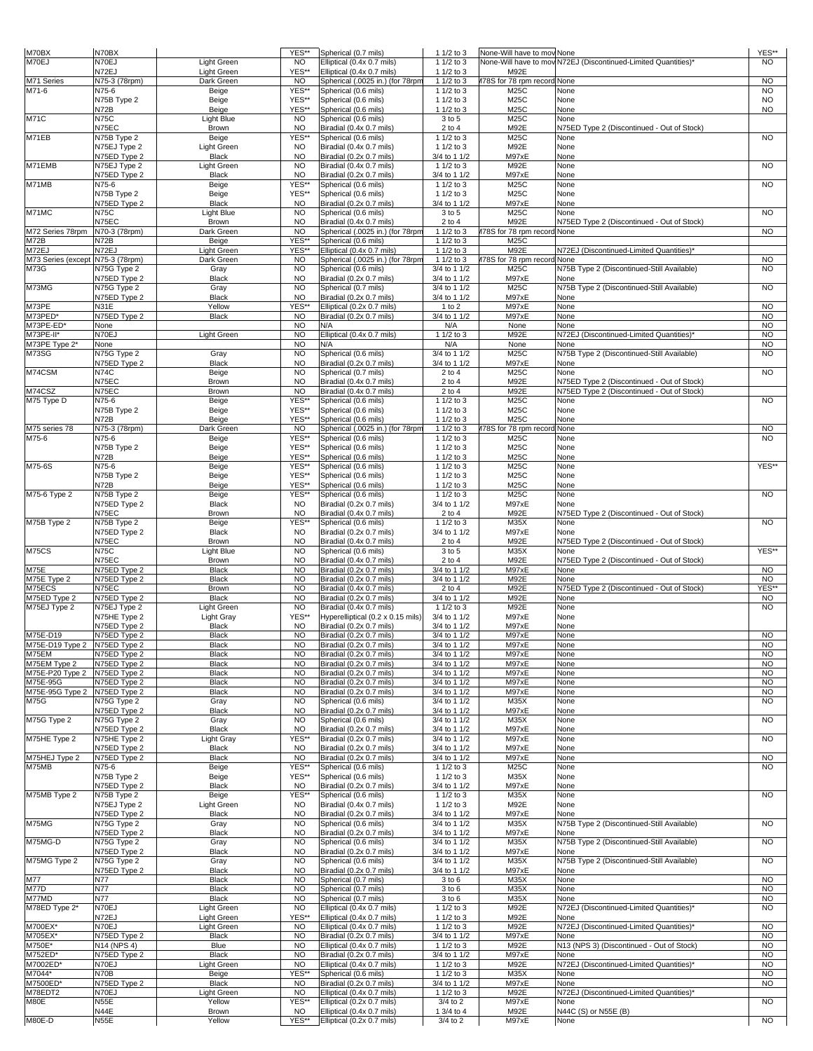| | | | | | | | | |
|---|---|---|---|---|---|---|---|---|
| M70BX | N70BX | | YES** | Spherical (0.7 mils) | 1 1/2 to 3 | None-Will have to mov | None | YES** |
| M70EJ | N70EJ | Light Green | NO | Elliptical (0.4x 0.7 mils) | 1 1/2 to 3 | None-Will have to mov | N72EJ (Discontinued-Limited Quantities)* | NO |
| | N72EJ | Light Green | YES** | Elliptical (0.4x 0.7 mils) | 1 1/2 to 3 | M92E | | |
| M71 Series | N75-3 (78rpm) | Dark Green | NO | Spherical (.0025 in.) (for 78rpm | 1 1/2 to 3 | I78S for 78 rpm record | None | NO |
| M71-6 | N75-6 | Beige | YES** | Spherical (0.6 mils) | 1 1/2 to 3 | M25C | None | NO |
| | N75B Type 2 | Beige | YES** | Spherical (0.6 mils) | 1 1/2 to 3 | M25C | None | NO |
| | N72B | Beige | YES** | Spherical (0.6 mils) | 1 1/2 to 3 | M25C | None | NO |
| M71C | N75C | Light Blue | NO | Spherical (0.6 mils) | 3 to 5 | M25C | None | |
| | N75EC | Brown | NO | Biradial (0.4x 0.7 mils) | 2 to 4 | M92E | N75ED Type 2 (Discontinued - Out of Stock) | |
| M71EB | N75B Type 2 | Beige | YES** | Spherical (0.6 mils) | 1 1/2 to 3 | M25C | None | NO |
| | N75EJ Type 2 | Light Green | NO | Biradial (0.4x 0.7 mils) | 1 1/2 to 3 | M92E | None | |
| | N75ED Type 2 | Black | NO | Biradial (0.2x 0.7 mils) | 3/4 to 1 1/2 | M97xE | None | |
| M71EMB | N75EJ Type 2 | Light Green | NO | Biradial (0.4x 0.7 mils) | 1 1/2 to 3 | M92E | None | NO |
| | N75ED Type 2 | Black | NO | Biradial (0.2x 0.7 mils) | 3/4 to 1 1/2 | M97xE | None | |
| M71MB | N75-6 | Beige | YES** | Spherical (0.6 mils) | 1 1/2 to 3 | M25C | None | NO |
| | N75B Type 2 | Beige | YES** | Spherical (0.6 mils) | 1 1/2 to 3 | M25C | None | |
| | N75ED Type 2 | Black | NO | Biradial (0.2x 0.7 mils) | 3/4 to 1 1/2 | M97xE | None | |
| M71MC | N75C | Light Blue | NO | Spherical (0.6 mils) | 3 to 5 | M25C | None | NO |
| | N75EC | Brown | NO | Biradial (0.4x 0.7 mils) | 2 to 4 | M92E | N75ED Type 2 (Discontinued - Out of Stock) | |
| M72 Series 78rpm | N70-3 (78rpm) | Dark Green | NO | Spherical (.0025 in.) (for 78rpm | 1 1/2 to 3 | I78S for 78 rpm record | None | NO |
| M72B | N72B | Beige | YES** | Spherical (0.6 mils) | 1 1/2 to 3 | M25C | | |
| M72EJ | N72EJ | Light Green | YES** | Elliptical (0.4x 0.7 mils) | 1 1/2 to 3 | M92E | N72EJ (Discontinued-Limited Quantities)* | |
| M73 Series (except | N75-3 (78rpm) | Dark Green | NO | Spherical (.0025 in.) (for 78rpm | 1 1/2 to 3 | I78S for 78 rpm record | None | NO |
| M73G | N75G Type 2 | Gray | NO | Spherical (0.6 mils) | 3/4 to 1 1/2 | M25C | N75B Type 2 (Discontinued-Still Available) | NO |
| | N75ED Type 2 | Black | NO | Biradial (0.2x 0.7 mils) | 3/4 to 1 1/2 | M97xE | None | |
| M73MG | N75G Type 2 | Gray | NO | Spherical (0.7 mils) | 3/4 to 1 1/2 | M25C | N75B Type 2 (Discontinued-Still Available) | NO |
| | N75ED Type 2 | Black | NO | Biradial (0.2x 0.7 mils) | 3/4 to 1 1/2 | M97xE | None | |
| M73PE | N31E | Yellow | YES** | Elliptical (0.2x 0.7 mils) | 1 to 2 | M97xE | None | NO |
| M73PED* | N75ED Type 2 | Black | NO | Biradial (0.2x 0.7 mils) | 3/4 to 1 1/2 | M97xE | None | NO |
| M73PE-ED* | None | | NO | N/A | N/A | None | None | NO |
| M73PE-II* | N70EJ | Light Green | NO | Elliptical (0.4x 0.7 mils) | 1 1/2 to 3 | M92E | N72EJ (Discontinued-Limited Quantities)* | NO |
| M73PE Type 2* | None | | NO | N/A | N/A | None | None | NO |
| M73SG | N75G Type 2 | Gray | NO | Spherical (0.6 mils) | 3/4 to 1 1/2 | M25C | N75B Type 2 (Discontinued-Still Available) | NO |
| | N75ED Type 2 | Black | NO | Biradial (0.2x 0.7 mils) | 3/4 to 1 1/2 | M97xE | None | |
| M74CSM | N74C | Beige | NO | Spherical (0.7 mils) | 2 to 4 | M25C | None | NO |
| | N75EC | Brown | NO | Biradial (0.4x 0.7 mils) | 2 to 4 | M92E | N75ED Type 2 (Discontinued - Out of Stock) | |
| M74CSZ | N75EC | Brown | NO | Biradial (0.4x 0.7 mils) | 2 to 4 | M92E | N75ED Type 2 (Discontinued - Out of Stock) | |
| M75 Type D | N75-6 | Beige | YES** | Spherical (0.6 mils) | 1 1/2 to 3 | M25C | None | NO |
| | N75B Type 2 | Beige | YES** | Spherical (0.6 mils) | 1 1/2 to 3 | M25C | None | |
| | N72B | Beige | YES** | Spherical (0.6 mils) | 1 1/2 to 3 | M25C | None | |
| M75 series 78 | N75-3 (78rpm) | Dark Green | NO | Spherical (.0025 in.) (for 78rpm | 1 1/2 to 3 | I78S for 78 rpm record | None | NO |
| M75-6 | N75-6 | Beige | YES** | Spherical (0.6 mils) | 1 1/2 to 3 | M25C | None | NO |
| | N75B Type 2 | Beige | YES** | Spherical (0.6 mils) | 1 1/2 to 3 | M25C | None | |
| | N72B | Beige | YES** | Spherical (0.6 mils) | 1 1/2 to 3 | M25C | None | |
| M75-6S | N75-6 | Beige | YES** | Spherical (0.6 mils) | 1 1/2 to 3 | M25C | None | YES** |
| | N75B Type 2 | Beige | YES** | Spherical (0.6 mils) | 1 1/2 to 3 | M25C | None | |
| | N72B | Beige | YES** | Spherical (0.6 mils) | 1 1/2 to 3 | M25C | None | |
| M75-6 Type 2 | N75B Type 2 | Beige | YES** | Spherical (0.6 mils) | 1 1/2 to 3 | M25C | None | NO |
| | N75ED Type 2 | Black | NO | Biradial (0.2x 0.7 mils) | 3/4 to 1 1/2 | M97xE | None | |
| | N75EC | Brown | NO | Biradial (0.4x 0.7 mils) | 2 to 4 | M92E | N75ED Type 2 (Discontinued - Out of Stock) | |
| M75B Type 2 | N75B Type 2 | Beige | YES** | Spherical (0.6 mils) | 1 1/2 to 3 | M35X | None | NO |
| | N75ED Type 2 | Black | NO | Biradial (0.2x 0.7 mils) | 3/4 to 1 1/2 | M97xE | None | |
| | N75EC | Brown | NO | Biradial (0.4x 0.7 mils) | 2 to 4 | M92E | N75ED Type 2 (Discontinued - Out of Stock) | |
| M75CS | N75C | Light Blue | NO | Spherical (0.6 mils) | 3 to 5 | M35X | None | YES** |
| | N75EC | Brown | NO | Biradial (0.4x 0.7 mils) | 2 to 4 | M92E | N75ED Type 2 (Discontinued - Out of Stock) | |
| M75E | N75ED Type 2 | Black | NO | Biradial (0.2x 0.7 mils) | 3/4 to 1 1/2 | M97xE | None | NO |
| M75E Type 2 | N75ED Type 2 | Black | NO | Biradial (0.2x 0.7 mils) | 3/4 to 1 1/2 | M92E | None | NO |
| M75ECS | N75EC | Brown | NO | Biradial (0.4x 0.7 mils) | 2 to 4 | M92E | N75ED Type 2 (Discontinued - Out of Stock) | YES** |
| M75ED Type 2 | N75ED Type 2 | Black | NO | Biradial (0.2x 0.7 mils) | 3/4 to 1 1/2 | M92E | None | NO |
| M75EJ Type 2 | N75EJ Type 2 | Light Green | NO | Biradial (0.4x 0.7 mils) | 1 1/2 to 3 | M92E | None | NO |
| | N75HE Type 2 | Light Gray | YES** | Hyperelliptical (0.2 x 0.15 mils) | 3/4 to 1 1/2 | M97xE | None | |
| | N75ED Type 2 | Black | NO | Biradial (0.2x 0.7 mils) | 3/4 to 1 1/2 | M97xE | None | |
| M75E-D19 | N75ED Type 2 | Black | NO | Biradial (0.2x 0.7 mils) | 3/4 to 1 1/2 | M97xE | None | NO |
| M75E-D19 Type 2 | N75ED Type 2 | Black | NO | Biradial (0.2x 0.7 mils) | 3/4 to 1 1/2 | M97xE | None | NO |
| M75EM | N75ED Type 2 | Black | NO | Biradial (0.2x 0.7 mils) | 3/4 to 1 1/2 | M97xE | None | NO |
| M75EM Type 2 | N75ED Type 2 | Black | NO | Biradial (0.2x 0.7 mils) | 3/4 to 1 1/2 | M97xE | None | NO |
| M75E-P20 Type 2 | N75ED Type 2 | Black | NO | Biradial (0.2x 0.7 mils) | 3/4 to 1 1/2 | M97xE | None | NO |
| M75E-95G | N75ED Type 2 | Black | NO | Biradial (0.2x 0.7 mils) | 3/4 to 1 1/2 | M97xE | None | NO |
| M75E-95G Type 2 | N75ED Type 2 | Black | NO | Biradial (0.2x 0.7 mils) | 3/4 to 1 1/2 | M97xE | None | NO |
| M75G | N75G Type 2 | Gray | NO | Spherical (0.6 mils) | 3/4 to 1 1/2 | M35X | None | NO |
| | N75ED Type 2 | Black | NO | Biradial (0.2x 0.7 mils) | 3/4 to 1 1/2 | M97xE | None | |
| M75G Type 2 | N75G Type 2 | Gray | NO | Spherical (0.6 mils) | 3/4 to 1 1/2 | M35X | None | NO |
| | N75ED Type 2 | Black | NO | Biradial (0.2x 0.7 mils) | 3/4 to 1 1/2 | M97xE | None | |
| M75HE Type 2 | N75HE Type 2 | Light Gray | YES** | Biradial (0.2x 0.7 mils) | 3/4 to 1 1/2 | M97xE | None | NO |
| | N75ED Type 2 | Black | NO | Biradial (0.2x 0.7 mils) | 3/4 to 1 1/2 | M97xE | None | |
| M75HEJ Type 2 | N75ED Type 2 | Black | NO | Biradial (0.2x 0.7 mils) | 3/4 to 1 1/2 | M97xE | None | NO |
| M75MB | N75-6 | Beige | YES** | Spherical (0.6 mils) | 1 1/2 to 3 | M25C | None | NO |
| | N75B Type 2 | Beige | YES** | Spherical (0.6 mils) | 1 1/2 to 3 | M35X | None | |
| | N75ED Type 2 | Black | NO | Biradial (0.2x 0.7 mils) | 3/4 to 1 1/2 | M97xE | None | |
| M75MB Type 2 | N75B Type 2 | Beige | YES** | Spherical (0.6 mils) | 1 1/2 to 3 | M35X | None | NO |
| | N75EJ Type 2 | Light Green | NO | Biradial (0.4x 0.7 mils) | 1 1/2 to 3 | M92E | None | |
| | N75ED Type 2 | Black | NO | Biradial (0.2x 0.7 mils) | 3/4 to 1 1/2 | M97xE | None | |
| M75MG | N75G Type 2 | Gray | NO | Spherical (0.6 mils) | 3/4 to 1 1/2 | M35X | N75B Type 2 (Discontinued-Still Available) | NO |
| | N75ED Type 2 | Black | NO | Biradial (0.2x 0.7 mils) | 3/4 to 1 1/2 | M97xE | None | |
| M75MG-D | N75G Type 2 | Gray | NO | Spherical (0.6 mils) | 3/4 to 1 1/2 | M35X | N75B Type 2 (Discontinued-Still Available) | NO |
| | N75ED Type 2 | Black | NO | Biradial (0.2x 0.7 mils) | 3/4 to 1 1/2 | M97xE | None | |
| M75MG Type 2 | N75G Type 2 | Gray | NO | Spherical (0.6 mils) | 3/4 to 1 1/2 | M35X | N75B Type 2 (Discontinued-Still Available) | NO |
| | N75ED Type 2 | Black | NO | Biradial (0.2x 0.7 mils) | 3/4 to 1 1/2 | M97xE | None | |
| M77 | N77 | Black | NO | Spherical (0.7 mils) | 3 to 6 | M35X | None | NO |
| M77D | N77 | Black | NO | Spherical (0.7 mils) | 3 to 6 | M35X | None | NO |
| M77MD | N77 | Black | NO | Spherical (0.7 mils) | 3 to 6 | M35X | None | NO |
| M78ED Type 2* | N70EJ | Light Green | NO | Elliptical (0.4x 0.7 mils) | 1 1/2 to 3 | M92E | N72EJ (Discontinued-Limited Quantities)* | NO |
| | N72EJ | Light Green | YES** | Elliptical (0.4x 0.7 mils) | 1 1/2 to 3 | M92E | None | |
| M700EX* | N70EJ | Light Green | NO | Elliptical (0.4x 0.7 mils) | 1 1/2 to 3 | M92E | N72EJ (Discontinued-Limited Quantities)* | NO |
| M705EX* | N75ED Type 2 | Black | NO | Biradial (0.2x 0.7 mils) | 3/4 to 1 1/2 | M97xE | None | NO |
| M750E* | N14 (NPS 4) | Blue | NO | Elliptical (0.4x 0.7 mils) | 1 1/2 to 3 | M92E | N13 (NPS 3) (Discontinued - Out of Stock) | NO |
| M752ED* | N75ED Type 2 | Black | NO | Biradial (0.2x 0.7 mils) | 3/4 to 1 1/2 | M97xE | None | NO |
| M7002ED* | N70EJ | Light Green | NO | Elliptical (0.4x 0.7 mils) | 1 1/2 to 3 | M92E | N72EJ (Discontinued-Limited Quantities)* | NO |
| M7044* | N70B | Beige | YES** | Spherical (0.6 mils) | 1 1/2 to 3 | M35X | None | NO |
| M7500ED* | N75ED Type 2 | Black | NO | Biradial (0.2x 0.7 mils) | 3/4 to 1 1/2 | M97xE | None | NO |
| M78EDT2 | N70EJ | Light Green | NO | Elliptical (0.4x 0.7 mils) | 1 1/2 to 3 | M92E | N72EJ (Discontinued-Limited Quantities)* | |
| M80E | N55E | Yellow | YES** | Elliptical (0.2x 0.7 mils) | 3/4 to 2 | M97xE | None | NO |
| | N44E | Brown | NO | Elliptical (0.4x 0.7 mils) | 1 3/4 to 4 | M92E | N44C (S) or N55E (B) | |
| M80E-D | N55E | Yellow | YES** | Elliptical (0.2x 0.7 mils) | 3/4 to 2 | M97xE | None | NO |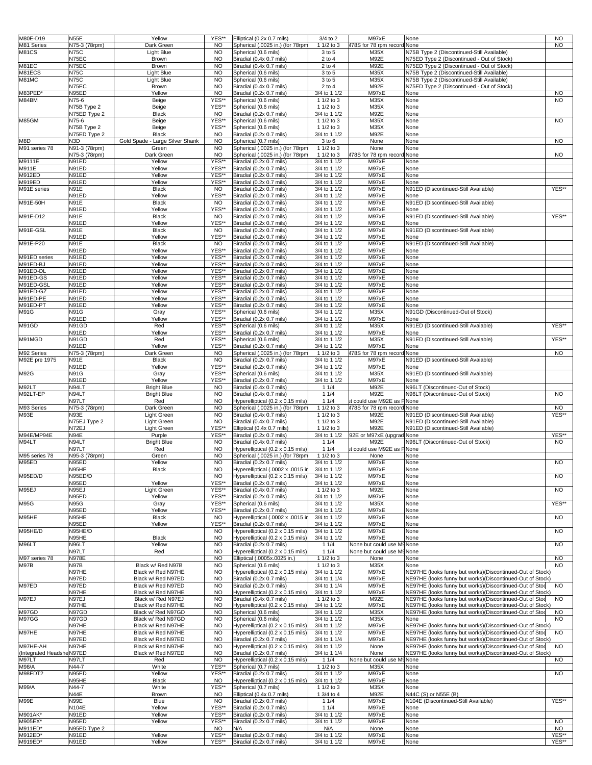| | | | | | | | | | |
|---|---|---|---|---|---|---|---|---|---|
| M80E-D19 | N55E | Yellow | YES** | Elliptical (0.2x 0.7 mils) | 3/4 to 2 | M97xE | None | NO |
| M81 Series | N75-3 (78rpm) | Dark Green | NO | Spherical (.0025 in.) (for 78rpm | 1 1/2 to 3 | M78S for 78 rpm record | None | NO |
| M81CS | N75C | Light Blue | NO | Spherical (0.6 mils) | 3 to 5 | M35X | N75B Type 2 (Discontinued-Still Available) | |
| | N75EC | Brown | NO | Biradial (0.4x 0.7 mils) | 2 to 4 | M92E | N75ED Type 2 (Discontinued - Out of Stock) | |
| M81EC | N75EC | Brown | NO | Biradial (0.4x 0.7 mils) | 2 to 4 | M92E | N75ED Type 2 (Discontinued - Out of Stock) | |
| M81ECS | N75C | Light Blue | NO | Spherical (0.6 mils) | 3 to 5 | M35X | N75B Type 2 (Discontinued-Still Available) | |
| M81MC | N75C | Light Blue | NO | Spherical (0.6 mils) | 3 to 5 | M35X | N75B Type 2 (Discontinued-Still Available) | |
| | N75EC | Brown | NO | Biradial (0.4x 0.7 mils) | 2 to 4 | M92E | N75ED Type 2 (Discontinued - Out of Stock) | |
| M83PED* | N95ED | Yellow | NO | Biradial (0.2x 0.7 mils) | 3/4 to 1 1/2 | M97xE | None | NO |
| M84BM | N75-6 | Beige | YES** | Spherical (0.6 mils) | 1 1/2 to 3 | M35X | None | NO |
| | N75B Type 2 | Beige | YES** | Spherical (0.6 mils) | 1 1/2 to 3 | M35X | None | |
| | N75ED Type 2 | Black | NO | Biradial (0.2x 0.7 mils) | 3/4 to 1 1/2 | M92E | None | |
| M85GM | N75-6 | Beige | YES** | Spherical (0.6 mils) | 1 1/2 to 3 | M35X | None | NO |
| | N75B Type 2 | Beige | YES** | Spherical (0.6 mils) | 1 1/2 to 3 | M35X | None | |
| | N75ED Type 2 | Black | NO | Biradial (0.2x 0.7 mils) | 3/4 to 1 1/2 | M92E | None | |
| M8D | N3D | Gold Spade - Large Silver Shank | NO | Spherical (0.7 mils) | 3 to 6 | None | None | NO |
| M91 series 78 | N91-3 (78rpm) | Green | NO | Spherical (.0025 in.) (for 78rpm | 1 1/2 to 3 | None | None | |
| | N75-3 (78rpm) | Dark Green | NO | Spherical (.0025 in.) (for 78rpm | 1 1/2 to 3 | M78S for 78 rpm record | None | NO |
| M9111E | N91ED | Yellow | YES** | Biradial (0.2x 0.7 mils) | 3/4 to 1 1/2 | M97xE | None | |
| M911E | N91ED | Yellow | YES** | Biradial (0.2x 0.7 mils) | 3/4 to 1 1/2 | M97xE | None | |
| M912ED | N91ED | Yellow | YES** | Biradial (0.2x 0.7 mils) | 3/4 to 1 1/2 | M97xE | None | |
| M919ED | N91ED | Yellow | YES** | Biradial (0.2x 0.7 mils) | 3/4 to 1 1/2 | M97xE | None | |
| M91E series | N91E | Black | NO | Biradial (0.2x 0.7 mils) | 3/4 to 1 1/2 | M97xE | N91ED (Discontinued-Still Available) | YES** |
| | N91ED | Yellow | YES** | Biradial (0.2x 0.7 mils) | 3/4 to 1 1/2 | M97xE | None | |
| M91E-50H | N91E | Black | NO | Biradial (0.2x 0.7 mils) | 3/4 to 1 1/2 | M97xE | N91ED (Discontinued-Still Available) | |
| | N91ED | Yellow | YES** | Biradial (0.2x 0.7 mils) | 3/4 to 1 1/2 | M97xE | None | |
| M91E-D12 | N91E | Black | NO | Biradial (0.2x 0.7 mils) | 3/4 to 1 1/2 | M97xE | N91ED (Discontinued-Still Available) | YES** |
| | N91ED | Yellow | YES** | Biradial (0.2x 0.7 mils) | 3/4 to 1 1/2 | M97xE | None | |
| M91E-GSL | N91E | Black | NO | Biradial (0.2x 0.7 mils) | 3/4 to 1 1/2 | M97xE | N91ED (Discontinued-Still Available) | |
| | N91ED | Yellow | YES** | Biradial (0.2x 0.7 mils) | 3/4 to 1 1/2 | M97xE | None | |
| M91E-P20 | N91E | Black | NO | Biradial (0.2x 0.7 mils) | 3/4 to 1 1/2 | M97xE | N91ED (Discontinued-Still Available) | |
| | N91ED | Yellow | YES** | Biradial (0.2x 0.7 mils) | 3/4 to 1 1/2 | M97xE | None | |
| M91ED series | N91ED | Yellow | YES** | Biradial (0.2x 0.7 mils) | 3/4 to 1 1/2 | M97xE | None | |
| M91ED-BJ | N91ED | Yellow | YES** | Biradial (0.2x 0.7 mils) | 3/4 to 1 1/2 | M97xE | None | |
| M91ED-DL | N91ED | Yellow | YES** | Biradial (0.2x 0.7 mils) | 3/4 to 1 1/2 | M97xE | None | |
| M91ED-GS | N91ED | Yellow | YES** | Biradial (0.2x 0.7 mils) | 3/4 to 1 1/2 | M97xE | None | |
| M91ED-GSL | N91ED | Yellow | YES** | Biradial (0.2x 0.7 mils) | 3/4 to 1 1/2 | M97xE | None | |
| M91ED-GZ | N91ED | Yellow | YES** | Biradial (0.2x 0.7 mils) | 3/4 to 1 1/2 | M97xE | None | |
| M91ED-PE | N91ED | Yellow | YES** | Biradial (0.2x 0.7 mils) | 3/4 to 1 1/2 | M97xE | None | |
| M91ED-PT | N91ED | Yellow | YES** | Biradial (0.2x 0.7 mils) | 3/4 to 1 1/2 | M97xE | None | |
| M91G | N91G | Gray | YES** | Spherical (0.6 mils) | 3/4 to 1 1/2 | M35X | N91GD (Discontinued-Out of Stock) | |
| | N91ED | Yellow | YES** | Biradial (0.2x 0.7 mils) | 3/4 to 1 1/2 | M97xE | None | |
| M91GD | N91GD | Red | YES** | Spherical (0.6 mils) | 3/4 to 1 1/2 | M35X | N91ED (Discontinued-Still Avaiable) | YES** |
| | N91ED | Yellow | YES** | Biradial (0.2x 0.7 mils) | 3/4 to 1 1/2 | M97xE | None | |
| M91MGD | N91GD | Red | YES** | Spherical (0.6 mils) | 3/4 to 1 1/2 | M35X | N91ED (Discontinued-Still Avaiable) | YES** |
| | N91ED | Yellow | YES** | Biradial (0.2x 0.7 mils) | 3/4 to 1 1/2 | M97xE | None | |
| M92 Series | N75-3 (78rpm) | Dark Green | NO | Spherical (.0025 in.) (for 78rpm | 1 1/2 to 3 | M78S for 78 rpm record | None | NO |
| M92E pre 1975 | N91E | Black | NO | Biradial (0.2x 0.7 mils) | 3/4 to 1 1/2 | M97xE | N91ED (Discontinued-Still Avaiable) | |
| | N91ED | Yellow | YES** | Biradial (0.2x 0.7 mils) | 3/4 to 1 1/2 | M97xE | None | |
| M92G | N91G | Gray | YES** | Spherical (0.6 mils) | 3/4 to 1 1/2 | M35X | N91ED (Discontinued-Still Avaiable) | |
| | N91ED | Yellow | YES** | Biradial (0.2x 0.7 mils) | 3/4 to 1 1/2 | M97xE | None | |
| M92LT | N94LT | Bright Blue | NO | Biradial (0.4x 0.7 mils) | 1 1/4 | M92E | N96LT (Discontinued-Out of Stock) | |
| M92LT-EP | N94LT | Bright Blue | NO | Biradial (0.4x 0.7 mils) | 1 1/4 | M92E | N96LT (Discontinued-Out of Stock) | NO |
| | N97LT | Red | NO | Hyperelliptical (0.2 x 0.15 mils) | 1 1/4 | ut could use M92E as F | None | |
| M93 Series | N75-3 (78rpm) | Dark Green | NO | Spherical (.0025 in.) (for 78rpm | 1 1/2 to 3 | M78S for 78 rpm record | None | NO |
| M93E | N93E | Light Green | NO | Biradial (0.4x 0.7 mils) | 1 1/2 to 3 | M92E | N91ED (Discontinued-Still Available) | YES** |
| | N75EJ Type 2 | Light Green | NO | Biradial (0.4x 0.7 mils) | 1 1/2 to 3 | M92E | N91ED (Discontinued-Still Available) | |
| | N72EJ | Light Green | YES** | Elliptical (0.4x 0.7 mils) | 1 1/2 to 3 | M92E | N91ED (Discontinued-Still Available) | |
| M94E/MP94E | N94E | Purple | YES** | Biradial (0.2x 0.7 mils) | 3/4 to 1 1/2 | 92E or M97xE (upgrad | None | YES** |
| M94LT | N94LT | Bright Blue | NO | Biradial (0.4x 0.7 mils) | 1 1/4 | M92E | N96LT (Discontinued-Out of Stock) | NO |
| | N97LT | Red | NO | Hyperelliptical (0.2 x 0.15 mils) | 1 1/4 | ut could use M92E as F | None | |
| M95 series 78 | N95-3 (78rpm) | Green | NO | Spherical (.0025 in.) (for 78rpm | 1 1/2 to 3 | None | None | |
| M95ED | N95ED | Yellow | NO | Biradial (0.2x 0.7 mils) | 3/4 to 1 1/2 | M97xE | None | NO |
| | N95HE | Black | NO | Hyperelliptical (.0002 x .0015 in | 3/4 to 1 1/2 | M97xE | None | |
| M95ED/D | N95ED/D | | NO | Hyperelliptical (0.2 x 0.15 mils) | 3/4 to 1 1/2 | M97xE | None | NO |
| | N95ED | Yellow | YES** | Biradial (0.2x 0.7 mils) | 3/4 to 1 1/2 | M97xE | None | |
| M95EJ | N95EJ | Light Green | YES** | Biradial (0.4x 0.7 mils) | 1 1/2 to 3 | M92E | None | NO |
| | N95ED | Yellow | YES** | Biradial (0.2x 0.7 mils) | 3/4 to 1 1/2 | M97xE | None | |
| M95G | N95G | Gray | YES** | Spherical (0.6 mils) | 3/4 to 1 1/2 | M35X | None | YES** |
| | N95ED | Yellow | YES** | Biradial (0.2x 0.7 mils) | 3/4 to 1 1/2 | M97xE | None | |
| M95HE | N95HE | Black | NO | Hyperelliptical (.0002 x .0015 in | 3/4 to 1 1/2 | M97xE | None | NO |
| | N95ED | Yellow | YES** | Biradial (0.2x 0.7 mils) | 3/4 to 1 1/2 | M97xE | None | |
| M95HE/D | N95HE/D | | NO | Hyperelliptical (0.2 x 0.15 mils) | 3/4 to 1 1/2 | M97xE | None | NO |
| | N95HE | Black | NO | Hyperelliptical (0.2 x 0.15 mils) | 3/4 to 1 1/2 | M97xE | None | |
| M96LT | N96LT | Yellow | NO | Biradial (0.2x 0.7 mils) | 1 1/4 | None but could use M9 | None | NO |
| | N97LT | Red | NO | Hyperelliptical (0.2 x 0.15 mils) | 1 1/4 | None but could use M9 | None | |
| M97 series 78 | N978E | | NO | Elliptical (.0005x.0025 in.) | 1 1/2 to 3 | None | None | NO |
| M97B | N97B | Black w/ Red N97B | NO | Spherical (0.6 mils) | 1 1/2 to 3 | M35X | None | NO |
| | N97HE | Black w/ Red N97HE | NO | Hyperelliptical (0.2 x 0.15 mils) | 3/4 to 1 1/2 | M97xE | NE97HE (looks funny but works)(Discontinued-Out of Stock) | |
| | N97ED | Black w/ Red N97ED | NO | Biradial (0.2x 0.7 mils) | 3/4 to 1 1/4 | M97xE | NE97HE (looks funny but works)(Discontinued-Out of Stock) | |
| M97ED | N97ED | Black w/ Red N97ED | NO | Biradial (0.2x 0.7 mils) | 3/4 to 1 1/4 | M97xE | NE97HE (looks funny but works)(Discontinued-Out of Stoc | NO |
| | N97HE | Black w/ Red N97HE | NO | Hyperelliptical (0.2 x 0.15 mils) | 3/4 to 1 1/2 | M97xE | NE97HE (looks funny but works)(Discontinued-Out of Stock) | |
| M97EJ | N97EJ | Black w/ Red N97EJ | NO | Biradial (0.4x 0.7 mils) | 1 1/2 to 3 | M92E | NE97HE (looks funny but works)(Discontinued-Out of Stoc | NO |
| | N97HE | Black w/ Red N97HE | NO | Hyperelliptical (0.2 x 0.15 mils) | 3/4 to 1 1/2 | M97xE | NE97HE (looks funny but works)(Discontinued-Out of Stock) | |
| M97GD | N97GD | Black w/ Red N97GD | NO | Spherical (0.6 mils) | 3/4 to 1 1/2 | M35X | NE97HE (looks funny but works)(Discontinued-Out of Stoc | NO |
| M97GG | N97GD | Black w/ Red N97GD | NO | Spherical (0.6 mils) | 3/4 to 1 1/2 | M35X | None | NO |
| | N97HE | Black w/ Red N97HE | NO | Hyperelliptical (0.2 x 0.15 mils) | 3/4 to 1 1/2 | M97xE | NE97HE (looks funny but works)(Discontinued-Out of Stock) | |
| M97HE | N97HE | Black w/ Red N97HE | NO | Hyperelliptical (0.2 x 0.15 mils) | 3/4 to 1 1/2 | M97xE | NE97HE (looks funny but works)(Discontinued-Out of Stoc | NO |
| | N97ED | Black w/ Red N97ED | NO | Biradial (0.2x 0.7 mils) | 3/4 to 1 1/4 | M97xE | NE97HE (looks funny but works)(Discontinued-Out of Stock) | |
| M97HE-AH | N97HE | Black w/ Red N97HE | NO | Hyperelliptical (0.2 x 0.15 mils) | 3/4 to 1 1/2 | None | NE97HE (looks funny but works)(Discontinued-Out of Stoc | NO |
| (Integrated Headshe | N97ED | Black w/ Red N97ED | NO | Biradial (0.2x 0.7 mils) | 3/4 to 1 1/4 | None | NE97HE (looks funny but works)(Discontinued-Out of Stock) | |
| M97LT | N97LT | Red | NO | Hyperelliptical (0.2 x 0.15 mils) | 1 1/4 | None but could use M9 | None | NO |
| M98/A | N44-7 | White | YES** | Spherical (0.7 mils) | 1 1/2 to 3 | M35X | None | |
| M98EDT2 | N95ED | Yellow | YES** | Biradial (0.2x 0.7 mils) | 3/4 to 1 1/2 | M97xE | None | NO |
| | N95HE | Black | NO | Hyperelliptical (0.2 x 0.15 mils) | 3/4 to 1 1/2 | M97xE | None | |
| M99/A | N44-7 | White | YES** | Spherical (0.7 mils) | 1 1/2 to 3 | M35X | None | |
| | N44E | Brown | NO | Elliptical (0.4x 0.7 mils) | 1 3/4 to 4 | M92E | N44C (S) or N55E (B) | |
| M99E | N99E | Blue | NO | Biradial (0.2x 0.7 mils) | 1 1/4 | M97xE | N104E (Discontinued-Still Available) | YES** |
| | N104E | Yellow | YES** | Biradial (0.2x 0.7 mils) | 1 1/4 | M97xE | None | |
| M901AK* | N91ED | Yellow | YES** | Biradial (0.2x 0.7 mils) | 3/4 to 1 1/2 | M97xE | None | |
| M905EX* | N95ED | Yellow | YES** | Biradial (0.2x 0.7 mils) | 3/4 to 1 1/2 | M97xE | None | NO |
| M911ED* | N95ED Type 2 | | NO | N/A | N/A | None | None | NO |
| M912ED* | N91ED | Yellow | YES** | Biradial (0.2x 0.7 mils) | 3/4 to 1 1/2 | M97xE | None | YES** |
| M919ED* | N91ED | Yellow | YES** | Biradial (0.2x 0.7 mils) | 3/4 to 1 1/2 | M97xE | None | YES** |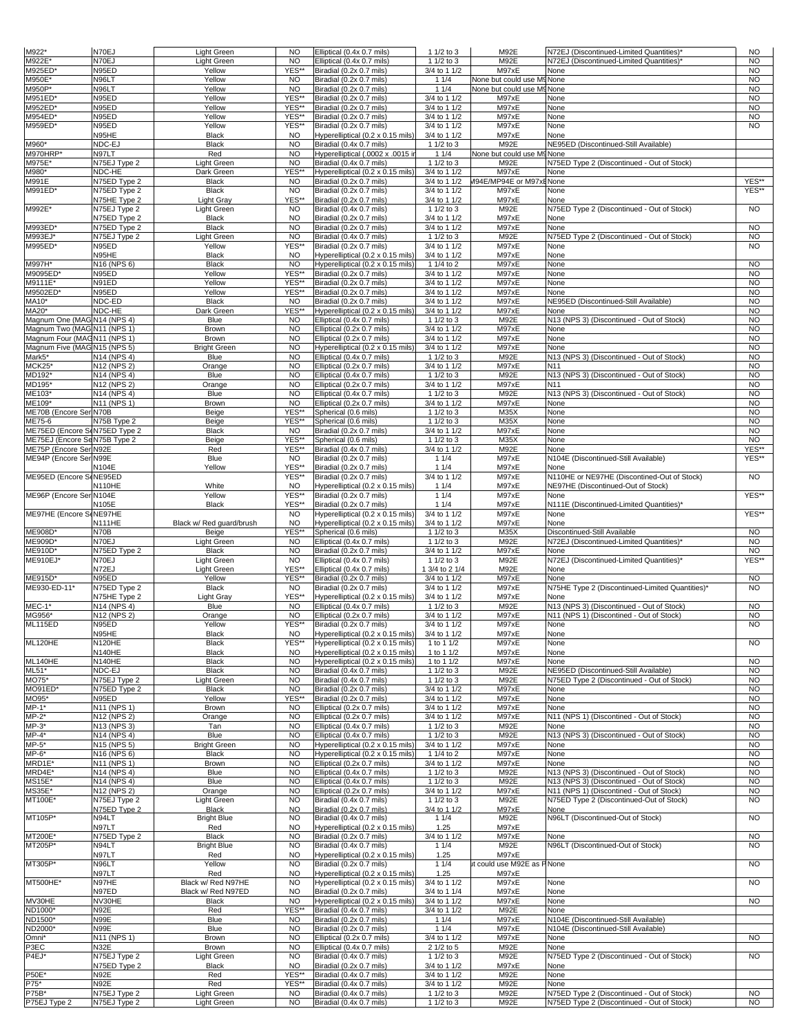| | | | | | | | | |
|---|---|---|---|---|---|---|---|---|
| M922* | N70EJ | Light Green | NO | Elliptical (0.4x 0.7 mils) | 1 1/2 to 3 | M92E | N72EJ (Discontinued-Limited Quantities)* | NO |
| M922E* | N70EJ | Light Green | NO | Elliptical (0.4x 0.7 mils) | 1 1/2 to 3 | M92E | N72EJ (Discontinued-Limited Quantities)* | NO |
| M925ED* | N95ED | Yellow | YES** | Biradial (0.2x 0.7 mils) | 3/4 to 1 1/2 | M97xE | None | NO |
| M950E* | N96LT | Yellow | NO | Biradial (0.2x 0.7 mils) | 1 1/4 | None but could use M9 | None | NO |
| M950P* | N96LT | Yellow | NO | Biradial (0.2x 0.7 mils) | 1 1/4 | None but could use M9 | None | NO |
| M951ED* | N95ED | Yellow | YES** | Biradial (0.2x 0.7 mils) | 3/4 to 1 1/2 | M97xE | None | NO |
| M952ED* | N95ED | Yellow | YES** | Biradial (0.2x 0.7 mils) | 3/4 to 1 1/2 | M97xE | None | NO |
| M954ED* | N95ED | Yellow | YES** | Biradial (0.2x 0.7 mils) | 3/4 to 1 1/2 | M97xE | None | NO |
| M959ED* | N95ED | Yellow | YES** | Biradial (0.2x 0.7 mils) | 3/4 to 1 1/2 | M97xE | None | NO |
| | N95HE | Black | NO | Hyperelliptical (0.2 x 0.15 mils) | 3/4 to 1 1/2 | M97xE | None | |
| M960* | NDC-EJ | Black | NO | Biradial (0.4x 0.7 mils) | 1 1/2 to 3 | M92E | NE95ED (Discontinued-Still Available) | NO |
| M970HRP* | N97LT | Red | NO | Hyperelliptical (.0002 x .0015 i | 1 1/4 | None but could use M9 | None | NO |
| M975E* | N75EJ Type 2 | Light Green | NO | Biradial (0.4x 0.7 mils) | 1 1/2 to 3 | M92E | N75ED Type 2 (Discontinued - Out of Stock) | NO |
| M980* | NDC-HE | Dark Green | YES** | Hyperelliptical (0.2 x 0.15 mils) | 3/4 to 1 1/2 | M97xE | None | NO |
| M991E | N75ED Type 2 | Black | NO | Biradial (0.2x 0.7 mils) | 3/4 to 1 1/2 | M94E/MP94E or M97xE | None | YES** |
| M991ED* | N75ED Type 2 | Black | NO | Biradial (0.2x 0.7 mils) | 3/4 to 1 1/2 | M97xE | None | YES** |
| | N75HE Type 2 | Light Gray | YES** | Biradial (0.2x 0.7 mils) | 3/4 to 1 1/2 | M97xE | None | |
| M992E* | N75EJ Type 2 | Light Green | NO | Biradial (0.4x 0.7 mils) | 1 1/2 to 3 | M92E | N75ED Type 2 (Discontinued - Out of Stock) | NO |
| | N75ED Type 2 | Black | NO | Biradial (0.2x 0.7 mils) | 3/4 to 1 1/2 | M97xE | None | |
| M993ED* | N75ED Type 2 | Black | NO | Biradial (0.2x 0.7 mils) | 3/4 to 1 1/2 | M97xE | None | NO |
| M993EJ* | N75EJ Type 2 | Light Green | NO | Biradial (0.4x 0.7 mils) | 1 1/2 to 3 | M92E | N75ED Type 2 (Discontinued - Out of Stock) | NO |
| M995ED* | N95ED | Yellow | YES** | Biradial (0.2x 0.7 mils) | 3/4 to 1 1/2 | M97xE | None | NO |
| | N95HE | Black | NO | Hyperelliptical (0.2 x 0.15 mils) | 3/4 to 1 1/2 | M97xE | None | |
| M997H* | N16 (NPS 6) | Black | NO | Hyperelliptical (0.2 x 0.15 mils) | 1 1/4 to 2 | M97xE | None | NO |
| M9095ED* | N95ED | Yellow | YES** | Biradial (0.2x 0.7 mils) | 3/4 to 1 1/2 | M97xE | None | NO |
| M9111E* | N91ED | Yellow | YES** | Biradial (0.2x 0.7 mils) | 3/4 to 1 1/2 | M97xE | None | NO |
| M9502ED* | N95ED | Yellow | YES** | Biradial (0.2x 0.7 mils) | 3/4 to 1 1/2 | M97xE | None | NO |
| MA10* | NDC-ED | Black | NO | Biradial (0.2x 0.7 mils) | 3/4 to 1 1/2 | M97xE | NE95ED (Discontinued-Still Available) | NO |
| MA20* | NDC-HE | Dark Green | YES** | Hyperelliptical (0.2 x 0.15 mils) | 3/4 to 1 1/2 | M97xE | None | NO |
| Magnum One (MAG | N14 (NPS 4) | Blue | NO | Elliptical (0.4x 0.7 mils) | 1 1/2 to 3 | M92E | N13 (NPS 3) (Discontinued - Out of Stock) | NO |
| Magnum Two (MAG | N11 (NPS 1) | Brown | NO | Elliptical (0.2x 0.7 mils) | 3/4 to 1 1/2 | M97xE | None | NO |
| Magnum Four (MAG | N11 (NPS 1) | Brown | NO | Elliptical (0.2x 0.7 mils) | 3/4 to 1 1/2 | M97xE | None | NO |
| Magnum Five (MAG | N15 (NPS 5) | Bright Green | NO | Hyperelliptical (0.2 x 0.15 mils) | 3/4 to 1 1/2 | M97xE | None | NO |
| Mark5* | N14 (NPS 4) | Blue | NO | Elliptical (0.4x 0.7 mils) | 1 1/2 to 3 | M92E | N13 (NPS 3) (Discontinued - Out of Stock) | NO |
| MCK25* | N12 (NPS 2) | Orange | NO | Elliptical (0.2x 0.7 mils) | 3/4 to 1 1/2 | M97xE | N11 | NO |
| MD192* | N14 (NPS 4) | Blue | NO | Elliptical (0.4x 0.7 mils) | 1 1/2 to 3 | M92E | N13 (NPS 3) (Discontinued - Out of Stock) | NO |
| MD195* | N12 (NPS 2) | Orange | NO | Elliptical (0.2x 0.7 mils) | 3/4 to 1 1/2 | M97xE | N11 | NO |
| ME103* | N14 (NPS 4) | Blue | NO | Elliptical (0.4x 0.7 mils) | 1 1/2 to 3 | M92E | N13 (NPS 3) (Discontinued - Out of Stock) | NO |
| ME109* | N11 (NPS 1) | Brown | NO | Elliptical (0.2x 0.7 mils) | 3/4 to 1 1/2 | M97xE | None | NO |
| ME70B (Encore Ser | N70B | Beige | YES** | Spherical (0.6 mils) | 1 1/2 to 3 | M35X | None | NO |
| ME75-6 | N75B Type 2 | Beige | YES** | Spherical (0.6 mils) | 1 1/2 to 3 | M35X | None | NO |
| ME75ED (Encore S | N75ED Type 2 | Black | NO | Biradial (0.2x 0.7 mils) | 3/4 to 1 1/2 | M97xE | None | NO |
| ME75EJ (Encore S | N75B Type 2 | Beige | YES** | Spherical (0.6 mils) | 1 1/2 to 3 | M35X | None | NO |
| ME75P (Encore Ser | N92E | Red | YES** | Biradial (0.4x 0.7 mils) | 3/4 to 1 1/2 | M92E | None | YES** |
| ME94P (Encore Ser | N99E | Blue | NO | Biradial (0.2x 0.7 mils) | 1 1/4 | M97xE | N104E (Discontinued-Still Available) | YES** |
| | N104E | Yellow | YES** | Biradial (0.2x 0.7 mils) | 1 1/4 | M97xE | None | |
| ME95ED (Encore S | NE95ED | | YES** | Biradial (0.2x 0.7 mils) | 3/4 to 1 1/2 | M97xE | N110HE or NE97HE (Discontined-Out of Stock) | NO |
| | N110HE | White | NO | Hyperelliptical (0.2 x 0.15 mils) | 3/4 to 1 1/2 | M97xE | NE97HE (Discontinued-Out of Stock) | |
| ME96P (Encore Ser | N104E | Yellow | YES** | Biradial (0.2x 0.7 mils) | 1 1/4 | M97xE | None | YES** |
| | N105E | Black | YES** | Biradial (0.2x 0.7 mils) | 1 1/4 | M97xE | N111E (Discontinued-Limited Quantities)* | |
| ME97HE (Encore S | NE97HE | | NO | Hyperelliptical (0.2 x 0.15 mils) | 3/4 to 1 1/2 | M97xE | None | YES** |
| | N111HE | Black w/ Red guard/brush | NO | Hyperelliptical (0.2 x 0.15 mils) | 3/4 to 1 1/2 | M97xE | None | |
| ME908D* | N70B | Beige | YES** | Spherical (0.6 mils) | 1 1/2 to 3 | M35X | Discontinued-Still Available | NO |
| ME909D* | N70EJ | Light Green | NO | Elliptical (0.4x 0.7 mils) | 1 1/2 to 3 | M92E | N72EJ (Discontinued-Limited Quantities)* | NO |
| ME910D* | N75ED Type 2 | Black | NO | Biradial (0.2x 0.7 mils) | 3/4 to 1 1/2 | M97xE | None | NO |
| ME910EJ* | N70EJ | Light Green | NO | Elliptical (0.4x 0.7 mils) | 1 1/2 to 3 | M92E | N72EJ (Discontinued-Limited Quantities)* | YES** |
| | N72EJ | Light Green | YES** | Elliptical (0.4x 0.7 mils) | 1 3/4 to 2 1/4 | M92E | None | |
| ME915D* | N95ED | Yellow | YES** | Biradial (0.2x 0.7 mils) | 3/4 to 1 1/2 | M97xE | None | NO |
| ME930-ED-11* | N75ED Type 2 | Black | NO | Biradial (0.2x 0.7 mils) | 3/4 to 1 1/2 | M97xE | N75HE Type 2 (Discontinued-Limited Quantities)* | NO |
| | N75HE Type 2 | Light Gray | YES** | Hyperelliptical (0.2 x 0.15 mils) | 3/4 to 1 1/2 | M97xE | None | |
| MEC-1* | N14 (NPS 4) | Blue | NO | Elliptical (0.4x 0.7 mils) | 1 1/2 to 3 | M92E | N13 (NPS 3) (Discontinued - Out of Stock) | NO |
| MG956* | N12 (NPS 2) | Orange | NO | Elliptical (0.2x 0.7 mils) | 3/4 to 1 1/2 | M97xE | N11 (NPS 1) (Discontined - Out of Stock) | NO |
| ML115ED | N95ED | Yellow | YES** | Biradial (0.2x 0.7 mils) | 3/4 to 1 1/2 | M97xE | None | NO |
| | N95HE | Black | NO | Hyperelliptical (0.2 x 0.15 mils) | 3/4 to 1 1/2 | M97xE | None | |
| ML120HE | N120HE | Black | YES** | Hyperelliptical (0.2 x 0.15 mils) | 1 to 1 1/2 | M97xE | None | NO |
| | N140HE | Black | NO | Hyperelliptical (0.2 x 0.15 mils) | 1 to 1 1/2 | M97xE | None | |
| ML140HE | N140HE | Black | NO | Hyperelliptical (0.2 x 0.15 mils) | 1 to 1 1/2 | M97xE | None | NO |
| ML51* | NDC-EJ | Black | NO | Biradial (0.4x 0.7 mils) | 1 1/2 to 3 | M92E | NE95ED (Discontinued-Still Available) | NO |
| MO75* | N75EJ Type 2 | Light Green | NO | Biradial (0.4x 0.7 mils) | 1 1/2 to 3 | M92E | N75ED Type 2 (Discontinued - Out of Stock) | NO |
| MO91ED* | N75ED Type 2 | Black | NO | Biradial (0.2x 0.7 mils) | 3/4 to 1 1/2 | M97xE | None | NO |
| MO95* | N95ED | Yellow | YES** | Biradial (0.2x 0.7 mils) | 3/4 to 1 1/2 | M97xE | None | NO |
| MP-1* | N11 (NPS 1) | Brown | NO | Elliptical (0.2x 0.7 mils) | 3/4 to 1 1/2 | M97xE | None | NO |
| MP-2* | N12 (NPS 2) | Orange | NO | Elliptical (0.2x 0.7 mils) | 3/4 to 1 1/2 | M97xE | N11 (NPS 1) (Discontined - Out of Stock) | NO |
| MP-3* | N13 (NPS 3) | Tan | NO | Elliptical (0.4x 0.7 mils) | 1 1/2 to 3 | M92E | None | NO |
| MP-4* | N14 (NPS 4) | Blue | NO | Elliptical (0.4x 0.7 mils) | 1 1/2 to 3 | M92E | N13 (NPS 3) (Discontinued - Out of Stock) | NO |
| MP-5* | N15 (NPS 5) | Bright Green | NO | Hyperelliptical (0.2 x 0.15 mils) | 3/4 to 1 1/2 | M97xE | None | NO |
| MP-6* | N16 (NPS 6) | Black | NO | Hyperelliptical (0.2 x 0.15 mils) | 1 1/4 to 2 | M97xE | None | NO |
| MRD1E* | N11 (NPS 1) | Brown | NO | Elliptical (0.2x 0.7 mils) | 3/4 to 1 1/2 | M97xE | None | NO |
| MRD4E* | N14 (NPS 4) | Blue | NO | Elliptical (0.4x 0.7 mils) | 1 1/2 to 3 | M92E | N13 (NPS 3) (Discontinued - Out of Stock) | NO |
| MS15E* | N14 (NPS 4) | Blue | NO | Elliptical (0.4x 0.7 mils) | 1 1/2 to 3 | M92E | N13 (NPS 3) (Discontinued - Out of Stock) | NO |
| MS35E* | N12 (NPS 2) | Orange | NO | Elliptical (0.2x 0.7 mils) | 3/4 to 1 1/2 | M97xE | N11 (NPS 1) (Discontined - Out of Stock) | NO |
| MT100E* | N75EJ Type 2 | Light Green | NO | Biradial (0.4x 0.7 mils) | 1 1/2 to 3 | M92E | N75ED Type 2 (Discontinued-Out of Stock) | NO |
| | N75ED Type 2 | Black | NO | Biradial (0.2x 0.7 mils) | 3/4 to 1 1/2 | M97xE | None | |
| MT105P* | N94LT | Bright Blue | NO | Biradial (0.4x 0.7 mils) | 1 1/4 | M92E | N96LT (Discontinued-Out of Stock) | NO |
| | N97LT | Red | NO | Hyperelliptical (0.2 x 0.15 mils) | 1.25 | M97xE | | |
| MT200E* | N75ED Type 2 | Black | NO | Biradial (0.2x 0.7 mils) | 3/4 to 1 1/2 | M97xE | None | NO |
| MT205P* | N94LT | Bright Blue | NO | Biradial (0.4x 0.7 mils) | 1 1/4 | M92E | N96LT (Discontinued-Out of Stock) | NO |
| | N97LT | Red | NO | Hyperelliptical (0.2 x 0.15 mils) | 1.25 | M97xE | | |
| MT305P* | N96LT | Yellow | NO | Biradial (0.2x 0.7 mils) | 1 1/4 | t could use M92E as P | None | NO |
| | N97LT | Red | NO | Hyperelliptical (0.2 x 0.15 mils) | 1.25 | M97xE | | |
| MT500HE* | N97HE | Black w/ Red N97HE | NO | Hyperelliptical (0.2 x 0.15 mils) | 3/4 to 1 1/2 | M97xE | None | NO |
| | N97ED | Black w/ Red N97ED | NO | Biradial (0.2x 0.7 mils) | 3/4 to 1 1/4 | M97xE | None | |
| MV30HE | NV30HE | Black | NO | Hyperelliptical (0.2 x 0.15 mils) | 3/4 to 1 1/2 | M97xE | None | NO |
| ND1000* | N92E | Red | YES** | Biradial (0.4x 0.7 mils) | 3/4 to 1 1/2 | M92E | None | |
| ND1500* | N99E | Blue | NO | Biradial (0.2x 0.7 mils) | 1 1/4 | M97xE | N104E (Discontinued-Still Available) | |
| ND2000* | N99E | Blue | NO | Biradial (0.2x 0.7 mils) | 1 1/4 | M97xE | N104E (Discontinued-Still Available) | |
| Omni* | N11 (NPS 1) | Brown | NO | Elliptical (0.2x 0.7 mils) | 3/4 to 1 1/2 | M97xE | None | NO |
| P3EC | N32E | Brown | NO | Elliptical (0.4x 0.7 mils) | 2 1/2 to 5 | M92E | None | |
| P4EJ* | N75EJ Type 2 | Light Green | NO | Biradial (0.4x 0.7 mils) | 1 1/2 to 3 | M92E | N75ED Type 2 (Discontinued - Out of Stock) | NO |
| | N75ED Type 2 | Black | NO | Biradial (0.2x 0.7 mils) | 3/4 to 1 1/2 | M97xE | None | |
| P50E* | N92E | Red | YES** | Biradial (0.4x 0.7 mils) | 3/4 to 1 1/2 | M92E | None | |
| P75* | N92E | Red | YES** | Biradial (0.4x 0.7 mils) | 3/4 to 1 1/2 | M92E | None | |
| P75B* | N75EJ Type 2 | Light Green | NO | Biradial (0.4x 0.7 mils) | 1 1/2 to 3 | M92E | N75ED Type 2 (Discontinued - Out of Stock) | NO |
| P75EJ Type 2 | N75EJ Type 2 | Light Green | NO | Biradial (0.4x 0.7 mils) | 1 1/2 to 3 | M92E | N75ED Type 2 (Discontinued - Out of Stock) | NO |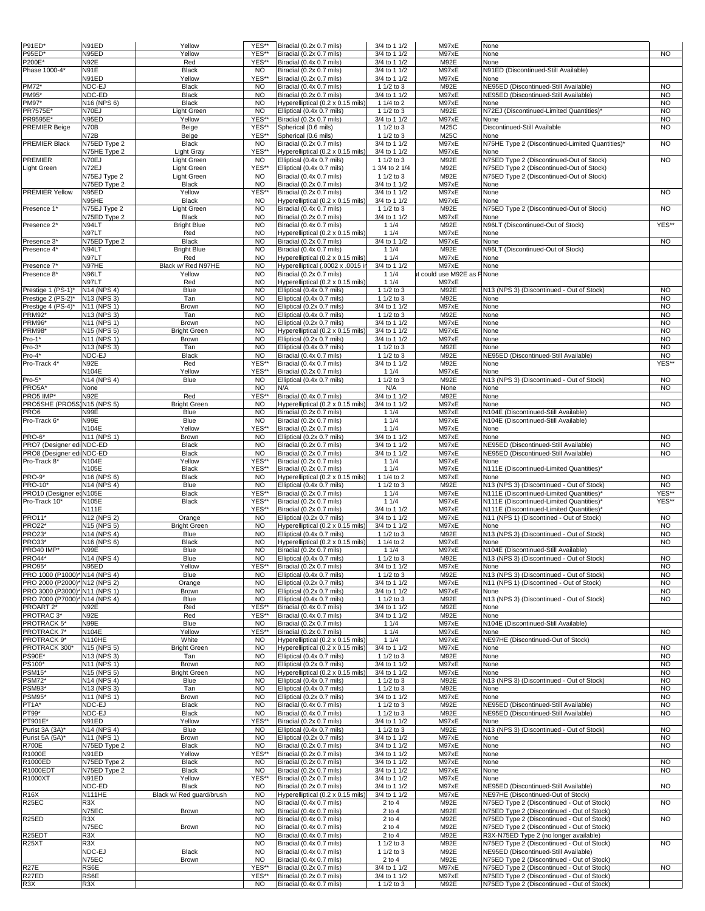| | | | | | | | | |
|---|---|---|---|---|---|---|---|---|
| P91ED* | N91ED | Yellow | YES** | Biradial (0.2x 0.7 mils) | 3/4 to 1 1/2 | M97xE | None | |
| P95ED* | N95ED | Yellow | YES** | Biradial (0.2x 0.7 mils) | 3/4 to 1 1/2 | M97xE | None | NO |
| P200E* | N92E | Red | YES** | Biradial (0.4x 0.7 mils) | 3/4 to 1 1/2 | M92E | None | |
| Phase 1000-4* | N91E | Black | NO | Biradial (0.2x 0.7 mils) | 3/4 to 1 1/2 | M97xE | N91ED (Discontinued-Still Available) | |
| | N91ED | Yellow | YES** | Biradial (0.2x 0.7 mils) | 3/4 to 1 1/2 | M97xE | None | |
| PM72* | NDC-EJ | Black | NO | Biradial (0.4x 0.7 mils) | 1 1/2 to 3 | M92E | NE95ED (Discontinued-Still Available) | NO |
| PM95* | NDC-ED | Black | NO | Biradial (0.2x 0.7 mils) | 3/4 to 1 1/2 | M97xE | NE95ED (Discontinued-Still Available) | NO |
| PM97* | N16 (NPS 6) | Black | NO | Hyperelliptical (0.2 x 0.15 mils) | 1 1/4 to 2 | M97xE | None | NO |
| PR7575E* | N70EJ | Light Green | NO | Elliptical (0.4x 0.7 mils) | 1 1/2 to 3 | M92E | N72EJ (Discontinued-Limited Quantities)* | NO |
| PR9595E* | N95ED | Yellow | YES** | Biradial (0.2x 0.7 mils) | 3/4 to 1 1/2 | M97xE | None | NO |
| PREMIER Beige | N70B | Beige | YES** | Spherical (0.6 mils) | 1 1/2 to 3 | M25C | Discontinued-Still Available | NO |
| | N72B | Beige | YES** | Spherical (0.6 mils) | 1 1/2 to 3 | M25C | None | |
| PREMIER Black | N75ED Type 2 | Black | NO | Biradial (0.2x 0.7 mils) | 3/4 to 1 1/2 | M97xE | N75HE Type 2 (Discontinued-Limited Quantities)* | NO |
| | N75HE Type 2 | Light Gray | YES** | Hyperelliptical (0.2 x 0.15 mils) | 3/4 to 1 1/2 | M97xE | None | |
| PREMIER Light Green | N70EJ | Light Green | NO | Elliptical (0.4x 0.7 mils) | 1 1/2 to 3 | M92E | N75ED Type 2 (Discontinued-Out of Stock) | NO |
| | N72EJ | Light Green | YES** | Elliptical (0.4x 0.7 mils) | 1 3/4 to 2 1/4 | M92E | N75ED Type 2 (Discontinued-Out of Stock) | |
| | N75EJ Type 2 | Light Green | NO | Biradial (0.4x 0.7 mils) | 1 1/2 to 3 | M92E | N75ED Type 2 (Discontinued-Out of Stock) | |
| | N75ED Type 2 | Black | NO | Biradial (0.2x 0.7 mils) | 3/4 to 1 1/2 | M97xE | None | |
| PREMIER Yellow | N95ED | Yellow | YES** | Biradial (0.2x 0.7 mils) | 3/4 to 1 1/2 | M97xE | None | NO |
| | N95HE | Black | NO | Hyperelliptical (0.2 x 0.15 mils) | 3/4 to 1 1/2 | M97xE | None | |
| Presence 1* | N75EJ Type 2 | Light Green | NO | Biradial (0.4x 0.7 mils) | 1 1/2 to 3 | M92E | N75ED Type 2 (Discontinued-Out of Stock) | NO |
| | N75ED Type 2 | Black | NO | Biradial (0.2x 0.7 mils) | 3/4 to 1 1/2 | M97xE | None | |
| Presence 2* | N94LT | Bright Blue | NO | Biradial (0.4x 0.7 mils) | 1 1/4 | M92E | N96LT (Discontinued-Out of Stock) | YES** |
| | N97LT | Red | NO | Hyperelliptical (0.2 x 0.15 mils) | 1 1/4 | M97xE | None | |
| Presence 3* | N75ED Type 2 | Black | NO | Biradial (0.2x 0.7 mils) | 3/4 to 1 1/2 | M97xE | None | NO |
| Presence 4* | N94LT | Bright Blue | NO | Biradial (0.4x 0.7 mils) | 1 1/4 | M92E | N96LT (Discontinued-Out of Stock) | |
| | N97LT | Red | NO | Hyperelliptical (0.2 x 0.15 mils) | 1 1/4 | M97xE | None | |
| Presence 7* | N97HE | Black w/ Red N97HE | NO | Hyperelliptical (.0002 x .0015 i | 3/4 to 1 1/2 | M97xE | None | |
| Presence 8* | N96LT | Yellow | NO | Biradial (0.2x 0.7 mils) | 1 1/4 | t could use M92E as P | None | |
| | N97LT | Red | NO | Hyperelliptical (0.2 x 0.15 mils) | 1 1/4 | M97xE | | |
| Prestige 1 (PS-1)* | N14 (NPS 4) | Blue | NO | Elliptical (0.4x 0.7 mils) | 1 1/2 to 3 | M92E | N13 (NPS 3) (Discontinued - Out of Stock) | NO |
| Prestige 2 (PS-2)* | N13 (NPS 3) | Tan | NO | Elliptical (0.4x 0.7 mils) | 1 1/2 to 3 | M92E | None | NO |
| Prestige 4 (PS-4)* | N11 (NPS 1) | Brown | NO | Elliptical (0.2x 0.7 mils) | 3/4 to 1 1/2 | M97xE | None | NO |
| PRM92* | N13 (NPS 3) | Tan | NO | Elliptical (0.4x 0.7 mils) | 1 1/2 to 3 | M92E | None | NO |
| PRM96* | N11 (NPS 1) | Brown | NO | Elliptical (0.2x 0.7 mils) | 3/4 to 1 1/2 | M97xE | None | NO |
| PRM98* | N15 (NPS 5) | Bright Green | NO | Hyperelliptical (0.2 x 0.15 mils) | 3/4 to 1 1/2 | M97xE | None | NO |
| Pro-1* | N11 (NPS 1) | Brown | NO | Elliptical (0.2x 0.7 mils) | 3/4 to 1 1/2 | M97xE | None | NO |
| Pro-3* | N13 (NPS 3) | Tan | NO | Elliptical (0.4x 0.7 mils) | 1 1/2 to 3 | M92E | None | NO |
| Pro-4* | NDC-EJ | Black | NO | Biradial (0.4x 0.7 mils) | 1 1/2 to 3 | M92E | NE95ED (Discontinued-Still Available) | NO |
| Pro-Track 4* | N92E | Red | YES** | Biradial (0.4x 0.7 mils) | 3/4 to 1 1/2 | M92E | None | YES** |
| | N104E | Yellow | YES** | Biradial (0.2x 0.7 mils) | 1 1/4 | M97xE | None | |
| Pro-5* | N14 (NPS 4) | Blue | NO | Elliptical (0.4x 0.7 mils) | 1 1/2 to 3 | M92E | N13 (NPS 3) (Discontinued - Out of Stock) | NO |
| PRO5A* | None | | NO | N/A | N/A | None | None | NO |
| PRO5 IMP* | N92E | Red | YES** | Biradial (0.4x 0.7 mils) | 3/4 to 1 1/2 | M92E | None | |
| PRO5SHE (PRO5S | N15 (NPS 5) | Bright Green | NO | Hyperelliptical (0.2 x 0.15 mils) | 3/4 to 1 1/2 | M97xE | None | NO |
| PRO6 | N99E | Blue | NO | Biradial (0.2x 0.7 mils) | 1 1/4 | M97xE | N104E (Discontinued-Still Available) | |
| Pro-Track 6* | N99E | Blue | NO | Biradial (0.2x 0.7 mils) | 1 1/4 | M97xE | N104E (Discontinued-Still Available) | |
| | N104E | Yellow | YES** | Biradial (0.2x 0.7 mils) | 1 1/4 | M97xE | None | |
| PRO-6* | N11 (NPS 1) | Brown | NO | Elliptical (0.2x 0.7 mils) | 3/4 to 1 1/2 | M97xE | None | NO |
| PRO7 (Designer edi | NDC-ED | Black | NO | Biradial (0.2x 0.7 mils) | 3/4 to 1 1/2 | M97xE | NE95ED (Discontinued-Still Available) | NO |
| PRO8 (Designer edi | NDC-ED | Black | NO | Biradial (0.2x 0.7 mils) | 3/4 to 1 1/2 | M97xE | NE95ED (Discontinued-Still Available) | NO |
| Pro-Track 8* | N104E | Yellow | YES** | Biradial (0.2x 0.7 mils) | 1 1/4 | M97xE | None | |
| | N105E | Black | YES** | Biradial (0.2x 0.7 mils) | 1 1/4 | M97xE | N111E (Discontinued-Limited Quantities)* | |
| PRO-9* | N16 (NPS 6) | Black | NO | Hyperelliptical (0.2 x 0.15 mils) | 1 1/4 to 2 | M97xE | None | NO |
| PRO-10* | N14 (NPS 4) | Blue | NO | Elliptical (0.4x 0.7 mils) | 1 1/2 to 3 | M92E | N13 (NPS 3) (Discontinued - Out of Stock) | NO |
| PRO10 (Designer e | N105E | Black | YES** | Biradial (0.2x 0.7 mils) | 1 1/4 | M97xE | N111E (Discontinued-Limited Quantities)* | YES** |
| Pro-Track 10* | N105E | Black | YES** | Biradial (0.2x 0.7 mils) | 1 1/4 | M97xE | N111E (Discontinued-Limited Quantities)* | YES** |
| | N111E | | YES** | Biradial (0.2x 0.7 mils) | 3/4 to 1 1/2 | M97xE | N111E (Discontinued-Limited Quantities)* | |
| PRO11* | N12 (NPS 2) | Orange | NO | Elliptical (0.2x 0.7 mils) | 3/4 to 1 1/2 | M97xE | N11 (NPS 1) (Discontined - Out of Stock) | NO |
| PRO22* | N15 (NPS 5) | Bright Green | NO | Hyperelliptical (0.2 x 0.15 mils) | 3/4 to 1 1/2 | M97xE | None | NO |
| PRO23* | N14 (NPS 4) | Blue | NO | Elliptical (0.4x 0.7 mils) | 1 1/2 to 3 | M92E | N13 (NPS 3) (Discontinued - Out of Stock) | NO |
| PRO33* | N16 (NPS 6) | Black | NO | Hyperelliptical (0.2 x 0.15 mils) | 1 1/4 to 2 | M97xE | None | NO |
| PRO40 IMP* | N99E | Blue | NO | Biradial (0.2x 0.7 mils) | 1 1/4 | M97xE | N104E (Discontinued-Still Available) | |
| PRO44* | N14 (NPS 4) | Blue | NO | Elliptical (0.4x 0.7 mils) | 1 1/2 to 3 | M92E | N13 (NPS 3) (Discontinued - Out of Stock) | NO |
| PRO95* | N95ED | Yellow | YES** | Biradial (0.2x 0.7 mils) | 3/4 to 1 1/2 | M97xE | None | NO |
| PRO 1000 (P1000)* | N14 (NPS 4) | Blue | NO | Elliptical (0.4x 0.7 mils) | 1 1/2 to 3 | M92E | N13 (NPS 3) (Discontinued - Out of Stock) | NO |
| PRO 2000 (P2000)* | N12 (NPS 2) | Orange | NO | Elliptical (0.2x 0.7 mils) | 3/4 to 1 1/2 | M97xE | N11 (NPS 1) (Discontined - Out of Stock) | NO |
| PRO 3000 (P3000)* | N11 (NPS 1) | Brown | NO | Elliptical (0.2x 0.7 mils) | 3/4 to 1 1/2 | M97xE | None | NO |
| PRO 7000 (P7000)* | N14 (NPS 4) | Blue | NO | Elliptical (0.4x 0.7 mils) | 1 1/2 to 3 | M92E | N13 (NPS 3) (Discontinued - Out of Stock) | NO |
| PROART 2* | N92E | Red | YES** | Biradial (0.4x 0.7 mils) | 3/4 to 1 1/2 | M92E | None | |
| PROTRAC 3* | N92E | Red | YES** | Biradial (0.4x 0.7 mils) | 3/4 to 1 1/2 | M92E | None | |
| PROTRACK 5* | N99E | Blue | NO | Biradial (0.2x 0.7 mils) | 1 1/4 | M97xE | N104E (Discontinued-Still Available) | |
| PROTRACK 7* | N104E | Yellow | YES** | Biradial (0.2x 0.7 mils) | 1 1/4 | M97xE | None | NO |
| PROTRACK 9* | N110HE | White | NO | Hyperelliptical (0.2 x 0.15 mils) | 1 1/4 | M97xE | NE97HE (Discontinued-Out of Stock) | |
| PROTRACK 300* | N15 (NPS 5) | Bright Green | NO | Hyperelliptical (0.2 x 0.15 mils) | 3/4 to 1 1/2 | M97xE | None | NO |
| PS90E* | N13 (NPS 3) | Tan | NO | Elliptical (0.4x 0.7 mils) | 1 1/2 to 3 | M92E | None | NO |
| PS100* | N11 (NPS 1) | Brown | NO | Elliptical (0.2x 0.7 mils) | 3/4 to 1 1/2 | M97xE | None | NO |
| PSM15* | N15 (NPS 5) | Bright Green | NO | Hyperelliptical (0.2 x 0.15 mils) | 3/4 to 1 1/2 | M97xE | None | NO |
| PSM72* | N14 (NPS 4) | Blue | NO | Elliptical (0.4x 0.7 mils) | 1 1/2 to 3 | M92E | N13 (NPS 3) (Discontinued - Out of Stock) | NO |
| PSM93* | N13 (NPS 3) | Tan | NO | Elliptical (0.4x 0.7 mils) | 1 1/2 to 3 | M92E | None | NO |
| PSM95* | N11 (NPS 1) | Brown | NO | Elliptical (0.2x 0.7 mils) | 3/4 to 1 1/2 | M97xE | None | NO |
| PT1A* | NDC-EJ | Black | NO | Biradial (0.4x 0.7 mils) | 1 1/2 to 3 | M92E | NE95ED (Discontinued-Still Available) | NO |
| PT99* | NDC-EJ | Black | NO | Biradial (0.4x 0.7 mils) | 1 1/2 to 3 | M92E | NE95ED (Discontinued-Still Available) | NO |
| PT901E* | N91ED | Yellow | YES** | Biradial (0.2x 0.7 mils) | 3/4 to 1 1/2 | M97xE | None | |
| Purist 3A (3A)* | N14 (NPS 4) | Blue | NO | Elliptical (0.4x 0.7 mils) | 1 1/2 to 3 | M92E | N13 (NPS 3) (Discontinued - Out of Stock) | NO |
| Purist 5A (5A)* | N11 (NPS 1) | Brown | NO | Elliptical (0.2x 0.7 mils) | 3/4 to 1 1/2 | M97xE | None | NO |
| R700E | N75ED Type 2 | Black | NO | Biradial (0.2x 0.7 mils) | 3/4 to 1 1/2 | M97xE | None | NO |
| R1000E | N91ED | Yellow | YES** | Biradial (0.2x 0.7 mils) | 3/4 to 1 1/2 | M97xE | None | |
| R1000ED | N75ED Type 2 | Black | NO | Biradial (0.2x 0.7 mils) | 3/4 to 1 1/2 | M97xE | None | NO |
| R1000EDT | N75ED Type 2 | Black | NO | Biradial (0.2x 0.7 mils) | 3/4 to 1 1/2 | M97xE | None | NO |
| R1000XT | N91ED | Yellow | YES** | Biradial (0.2x 0.7 mils) | 3/4 to 1 1/2 | M97xE | None | |
| | NDC-ED | Black | NO | Biradial (0.2x 0.7 mils) | 3/4 to 1 1/2 | M97xE | NE95ED (Discontinued-Still Available) | NO |
| R16X | N111HE | Black w/ Red guard/brush | NO | Hyperelliptical (0.2 x 0.15 mils) | 3/4 to 1 1/2 | M97xE | NE97HE (Discontinued-Out of Stock) | |
| R25EC | R3X | | NO | Biradial (0.4x 0.7 mils) | 2 to 4 | M92E | N75ED Type 2 (Discontinued - Out of Stock) | NO |
| | N75EC | Brown | NO | Biradial (0.4x 0.7 mils) | 2 to 4 | M92E | N75ED Type 2 (Discontinued - Out of Stock) | |
| R25ED | R3X | | NO | Biradial (0.4x 0.7 mils) | 2 to 4 | M92E | N75ED Type 2 (Discontinued - Out of Stock) | NO |
| | N75EC | Brown | NO | Biradial (0.4x 0.7 mils) | 2 to 4 | M92E | N75ED Type 2 (Discontinued - Out of Stock) | |
| R25EDT | R3X | | NO | Biradial (0.4x 0.7 mils) | 2 to 4 | M92E | R3X-N75ED Type 2 (no longer available) | |
| R25XT | R3X | | NO | Biradial (0.4x 0.7 mils) | 1 1/2 to 3 | M92E | N75ED Type 2 (Discontinued - Out of Stock) | NO |
| | NDC-EJ | Black | NO | Biradial (0.4x 0.7 mils) | 1 1/2 to 3 | M92E | NE95ED (Discontinued-Still Available) | |
| | N75EC | Brown | NO | Biradial (0.4x 0.7 mils) | 2 to 4 | M92E | N75ED Type 2 (Discontinued - Out of Stock) | |
| R27E | RS6E | | YES** | Biradial (0.2x 0.7 mils) | 3/4 to 1 1/2 | M97xE | N75ED Type 2 (Discontinued - Out of Stock) | NO |
| R27ED | RS6E | | YES** | Biradial (0.2x 0.7 mils) | 3/4 to 1 1/2 | M97xE | N75ED Type 2 (Discontinued - Out of Stock) | |
| R3X | R3X | | NO | Biradial (0.4x 0.7 mils) | 1 1/2 to 3 | M92E | N75ED Type 2 (Discontinued - Out of Stock) | |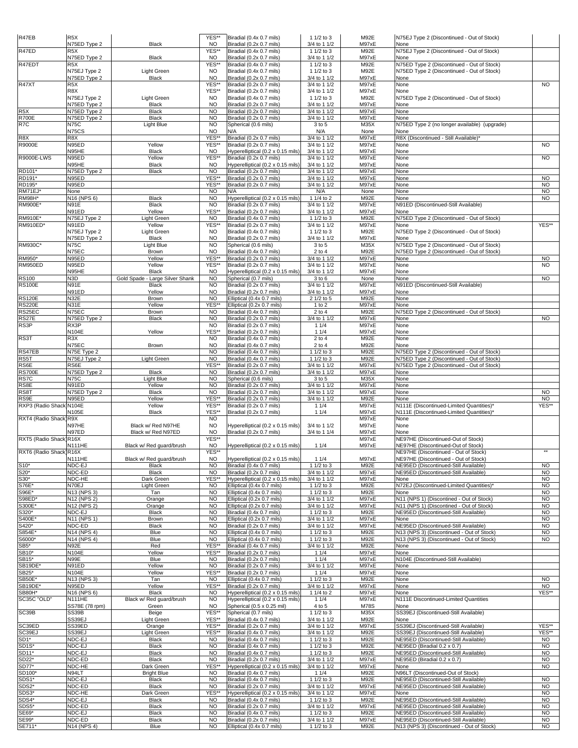| | | | | | | | | |
|---|---|---|---|---|---|---|---|---|
| R47EB | R5X | | YES** | Biradial (0.4x 0.7 mils) | 1 1/2 to 3 | M92E | N75EJ Type 2 (Discontinued - Out of Stock) | |
| | N75ED Type 2 | Black | NO | Biradial (0.2x 0.7 mils) | 3/4 to 1 1/2 | M97xE | None | |
| R47ED | R5X | | YES** | Biradial (0.4x 0.7 mils) | 1 1/2 to 3 | M92E | N75EJ Type 2 (Discontinued - Out of Stock) | |
| | N75ED Type 2 | Black | NO | Biradial (0.2x 0.7 mils) | 3/4 to 1 1/2 | M97xE | None | |
| R47EDT | R5X | | YES** | Biradial (0.4x 0.7 mils) | 1 1/2 to 3 | M92E | N75ED Type 2 (Discontinued - Out of Stock) | |
| | N75EJ Type 2 | Light Green | NO | Biradial (0.4x 0.7 mils) | 1 1/2 to 3 | M92E | N75ED Type 2 (Discontinued - Out of Stock) | |
| | N75ED Type 2 | Black | NO | Biradial (0.2x 0.7 mils) | 3/4 to 1 1/2 | M97xE | None | |
| R47XT | R5X | | YES** | Biradial (0.4x 0.7 mils) | 3/4 to 1 1/2 | M97xE | None | NO |
| | R8X | | YES** | Biradial (0.2x 0.7 mils) | 3/4 to 1 1/2 | M97xE | None | |
| | N75EJ Type 2 | Light Green | NO | Biradial (0.4x 0.7 mils) | 1 1/2 to 3 | M92E | N75ED Type 2 (Discontinued - Out of Stock) | |
| | N75ED Type 2 | Black | NO | Biradial (0.2x 0.7 mils) | 3/4 to 1 1/2 | M97xE | None | |
| R5X | N75ED Type 2 | Black | NO | Biradial (0.2x 0.7 mils) | 3/4 to 1 1/2 | M97xE | None | |
| R700E | N75ED Type 2 | Black | NO | Biradial (0.2x 0.7 mils) | 3/4 to 1 1/2 | M97xE | None | |
| R7C | N75C | Light Blue | NO | Spherical (0.6 mils) | 3 to 5 | M35X | N75ED Type 2 (no longer available) (upgrade) | |
| | N75CS | | NO | N/A | N/A | None | None | |
| R8X | R8X | | YES** | Biradial (0.2x 0.7 mils) | 3/4 to 1 1/2 | M97xE | R8X (Discontinued - Still Available)* | |
| R9000E | N95ED | Yellow | YES** | Biradial (0.2x 0.7 mils) | 3/4 to 1 1/2 | M97xE | None | NO |
| | N95HE | Black | NO | Hyperelliptical (0.2 x 0.15 mils) | 3/4 to 1 1/2 | M97xE | None | |
| R9000E-LWS | N95ED | Yellow | YES** | Biradial (0.2x 0.7 mils) | 3/4 to 1 1/2 | M97xE | None | NO |
| | N95HE | Black | NO | Hyperelliptical (0.2 x 0.15 mils) | 3/4 to 1 1/2 | M97xE | None | |
| RD101* | N75ED Type 2 | Black | NO | Biradial (0.2x 0.7 mils) | 3/4 to 1 1/2 | M97xE | None | |
| RD191* | N95ED | | YES** | Biradial (0.2x 0.7 mils) | 3/4 to 1 1/2 | M97xE | None | NO |
| RD195* | N95ED | | YES** | Biradial (0.2x 0.7 mils) | 3/4 to 1 1/2 | M97xE | None | NO |
| RM71EJ* | None | | NO | N/A | N/A | None | None | NO |
| RM98H* | N16 (NPS 6) | Black | NO | Hyperelliptical (0.2 x 0.15 mils) | 1 1/4 to 2 | M92E | None | NO |
| RM900E* | N91E | Black | NO | Biradial (0.2x 0.7 mils) | 3/4 to 1 1/2 | M97xE | N91ED (Discontinued-Still Available) | |
| | N91ED | Yellow | YES** | Biradial (0.2x 0.7 mils) | 3/4 to 1 1/2 | M97xE | None | |
| RM910E* | N75EJ Type 2 | Light Green | NO | Biradial (0.4x 0.7 mils) | 1 1/2 to 3 | M92E | N75ED Type 2 (Discontinued - Out of Stock) | |
| RM910ED* | N91ED | Yellow | YES** | Biradial (0.2x 0.7 mils) | 3/4 to 1 1/2 | M97xE | None | YES** |
| | N75EJ Type 2 | Light Green | NO | Biradial (0.4x 0.7 mils) | 1 1/2 to 3 | M92E | N75ED Type 2 (Discontinued - Out of Stock) | |
| | N75ED Type 2 | Black | NO | Biradial (0.2x 0.7 mils) | 3/4 to 1 1/2 | M97xE | None | |
| RM930C* | N75C | Light Blue | NO | Spherical (0.6 mils) | 3 to 5 | M35X | N75ED Type 2 (Discontinued - Out of Stock) | |
| | N75EC | Brown | NO | Biradial (0.4x 0.7 mils) | 2 to 4 | M92E | N75ED Type 2 (Discontinued - Out of Stock) | |
| RM950* | N95ED | Yellow | YES** | Biradial (0.2x 0.7 mils) | 3/4 to 1 1/2 | M97xE | None | NO |
| RM950ED | N95ED | Yellow | YES** | Biradial (0.2x 0.7 mils) | 3/4 to 1 1/2 | M97xE | None | NO |
| | N95HE | Black | NO | Hyperelliptical (0.2 x 0.15 mils) | 3/4 to 1 1/2 | M97xE | None | |
| RS100 | N3D | Gold Spade - Large Silver Shank | NO | Spherical (0.7 mils) | 3 to 6 | None | None | NO |
| RS100E | N91E | Black | NO | Biradial (0.2x 0.7 mils) | 3/4 to 1 1/2 | M97xE | N91ED (Discontinued-Still Available) | |
| | N91ED | Yellow | NO | Biradial (0.2x 0.7 mils) | 3/4 to 1 1/2 | M97xE | None | |
| RS120E | N32E | Brown | NO | Elliptical (0.4x 0.7 mils) | 2 1/2 to 5 | M92E | None | |
| RS220E | N31E | Yellow | YES** | Elliptical (0.2x 0.7 mils) | 1 to 2 | M97xE | None | |
| RS25EC | N75EC | Brown | NO | Biradial (0.4x 0.7 mils) | 2 to 4 | M92E | N75ED Type 2 (Discontinued - Out of Stock) | |
| RS27E | N75ED Type 2 | Black | NO | Biradial (0.2x 0.7 mils) | 3/4 to 1 1/2 | M97xE | None | NO |
| RS3P | RX3P | | NO | Biradial (0.2x 0.7 mils) | 1 1/4 | M97xE | None | |
| | N104E | Yellow | YES** | Biradial (0.2x 0.7 mils) | 1 1/4 | M97xE | None | |
| RS3T | R3X | | NO | Biradial (0.4x 0.7 mils) | 2 to 4 | M92E | None | |
| | N75EC | Brown | NO | Biradial (0.4x 0.7 mils) | 2 to 4 | M92E | None | |
| RS47EB | N75E Type 2 | | NO | Biradial (0.4x 0.7 mils) | 1 1/2 to 3 | M92E | N75ED Type 2 (Discontinued - Out of Stock) | |
| RS5T | N75EJ Type 2 | Light Green | NO | Biradial (0.4x 0.7 mils) | 1 1/2 to 3 | M92E | N75ED Type 2 (Discontinued - Out of Stock) | |
| RS6E | RS6E | | YES** | Biradial (0.2x 0.7 mils) | 3/4 to 1 1/2 | M97xE | N75ED Type 2 (Discontinued - Out of Stock) | |
| RS700E | N75ED Type 2 | Black | NO | Biradial (0.2x 0.7 mils) | 3/4 to 1 1/2 | M97xE | None | |
| RS7C | N75C | Light Blue | NO | Spherical (0.6 mils) | 3 to 5 | M35X | None | |
| RS8E | N91ED | Yellow | NO | Biradial (0.2x 0.7 mils) | 3/4 to 1 1/2 | M97xE | None | |
| RS8T | N75ED Type 2 | Black | NO | Biradial (0.2x 0.7 mils) | 3/4 to 1 1/2 | M97xE | None | NO |
| RS9E | N95ED | Yellow | YES** | Biradial (0.2x 0.7 mils) | 3/4 to 1 1/2 | M92E | None | NO |
| RXP3 (Radio Shack) | N104E | Yellow | YES** | Biradial (0.2x 0.7 mils) | 1 1/4 | M97xE | N111E (Discontinued-Limited Quantities)* | YES** |
| | N105E | Black | YES** | Biradial (0.2x 0.7 mils) | 1 1/4 | M97xE | N111E (Discontinued-Limited Quantities)* | |
| RXT4 (Radio Shack) | R9X | | NO | | | M97xE | None | |
| | N97HE | Black w/ Red N97HE | NO | Hyperelliptical (0.2 x 0.15 mils) | 3/4 to 1 1/2 | M97xE | None | |
| | N97ED | Black w/ Red N97ED | NO | Biradial (0.2x 0.7 mils) | 3/4 to 1 1/4 | M97xE | None | |
| RXT5 (Radio Shack) | R16X | | YES** | | | M97xE | NE97HE (Discontinued-Out of Stock) | |
| | N111HE | Black w/ Red guard/brush | NO | Hyperelliptical (0.2 x 0.15 mils) | 1 1/4 | M97xE | NE97HE (Discontinued-Out of Stock) | |
| RXT6 (Radio Shack) | R16X | | YES** | | | | NE97HE (Discontinued - Out of Stock) | ** |
| | N111HE | Black w/ Red guard/brush | NO | Hyperelliptical (0.2 x 0.15 mils) | 1 1/4 | M97xE | NE97HE (Discontinued - Out of Stock) | |
| S10* | NDC-EJ | Black | NO | Biradial (0.4x 0.7 mils) | 1 1/2 to 3 | M92E | NE95ED (Discontinued-Still Available) | NO |
| S20* | NDC-ED | Black | NO | Biradial (0.2x 0.7 mils) | 3/4 to 1 1/2 | M97xE | NE95ED (Discontinued-Still Available) | NO |
| S30* | NDC-HE | Dark Green | YES** | Hyperelliptical (0.2 x 0.15 mils) | 3/4 to 1 1/2 | M97xE | None | NO |
| S76E* | N70EJ | Light Green | NO | Elliptical (0.4x 0.7 mils) | 1 1/2 to 3 | M92E | N72EJ (Discontinued-Limited Quantities)* | NO |
| S96E* | N13 (NPS 3) | Tan | NO | Elliptical (0.4x 0.7 mils) | 1 1/2 to 3 | M92E | None | NO |
| S98ED* | N12 (NPS 2) | Orange | NO | Elliptical (0.2x 0.7 mils) | 3/4 to 1 1/2 | M97xE | N11 (NPS 1) (Discontined - Out of Stock) | NO |
| S300E* | N12 (NPS 2) | Orange | NO | Elliptical (0.2x 0.7 mils) | 3/4 to 1 1/2 | M97xE | N11 (NPS 1) (Discontined - Out of Stock) | NO |
| S320* | NDC-EJ | Black | NO | Biradial (0.4x 0.7 mils) | 1 1/2 to 3 | M92E | NE95ED (Discontinued-Still Available) | NO |
| S400E* | N11 (NPS 1) | Brown | NO | Elliptical (0.2x 0.7 mils) | 3/4 to 1 1/2 | M97xE | None | NO |
| S420* | NDC-ED | Black | NO | Biradial (0.2x 0.7 mils) | 3/4 to 1 1/2 | M97xE | NE95ED (Discontinued-Still Available) | NO |
| S854E* | N14 (NPS 4) | Blue | NO | Elliptical (0.4x 0.7 mils) | 1 1/2 to 3 | M92E | N13 (NPS 3) (Discontinued - Out of Stock) | NO |
| S6000* | N14 (NPS 4) | Blue | NO | Elliptical (0.4x 0.7 mils) | 1 1/2 to 3 | M92E | N13 (NPS 3) (Discontinued - Out of Stock) | NO |
| SB5* | N92E | Red | YES** | Biradial (0.4x 0.7 mils) | 3/4 to 1 1/2 | M92E | None | |
| SB10* | N104E | Yellow | YES** | Biradial (0.2x 0.7 mils) | 1 1/4 | M97xE | None | |
| SB15* | N99E | Blue | NO | Biradial (0.2x 0.7 mils) | 1 1/4 | M97xE | N104E (Discontinued-Still Available) | |
| SB19DE* | N91ED | Yellow | NO | Biradial (0.2x 0.7 mils) | 3/4 to 1 1/2 | M97xE | None | |
| SB25* | N104E | Yellow | YES** | Biradial (0.2x 0.7 mils) | 1 1/4 | M97xE | None | |
| SB50E* | N13 (NPS 3) | Tan | NO | Elliptical (0.4x 0.7 mils) | 1 1/2 to 3 | M92E | None | NO |
| SB19DE* | N95ED | Yellow | YES** | Biradial (0.2x 0.7 mils) | 3/4 to 1 1/2 | M97xE | None | NO |
| SB80H* | N16 (NPS 6) | Black | NO | Hyperelliptical (0.2 x 0.15 mils) | 1 1/4 to 2 | M97xE | None | YES** |
| SC35C "OLD" | N111HE | Black w/ Red guard/brush | NO | Hyperelliptical (0.2 x 0.15 mils) | 1 1/4 | M97xE | N111E Discontinued-Limited Quantities | |
| | SS78E (78 rpm) | Green | NO | Spherical (0.5 x 0.25 mil) | 4 to 5 | M78S | None | |
| SC39B | SS39B | Beige | YES** | Spherical (0.7 mils) | 1 1/2 to 3 | M35X | SS39EJ (Discontinued-Still Available) | |
| | SS39EJ | Light Green | YES** | Biradial (0.4x 0.7 mils) | 3/4 to 1 1/2 | M92E | None | |
| SC39ED | SS39ED | Orange | YES** | Biradial (0.2x 0.7 mils) | 3/4 to 1 1/2 | M97xE | SS39EJ (Discontinued-Still Available) | YES** |
| SC39EJ | SS39EJ | Light Green | YES** | Biradial (0.4x 0.7 mils) | 3/4 to 1 1/2 | M92E | SS39EJ (Discontinued-Still Available) | YES** |
| SD1* | NDC-EJ | Black | NO | Biradial (0.4x 0.7 mils) | 1 1/2 to 3 | M92E | NE95ED (Discontinued-Still Available) | NO |
| SD1S* | NDC-EJ | Black | NO | Biradial (0.4x 0.7 mils) | 1 1/2 to 3 | M92E | NE95ED (Biradial 0.2 x 0.7) | NO |
| SD11* | NDC-EJ | Black | NO | Biradial (0.4x 0.7 mils) | 1 1/2 to 3 | M92E | NE95ED (Discontinued-Still Available) | NO |
| SD22* | NDC-ED | Black | NO | Biradial (0.2x 0.7 mils) | 3/4 to 1 1/2 | M97xE | NE95ED (Biradial 0.2 x 0.7) | NO |
| SD77* | NDC-HE | Dark Green | YES** | Hyperelliptical (0.2 x 0.15 mils) | 3/4 to 1 1/2 | M97xE | None | NO |
| SD100* | N94LT | Bright Blue | NO | Biradial (0.4x 0.7 mils) | 1 1/4 | M92E | N96LT (Discontinued-Out of Stock) | |
| SDS1* | NDC-EJ | Black | NO | Biradial (0.4x 0.7 mils) | 1 1/2 to 3 | M92E | NE95ED (Discontinued-Still Available) | NO |
| SDS2* | NDC-ED | Black | NO | Biradial (0.2x 0.7 mils) | 3/4 to 1 1/2 | M97xE | NE95ED (Discontinued-Still Available) | NO |
| SDS3* | NDC-HE | Dark Green | YES** | Hyperelliptical (0.2 x 0.15 mils) | 3/4 to 1 1/2 | M97xE | None | NO |
| SDS4* | NDC-EJ | Black | NO | Biradial (0.4x 0.7 mils) | 1 1/2 to 3 | M92E | NE95ED (Discontinued-Still Available) | NO |
| SDS5* | NDC-ED | Black | NO | Biradial (0.2x 0.7 mils) | 3/4 to 1 1/2 | M97xE | NE95ED (Discontinued-Still Available) | NO |
| SE69* | NDC-EJ | Black | NO | Biradial (0.4x 0.7 mils) | 1 1/2 to 3 | M92E | NE95ED (Discontinued-Still Available) | NO |
| SE99* | NDC-ED | Black | NO | Biradial (0.2x 0.7 mils) | 3/4 to 1 1/2 | M97xE | NE95ED (Discontinued-Still Available) | NO |
| SE711* | N14 (NPS 4) | Blue | NO | Elliptical (0.4x 0.7 mils) | 1 1/2 to 3 | M92E | N13 (NPS 3) (Discontinued - Out of Stock) | NO |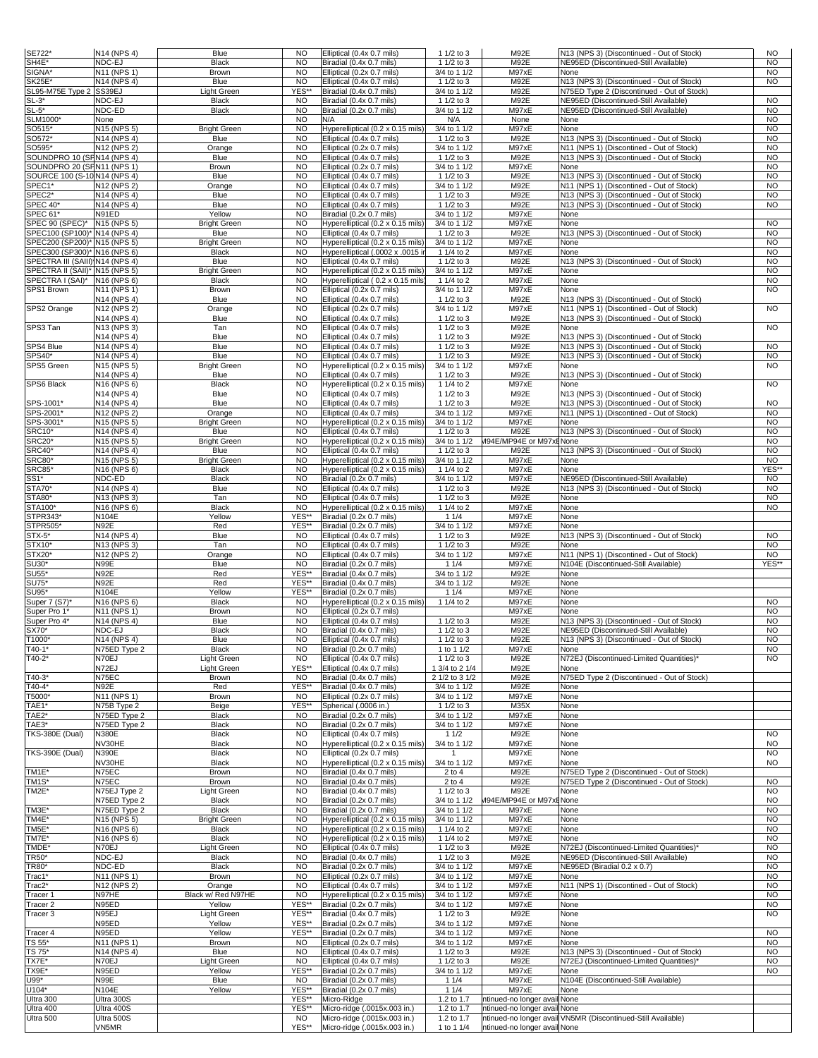| | | | | | | | | |
|---|---|---|---|---|---|---|---|---|
| SE722* | N14 (NPS 4) | Blue | NO | Elliptical (0.4x 0.7 mils) | 1 1/2 to 3 | M92E | N13 (NPS 3) (Discontinued - Out of Stock) | NO |
| SH4E* | NDC-EJ | Black | NO | Biradial (0.4x 0.7 mils) | 1 1/2 to 3 | M92E | NE95ED (Discontinued-Still Available) | NO |
| SIGNA* | N11 (NPS 1) | Brown | NO | Elliptical (0.2x 0.7 mils) | 3/4 to 1 1/2 | M97xE | None | NO |
| SK25E* | N14 (NPS 4) | Blue | NO | Elliptical (0.4x 0.7 mils) | 1 1/2 to 3 | M92E | N13 (NPS 3) (Discontinued - Out of Stock) | NO |
| SL95-M75E Type 2 | SS39EJ | Light Green | YES** | Biradial (0.4x 0.7 mils) | 3/4 to 1 1/2 | M92E | N75ED Type 2 (Discontinued - Out of Stock) | |
| SL-3* | NDC-EJ | Black | NO | Biradial (0.4x 0.7 mils) | 1 1/2 to 3 | M92E | NE95ED (Discontinued-Still Available) | NO |
| SL-5* | NDC-ED | Black | NO | Biradial (0.2x 0.7 mils) | 3/4 to 1 1/2 | M97xE | NE95ED (Discontinued-Still Available) | NO |
| SLM1000* | None | | NO | N/A | N/A | None | None | NO |
| SO515* | N15 (NPS 5) | Bright Green | NO | Hyperelliptical (0.2 x 0.15 mils) | 3/4 to 1 1/2 | M97xE | None | NO |
| SO572* | N14 (NPS 4) | Blue | NO | Elliptical (0.4x 0.7 mils) | 1 1/2 to 3 | M92E | N13 (NPS 3) (Discontinued - Out of Stock) | NO |
| SO595* | N12 (NPS 2) | Orange | NO | Elliptical (0.2x 0.7 mils) | 3/4 to 1 1/2 | M97xE | N11 (NPS 1) (Discontinued - Out of Stock) | NO |
| SOUNDPRO 10 (SRN14 (NPS 4) | | Blue | NO | Elliptical (0.4x 0.7 mils) | 1 1/2 to 3 | M92E | N13 (NPS 3) (Discontinued - Out of Stock) | NO |
| SOUNDPRO 20 (SRN11 (NPS 1) | | Brown | NO | Elliptical (0.2x 0.7 mils) | 3/4 to 1 1/2 | M97xE | None | NO |
| SOURCE 100 (S-10N14 (NPS 4) | | Blue | NO | Elliptical (0.4x 0.7 mils) | 1 1/2 to 3 | M92E | N13 (NPS 3) (Discontinued - Out of Stock) | NO |
| SPEC1* | N12 (NPS 2) | Orange | NO | Elliptical (0.4x 0.7 mils) | 3/4 to 1 1/2 | M97xE | N11 (NPS 1) (Discontinued - Out of Stock) | NO |
| SPEC2* | N14 (NPS 4) | Blue | NO | Elliptical (0.4x 0.7 mils) | 1 1/2 to 3 | M92E | N13 (NPS 3) (Discontinued - Out of Stock) | NO |
| SPEC 40* | N14 (NPS 4) | Blue | NO | Elliptical (0.4x 0.7 mils) | 1 1/2 to 3 | M92E | N13 (NPS 3) (Discontinued - Out of Stock) | NO |
| SPEC 61* | N91ED | Yellow | NO | Biradial (0.2x 0.7 mils) | 3/4 to 1 1/2 | M97xE | None | |
| SPEC 90 (SPEC)* | N15 (NPS 5) | Bright Green | NO | Hyperelliptical (0.2 x 0.15 mils) | 3/4 to 1 1/2 | M97xE | None | NO |
| SPEC100 (SP100)* | N14 (NPS 4) | Blue | NO | Elliptical (0.4x 0.7 mils) | 1 1/2 to 3 | M92E | N13 (NPS 3) (Discontinued - Out of Stock) | NO |
| SPEC200 (SP200)* | N15 (NPS 5) | Bright Green | NO | Hyperelliptical (0.2 x 0.15 mils) | 3/4 to 1 1/2 | M97xE | None | NO |
| SPEC300 (SP300)* | N16 (NPS 6) | Black | NO | Hyperelliptical (.0002 x .0015 in | 1 1/4 to 2 | M97xE | None | NO |
| SPECTRA III (SAIII)* | N14 (NPS 4) | Blue | NO | Elliptical (0.4x 0.7 mils) | 1 1/2 to 3 | M92E | N13 (NPS 3) (Discontinued - Out of Stock) | NO |
| SPECTRA II (SAII)* | N15 (NPS 5) | Bright Green | NO | Hyperelliptical (0.2 x 0.15 mils) | 3/4 to 1 1/2 | M97xE | None | NO |
| SPECTRA I (SAI)* | N16 (NPS 6) | Black | NO | Hyperelliptical ( 0.2 x 0.15 mils) | 1 1/4 to 2 | M97xE | None | NO |
| SPS1 Brown | N11 (NPS 1) | Brown | NO | Elliptical (0.2x 0.7 mils) | 3/4 to 1 1/2 | M97xE | None | NO |
| | N14 (NPS 4) | Blue | NO | Elliptical (0.4x 0.7 mils) | 1 1/2 to 3 | M92E | N13 (NPS 3) (Discontinued - Out of Stock) | |
| SPS2 Orange | N12 (NPS 2) | Orange | NO | Elliptical (0.2x 0.7 mils) | 3/4 to 1 1/2 | M97xE | N11 (NPS 1) (Discontinued - Out of Stock) | NO |
| | N14 (NPS 4) | Blue | NO | Elliptical (0.4x 0.7 mils) | 1 1/2 to 3 | M92E | N13 (NPS 3) (Discontinued - Out of Stock) | |
| SPS3 Tan | N13 (NPS 3) | Tan | NO | Elliptical (0.4x 0.7 mils) | 1 1/2 to 3 | M92E | None | NO |
| | N14 (NPS 4) | Blue | NO | Elliptical (0.4x 0.7 mils) | 1 1/2 to 3 | M92E | N13 (NPS 3) (Discontinued - Out of Stock) | |
| SPS4 Blue | N14 (NPS 4) | Blue | NO | Elliptical (0.4x 0.7 mils) | 1 1/2 to 3 | M92E | N13 (NPS 3) (Discontinued - Out of Stock) | NO |
| SPS40* | N14 (NPS 4) | Blue | NO | Elliptical (0.4x 0.7 mils) | 1 1/2 to 3 | M92E | N13 (NPS 3) (Discontinued - Out of Stock) | NO |
| SPS5 Green | N15 (NPS 5) | Bright Green | NO | Hyperelliptical (0.2 x 0.15 mils) | 3/4 to 1 1/2 | M97xE | None | NO |
| | N14 (NPS 4) | Blue | NO | Elliptical (0.4x 0.7 mils) | 1 1/2 to 3 | M92E | N13 (NPS 3) (Discontinued - Out of Stock) | |
| SPS6 Black | N16 (NPS 6) | Black | NO | Hyperelliptical (0.2 x 0.15 mils) | 1 1/4 to 2 | M97xE | None | NO |
| | N14 (NPS 4) | Blue | NO | Elliptical (0.4x 0.7 mils) | 1 1/2 to 3 | M92E | N13 (NPS 3) (Discontinued - Out of Stock) | |
| SPS-1001* | N14 (NPS 4) | Blue | NO | Elliptical (0.4x 0.7 mils) | 1 1/2 to 3 | M92E | N13 (NPS 3) (Discontinued - Out of Stock) | NO |
| SPS-2001* | N12 (NPS 2) | Orange | NO | Elliptical (0.4x 0.7 mils) | 3/4 to 1 1/2 | M97xE | N11 (NPS 1) (Discontinued - Out of Stock) | NO |
| SPS-3001* | N15 (NPS 5) | Bright Green | NO | Hyperelliptical (0.2 x 0.15 mils) | 3/4 to 1 1/2 | M97xE | None | NO |
| SRC10* | N14 (NPS 4) | Blue | NO | Elliptical (0.4x 0.7 mils) | 1 1/2 to 3 | M92E | N13 (NPS 3) (Discontinued - Out of Stock) | NO |
| SRC20* | N15 (NPS 5) | Bright Green | NO | Hyperelliptical (0.2 x 0.15 mils) | 3/4 to 1 1/2 | M94E/MP94E or M97xE | None | NO |
| SRC40* | N14 (NPS 4) | Blue | NO | Elliptical (0.4x 0.7 mils) | 1 1/2 to 3 | M92E | N13 (NPS 3) (Discontinued - Out of Stock) | NO |
| SRC80* | N15 (NPS 5) | Bright Green | NO | Hyperelliptical (0.2 x 0.15 mils) | 3/4 to 1 1/2 | M97xE | None | NO |
| SRC85* | N16 (NPS 6) | Black | NO | Hyperelliptical (0.2 x 0.15 mils) | 1 1/4 to 2 | M97xE | None | YES** |
| SS1* | NDC-ED | Black | NO | Biradial (0.2x 0.7 mils) | 3/4 to 1 1/2 | M97xE | NE95ED (Discontinued-Still Available) | NO |
| STA70* | N14 (NPS 4) | Blue | NO | Elliptical (0.4x 0.7 mils) | 1 1/2 to 3 | M92E | N13 (NPS 3) (Discontinued - Out of Stock) | NO |
| STA80* | N13 (NPS 3) | Tan | NO | Elliptical (0.4x 0.7 mils) | 1 1/2 to 3 | M92E | None | NO |
| STA100* | N16 (NPS 6) | Black | NO | Hyperelliptical (0.2 x 0.15 mils) | 1 1/4 to 2 | M97xE | None | NO |
| STPR343* | N104E | Yellow | YES** | Biradial (0.2x 0.7 mils) | 1 1/4 | M97xE | None | |
| STPR505* | N92E | Red | YES** | Biradial (0.2x 0.7 mils) | 3/4 to 1 1/2 | M97xE | None | |
| STX-5* | N14 (NPS 4) | Blue | NO | Elliptical (0.4x 0.7 mils) | 1 1/2 to 3 | M92E | N13 (NPS 3) (Discontinued - Out of Stock) | NO |
| STX10* | N13 (NPS 3) | Tan | NO | Elliptical (0.4x 0.7 mils) | 1 1/2 to 3 | M92E | None | NO |
| STX20* | N12 (NPS 2) | Orange | NO | Elliptical (0.4x 0.7 mils) | 3/4 to 1 1/2 | M97xE | N11 (NPS 1) (Discontinued - Out of Stock) | NO |
| SU30* | N99E | Blue | NO | Biradial (0.2x 0.7 mils) | 1 1/4 | M97xE | N104E (Discontinued-Still Available) | YES** |
| SU55* | N92E | Red | YES** | Biradial (0.4x 0.7 mils) | 3/4 to 1 1/2 | M92E | None | |
| SU75* | N92E | Red | YES** | Biradial (0.4x 0.7 mils) | 3/4 to 1 1/2 | M92E | None | |
| SU95* | N104E | Yellow | YES** | Biradial (0.2x 0.7 mils) | 1 1/4 | M97xE | None | |
| Super 7 (S7)* | N16 (NPS 6) | Black | NO | Hyperelliptical (0.2 x 0.15 mils) | 1 1/4 to 2 | M97xE | None | NO |
| Super Pro 1* | N11 (NPS 1) | Brown | NO | Elliptical (0.2x 0.7 mils) | | M97xE | None | NO |
| Super Pro 4* | N14 (NPS 4) | Blue | NO | Elliptical (0.4x 0.7 mils) | 1 1/2 to 3 | M92E | N13 (NPS 3) (Discontinued - Out of Stock) | NO |
| SX70* | NDC-EJ | Black | NO | Biradial (0.4x 0.7 mils) | 1 1/2 to 3 | M92E | NE95ED (Discontinued-Still Available) | NO |
| T1000* | N14 (NPS 4) | Blue | NO | Elliptical (0.4x 0.7 mils) | 1 1/2 to 3 | M92E | N13 (NPS 3) (Discontinued - Out of Stock) | NO |
| T40-1* | N75ED Type 2 | Black | NO | Biradial (0.2x 0.7 mils) | 1 to 1 1/2 | M97xE | None | NO |
| T40-2* | N70EJ | Light Green | NO | Elliptical (0.4x 0.7 mils) | 1 1/2 to 3 | M92E | N72EJ (Discontinued-Limited Quantities)* | NO |
| | N72EJ | Light Green | YES** | Elliptical (0.4x 0.7 mils) | 1 3/4 to 2 1/4 | M92E | None | |
| T40-3* | N75EC | Brown | NO | Biradial (0.4x 0.7 mils) | 2 1/2 to 3 1/2 | M92E | N75ED Type 2 (Discontinued - Out of Stock) | |
| T40-4* | N92E | Red | YES** | Biradial (0.4x 0.7 mils) | 3/4 to 1 1/2 | M92E | None | |
| T5000* | N11 (NPS 1) | Brown | NO | Elliptical (0.2x 0.7 mils) | 3/4 to 1 1/2 | M97xE | None | |
| TAE1* | N75B Type 2 | Beige | YES** | Spherical (.0006 in.) | 1 1/2 to 3 | M35X | None | |
| TAE2* | N75ED Type 2 | Black | NO | Biradial (0.2x 0.7 mils) | 3/4 to 1 1/2 | M97xE | None | |
| TAE3* | N75ED Type 2 | Black | NO | Biradial (0.2x 0.7 mils) | 3/4 to 1 1/2 | M97xE | None | |
| TKS-380E (Dual) | N380E | Black | NO | Elliptical (0.4x 0.7 mils) | 1 1/2 | M92E | None | NO |
| | NV30HE | Black | NO | Hyperelliptical (0.2 x 0.15 mils) | 3/4 to 1 1/2 | M97xE | None | NO |
| TKS-390E (Dual) | N390E | Black | NO | Elliptical (0.2x 0.7 mils) | 1 | M97xE | None | NO |
| | NV30HE | Black | NO | Hyperelliptical (0.2 x 0.15 mils) | 3/4 to 1 1/2 | M97xE | None | NO |
| TM1E* | N75EC | Brown | NO | Biradial (0.4x 0.7 mils) | 2 to 4 | M92E | N75ED Type 2 (Discontinued - Out of Stock) | |
| TM1S* | N75EC | Brown | NO | Biradial (0.4x 0.7 mils) | 2 to 4 | M92E | N75ED Type 2 (Discontinued - Out of Stock) | NO |
| TM2E* | N75EJ Type 2 | Light Green | NO | Biradial (0.4x 0.7 mils) | 1 1/2 to 3 | M92E | None | NO |
| | N75ED Type 2 | Black | NO | Biradial (0.2x 0.7 mils) | 3/4 to 1 1/2 | M94E/MP94E or M97xE | None | NO |
| TM3E* | N75ED Type 2 | Black | NO | Biradial (0.2x 0.7 mils) | 3/4 to 1 1/2 | M97xE | None | NO |
| TM4E* | N15 (NPS 5) | Bright Green | NO | Hyperelliptical (0.2 x 0.15 mils) | 3/4 to 1 1/2 | M97xE | None | NO |
| TM5E* | N16 (NPS 6) | Black | NO | Hyperelliptical (0.2 x 0.15 mils) | 1 1/4 to 2 | M97xE | None | NO |
| TM7E* | N16 (NPS 6) | Black | NO | Hyperelliptical (0.2 x 0.15 mils) | 1 1/4 to 2 | M97xE | None | NO |
| TMDE* | N70EJ | Light Green | NO | Elliptical (0.4x 0.7 mils) | 1 1/2 to 3 | M92E | N72EJ (Discontinued-Limited Quantities)* | NO |
| TR50* | NDC-EJ | Black | NO | Biradial (0.4x 0.7 mils) | 1 1/2 to 3 | M92E | NE95ED (Discontinued-Still Available) | NO |
| TR80* | NDC-ED | Black | NO | Biradial (0.2x 0.7 mils) | 3/4 to 1 1/2 | M97xE | NE95ED (Biradial 0.2 x 0.7) | NO |
| Trac1* | N11 (NPS 1) | Brown | NO | Elliptical (0.2x 0.7 mils) | 3/4 to 1 1/2 | M97xE | None | NO |
| Trac2* | N12 (NPS 2) | Orange | NO | Elliptical (0.4x 0.7 mils) | 3/4 to 1 1/2 | M97xE | N11 (NPS 1) (Discontinued - Out of Stock) | NO |
| Tracer 1 | N97HE | Black w/ Red N97HE | NO | Hyperelliptical (0.2 x 0.15 mils) | 3/4 to 1 1/2 | M97xE | None | NO |
| Tracer 2 | N95ED | Yellow | YES** | Biradial (0.2x 0.7 mils) | 3/4 to 1 1/2 | M97xE | None | NO |
| Tracer 3 | N95EJ | Light Green | YES** | Biradial (0.4x 0.7 mils) | 1 1/2 to 3 | M92E | None | NO |
| | N95ED | Yellow | YES** | Biradial (0.2x 0.7 mils) | 3/4 to 1 1/2 | M97xE | None | |
| Tracer 4 | N95ED | Yellow | YES** | Biradial (0.2x 0.7 mils) | 3/4 to 1 1/2 | M97xE | None | NO |
| TS 55* | N11 (NPS 1) | Brown | NO | Elliptical (0.2x 0.7 mils) | 3/4 to 1 1/2 | M97xE | None | NO |
| TS 75* | N14 (NPS 4) | Blue | NO | Elliptical (0.4x 0.7 mils) | 1 1/2 to 3 | M92E | N13 (NPS 3) (Discontinued - Out of Stock) | NO |
| TX7E* | N70EJ | Light Green | NO | Elliptical (0.4x 0.7 mils) | 1 1/2 to 3 | M92E | N72EJ (Discontinued-Limited Quantities)* | NO |
| TX9E* | N95ED | Yellow | YES** | Biradial (0.2x 0.7 mils) | 3/4 to 1 1/2 | M97xE | None | NO |
| U99* | N99E | Blue | NO | Biradial (0.2x 0.7 mils) | 1 1/4 | M97xE | N104E (Discontinued-Still Available) | |
| U104* | N104E | Yellow | YES** | Biradial (0.2x 0.7 mils) | 1 1/4 | M97xE | None | |
| Ultra 300 | Ultra 300S | | YES** | Micro-Ridge | 1.2 to 1.7 | ntinued-no longer avail | None | |
| Ultra 400 | Ultra 400S | | YES** | Micro-ridge (.0015x.003 in.) | 1.2 to 1.7 | ntinued-no longer avail | None | |
| Ultra 500 | Ultra 500S | | NO | Micro-ridge (.0015x.003 in.) | 1.2 to 1.7 | ntinued-no longer avail | VN5MR (Discontinued-Still Available) | |
| | VN5MR | | YES** | Micro-ridge (.0015x.003 in.) | 1 to 1 1/4 | ntinued-no longer avail | None | |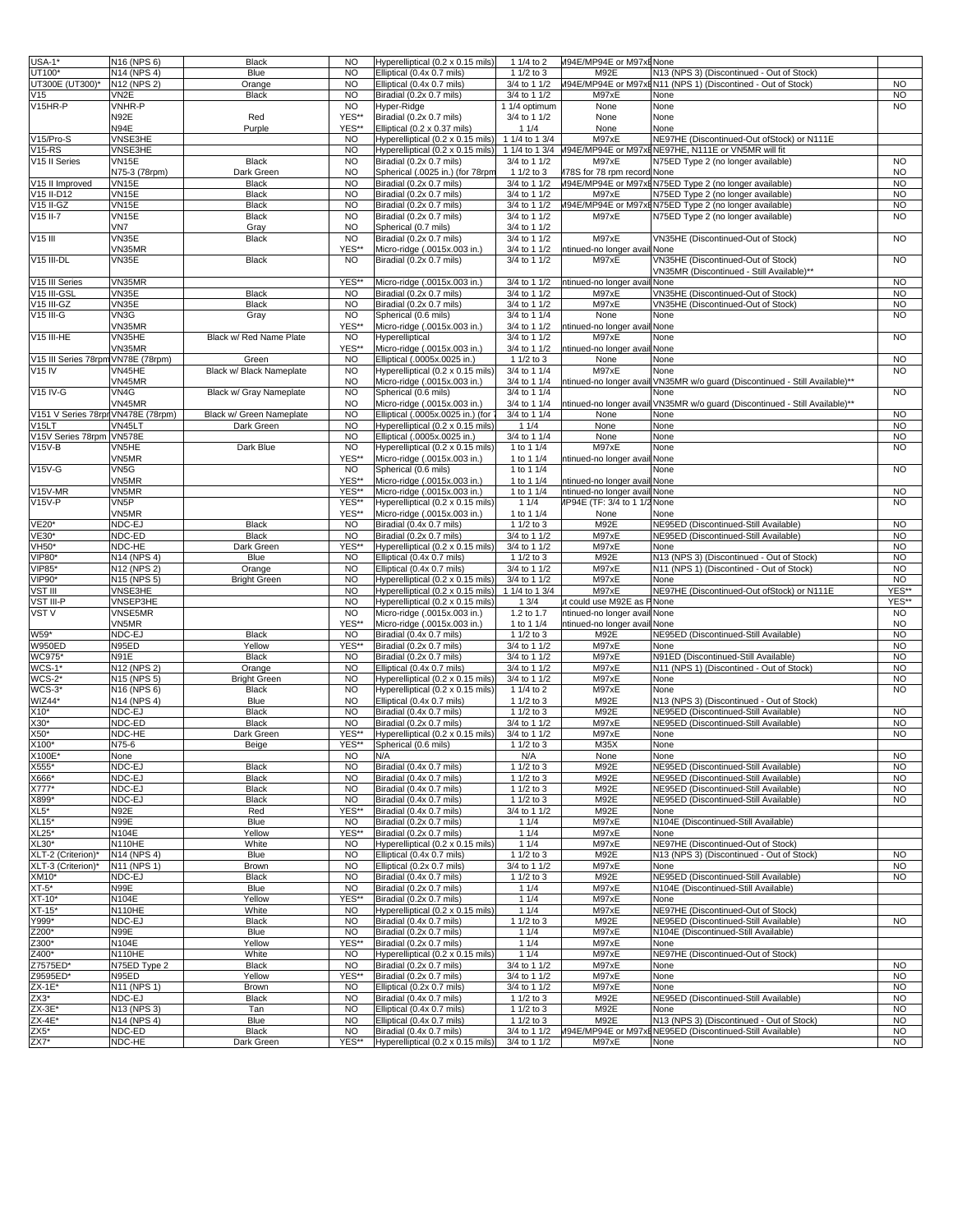| | | | | | | | | |
|---|---|---|---|---|---|---|---|---|
| USA-1* | N16 (NPS 6) | Black | NO | Hyperelliptical (0.2 x 0.15 mils) | 1 1/4 to 2 | M94E/MP94E or M97xE | None | |
| UT100* | N14 (NPS 4) | Blue | NO | Elliptical (0.4x 0.7 mils) | 1 1/2 to 3 | M92E | N13 (NPS 3) (Discontinued - Out of Stock) | |
| UT300E (UT300)* | N12 (NPS 2) | Orange | NO | Elliptical (0.4x 0.7 mils) | 3/4 to 1 1/2 | M94E/MP94E or M97xE | N11 (NPS 1) (Discontinued - Out of Stock) | NO |
| V15 | VN2E | Black | NO | Biradial (0.2x 0.7 mils) | 3/4 to 1 1/2 | M97xE | None | NO |
| V15HR-P | VNHR-P | | NO | Hyper-Ridge | 1 1/4 optimum | None | None | NO |
| | N92E | Red | YES** | Biradial (0.2x 0.7 mils) | 3/4 to 1 1/2 | None | None | |
| | N94E | Purple | YES** | Elliptical (0.2 x 0.37 mils) | 1 1/4 | None | None | |
| V15/Pro-S | VNSE3HE | | NO | Hyperelliptical (0.2 x 0.15 mils) | 1 1/4 to 1 3/4 | M97xE | NE97HE (Discontinued-Out ofStock) or N111E | |
| V15-RS | VNSE3HE | | NO | Hyperelliptical (0.2 x 0.15 mils) | 1 1/4 to 1 3/4 | M94E/MP94E or M97xE | NE97HE, N111E or VN5MR will fit | |
| V15 II Series | VN15E | Black | NO | Biradial (0.2x 0.7 mils) | 3/4 to 1 1/2 | M97xE | N75ED Type 2 (no longer available) | NO |
| | N75-3 (78rpm) | Dark Green | NO | Spherical (.0025 in.) (for 78rpm | 1 1/2 to 3 | M78S for 78 rpm record | None | NO |
| V15 II Improved | VN15E | Black | NO | Biradial (0.2x 0.7 mils) | 3/4 to 1 1/2 | M94E/MP94E or M97xE | N75ED Type 2 (no longer available) | NO |
| V15 II-D12 | VN15E | Black | NO | Biradial (0.2x 0.7 mils) | 3/4 to 1 1/2 | M97xE | N75ED Type 2 (no longer available) | NO |
| V15 II-GZ | VN15E | Black | NO | Biradial (0.2x 0.7 mils) | 3/4 to 1 1/2 | M94E/MP94E or M97xE | N75ED Type 2 (no longer available) | NO |
| V15 II-7 | VN15E | Black | NO | Biradial (0.2x 0.7 mils) | 3/4 to 1 1/2 | M97xE | N75ED Type 2 (no longer available) | NO |
| | VN7 | Gray | NO | Spherical (0.7 mils) | 3/4 to 1 1/2 | | | |
| V15 III | VN35E | Black | NO | Biradial (0.2x 0.7 mils) | 3/4 to 1 1/2 | M97xE | VN35HE (Discontinued-Out of Stock) | NO |
| | VN35MR | | YES** | Micro-ridge (.0015x.003 in.) | 3/4 to 1 1/2 | ntinued-no longer avail | None | |
| V15 III-DL | VN35E | Black | NO | Biradial (0.2x 0.7 mils) | 3/4 to 1 1/2 | M97xE | VN35HE (Discontinued-Out of Stock) VN35MR (Discontinued - Still Available)** | NO |
| V15 III Series | VN35MR | | YES** | Micro-ridge (.0015x.003 in.) | 3/4 to 1 1/2 | ntinued-no longer avail | None | NO |
| V15 III-GSL | VN35E | Black | NO | Biradial (0.2x 0.7 mils) | 3/4 to 1 1/2 | M97xE | VN35HE (Discontinued-Out of Stock) | NO |
| V15 III-GZ | VN35E | Black | NO | Biradial (0.2x 0.7 mils) | 3/4 to 1 1/2 | M97xE | VN35HE (Discontinued-Out of Stock) | NO |
| V15 III-G | VN3G | Gray | NO | Spherical (0.6 mils) | 3/4 to 1 1/4 | None | None | NO |
| | VN35MR | | YES** | Micro-ridge (.0015x.003 in.) | 3/4 to 1 1/2 | ntinued-no longer avail | None | |
| V15 III-HE | VN35HE | Black w/ Red Name Plate | NO | Hyperelliptical | 3/4 to 1 1/2 | M97xE | None | NO |
| | VN35MR | | YES** | Micro-ridge (.0015x.003 in.) | 3/4 to 1 1/2 | ntinued-no longer avail | None | |
| V15 III Series 78rpm | VN78E (78rpm) | Green | NO | Elliptical (.0005x.0025 in.) | 1 1/2 to 3 | None | None | NO |
| V15 IV | VN45HE | Black w/ Black Nameplate | NO | Hyperelliptical (0.2 x 0.15 mils) | 3/4 to 1 1/4 | M97xE | None | NO |
| | VN45MR | | NO | Micro-ridge (.0015x.003 in.) | 3/4 to 1 1/4 | ntinued-no longer avail | VN35MR w/o guard (Discontinued - Still Available)** | |
| V15 IV-G | VN4G | Black w/ Gray Nameplate | NO | Spherical (0.6 mils) | 3/4 to 1 1/4 | | None | NO |
| | VN45MR | | NO | Micro-ridge (.0015x.003 in.) | 3/4 to 1 1/4 | ntinued-no longer avail | VN35MR w/o guard (Discontinued - Still Available)** | |
| V151 V Series 78rpm | VN478E (78rpm) | Black w/ Green Nameplate | NO | Elliptical (.0005x.0025 in.) (for | 3/4 to 1 1/4 | None | None | NO |
| V15LT | VN45LT | Dark Green | NO | Hyperelliptical (0.2 x 0.15 mils) | 1 1/4 | None | None | NO |
| V15V Series 78rpm | VN578E | | NO | Elliptical (.0005x.0025 in.) | 3/4 to 1 1/4 | None | None | NO |
| V15V-B | VN5HE | Dark Blue | NO | Hyperelliptical (0.2 x 0.15 mils) | 1 to 1 1/4 | M97xE | None | NO |
| | VN5MR | | YES** | Micro-ridge (.0015x.003 in.) | 1 to 1 1/4 | ntinued-no longer avail | None | |
| V15V-G | VN5G | | NO | Spherical (0.6 mils) | 1 to 1 1/4 | | None | NO |
| | VN5MR | | YES** | Micro-ridge (.0015x.003 in.) | 1 to 1 1/4 | ntinued-no longer avail | None | |
| V15V-MR | VN5MR | | YES** | Micro-ridge (.0015x.003 in.) | 1 to 1 1/4 | ntinued-no longer avail | None | NO |
| V15V-P | VN5P | | YES** | Hyperelliptical (0.2 x 0.15 mils) | 1 1/4 | MP94E (TF: 3/4 to 1 1/2 | None | NO |
| | VN5MR | | YES** | Micro-ridge (.0015x.003 in.) | 1 to 1 1/4 | None | None | |
| VE20* | NDC-EJ | Black | NO | Biradial (0.4x 0.7 mils) | 1 1/2 to 3 | M92E | NE95ED (Discontinued-Still Available) | NO |
| VE30* | NDC-ED | Black | NO | Biradial (0.2x 0.7 mils) | 3/4 to 1 1/2 | M97xE | NE95ED (Discontinued-Still Available) | NO |
| VH50* | NDC-HE | Dark Green | YES** | Hyperelliptical (0.2 x 0.15 mils) | 3/4 to 1 1/2 | M97xE | None | NO |
| VIP80* | N14 (NPS 4) | Blue | NO | Elliptical (0.4x 0.7 mils) | 1 1/2 to 3 | M92E | N13 (NPS 3) (Discontinued - Out of Stock) | NO |
| VIP85* | N12 (NPS 2) | Orange | NO | Elliptical (0.4x 0.7 mils) | 3/4 to 1 1/2 | M97xE | N11 (NPS 1) (Discontined - Out of Stock) | NO |
| VIP90* | N15 (NPS 5) | Bright Green | NO | Hyperelliptical (0.2 x 0.15 mils) | 3/4 to 1 1/2 | M97xE | None | NO |
| VST III | VNSE3HE | | NO | Hyperelliptical (0.2 x 0.15 mils) | 1 1/4 to 1 3/4 | M97xE | NE97HE (Discontinued-Out ofStock) or N111E | YES** |
| VST III-P | VNSEP3HE | | NO | Hyperelliptical (0.2 x 0.15 mils) | 1 3/4 | ıt could use M92E as P | None | YES** |
| VST V | VNSE5MR | | NO | Micro-ridge (.0015x.003 in.) | 1.2 to 1.7 | ntinued-no longer avail | None | NO |
| | VN5MR | | YES** | Micro-ridge (.0015x.003 in.) | 1 to 1 1/4 | ntinued-no longer avail | None | NO |
| W59* | NDC-EJ | Black | NO | Biradial (0.4x 0.7 mils) | 1 1/2 to 3 | M92E | NE95ED (Discontinued-Still Available) | NO |
| W950ED | N95ED | Yellow | YES** | Biradial (0.2x 0.7 mils) | 3/4 to 1 1/2 | M97xE | None | NO |
| WC975* | N91E | Black | NO | Biradial (0.2x 0.7 mils) | 3/4 to 1 1/2 | M97xE | N91ED (Discontinued-Still Available) | NO |
| WCS-1* | N12 (NPS 2) | Orange | NO | Elliptical (0.4x 0.7 mils) | 3/4 to 1 1/2 | M97xE | N11 (NPS 1) (Discontined - Out of Stock) | NO |
| WCS-2* | N15 (NPS 5) | Bright Green | NO | Hyperelliptical (0.2 x 0.15 mils) | 3/4 to 1 1/2 | M97xE | None | NO |
| WCS-3* | N16 (NPS 6) | Black | NO | Hyperelliptical (0.2 x 0.15 mils) | 1 1/4 to 2 | M97xE | None | NO |
| WIZ44* | N14 (NPS 4) | Blue | NO | Elliptical (0.4x 0.7 mils) | 1 1/2 to 3 | M92E | N13 (NPS 3) (Discontinued - Out of Stock) | |
| X10* | NDC-EJ | Black | NO | Biradial (0.4x 0.7 mils) | 1 1/2 to 3 | M92E | NE95ED (Discontinued-Still Available) | NO |
| X30* | NDC-ED | Black | NO | Biradial (0.2x 0.7 mils) | 3/4 to 1 1/2 | M97xE | NE95ED (Discontinued-Still Available) | NO |
| X50* | NDC-HE | Dark Green | YES** | Hyperelliptical (0.2 x 0.15 mils) | 3/4 to 1 1/2 | M97xE | None | NO |
| X100* | N75-6 | Beige | YES** | Spherical (0.6 mils) | 1 1/2 to 3 | M35X | None | |
| X100E* | None | | NO | N/A | N/A | None | None | NO |
| X555* | NDC-EJ | Black | NO | Biradial (0.4x 0.7 mils) | 1 1/2 to 3 | M92E | NE95ED (Discontinued-Still Available) | NO |
| X666* | NDC-EJ | Black | NO | Biradial (0.4x 0.7 mils) | 1 1/2 to 3 | M92E | NE95ED (Discontinued-Still Available) | NO |
| X777* | NDC-EJ | Black | NO | Biradial (0.4x 0.7 mils) | 1 1/2 to 3 | M92E | NE95ED (Discontinued-Still Available) | NO |
| X899* | NDC-EJ | Black | NO | Biradial (0.4x 0.7 mils) | 1 1/2 to 3 | M92E | NE95ED (Discontinued-Still Available) | NO |
| XL5* | N92E | Red | YES** | Biradial (0.4x 0.7 mils) | 3/4 to 1 1/2 | M92E | None | |
| XL15* | N99E | Blue | NO | Biradial (0.2x 0.7 mils) | 1 1/4 | M97xE | N104E (Discontinued-Still Available) | |
| XL25* | N104E | Yellow | YES** | Biradial (0.2x 0.7 mils) | 1 1/4 | M97xE | None | |
| XL30* | N110HE | White | NO | Hyperelliptical (0.2 x 0.15 mils) | 1 1/4 | M97xE | NE97HE (Discontinued-Out of Stock) | |
| XLT-2 (Criterion)* | N14 (NPS 4) | Blue | NO | Elliptical (0.4x 0.7 mils) | 1 1/2 to 3 | M92E | N13 (NPS 3) (Discontinued - Out of Stock) | NO |
| XLT-3 (Criterion)* | N11 (NPS 1) | Brown | NO | Elliptical (0.2x 0.7 mils) | 3/4 to 1 1/2 | M97xE | None | NO |
| XM10* | NDC-EJ | Black | NO | Biradial (0.4x 0.7 mils) | 1 1/2 to 3 | M92E | NE95ED (Discontinued-Still Available) | NO |
| XT-5* | N99E | Blue | NO | Biradial (0.2x 0.7 mils) | 1 1/4 | M97xE | N104E (Discontinued-Still Available) | |
| XT-10* | N104E | Yellow | YES** | Biradial (0.2x 0.7 mils) | 1 1/4 | M97xE | None | |
| XT-15* | N110HE | White | NO | Hyperelliptical (0.2 x 0.15 mils) | 1 1/4 | M97xE | NE97HE (Discontinued-Out of Stock) | |
| Y999* | NDC-EJ | Black | NO | Biradial (0.4x 0.7 mils) | 1 1/2 to 3 | M92E | NE95ED (Discontinued-Still Available) | NO |
| Z200* | N99E | Blue | NO | Biradial (0.2x 0.7 mils) | 1 1/4 | M97xE | N104E (Discontinued-Still Available) | |
| Z300* | N104E | Yellow | YES** | Biradial (0.2x 0.7 mils) | 1 1/4 | M97xE | None | |
| Z400* | N110HE | White | NO | Hyperelliptical (0.2 x 0.15 mils) | 1 1/4 | M97xE | NE97HE (Discontinued-Out of Stock) | |
| Z7575ED* | N75ED Type 2 | Black | NO | Biradial (0.2x 0.7 mils) | 3/4 to 1 1/2 | M97xE | None | NO |
| Z9595ED* | N95ED | Yellow | YES** | Biradial (0.2x 0.7 mils) | 3/4 to 1 1/2 | M97xE | None | NO |
| ZX-1E* | N11 (NPS 1) | Brown | NO | Elliptical (0.2x 0.7 mils) | 3/4 to 1 1/2 | M97xE | None | NO |
| ZX3* | NDC-EJ | Black | NO | Biradial (0.4x 0.7 mils) | 1 1/2 to 3 | M92E | NE95ED (Discontinued-Still Available) | NO |
| ZX-3E* | N13 (NPS 3) | Tan | NO | Elliptical (0.4x 0.7 mils) | 1 1/2 to 3 | M92E | None | NO |
| ZX-4E* | N14 (NPS 4) | Blue | NO | Elliptical (0.4x 0.7 mils) | 1 1/2 to 3 | M92E | N13 (NPS 3) (Discontinued - Out of Stock) | NO |
| ZX5* | NDC-ED | Black | NO | Biradial (0.4x 0.7 mils) | 3/4 to 1 1/2 | M94E/MP94E or M97xE | NE95ED (Discontinued-Still Available) | NO |
| ZX7* | NDC-HE | Dark Green | YES** | Hyperelliptical (0.2 x 0.15 mils) | 3/4 to 1 1/2 | M97xE | None | NO |